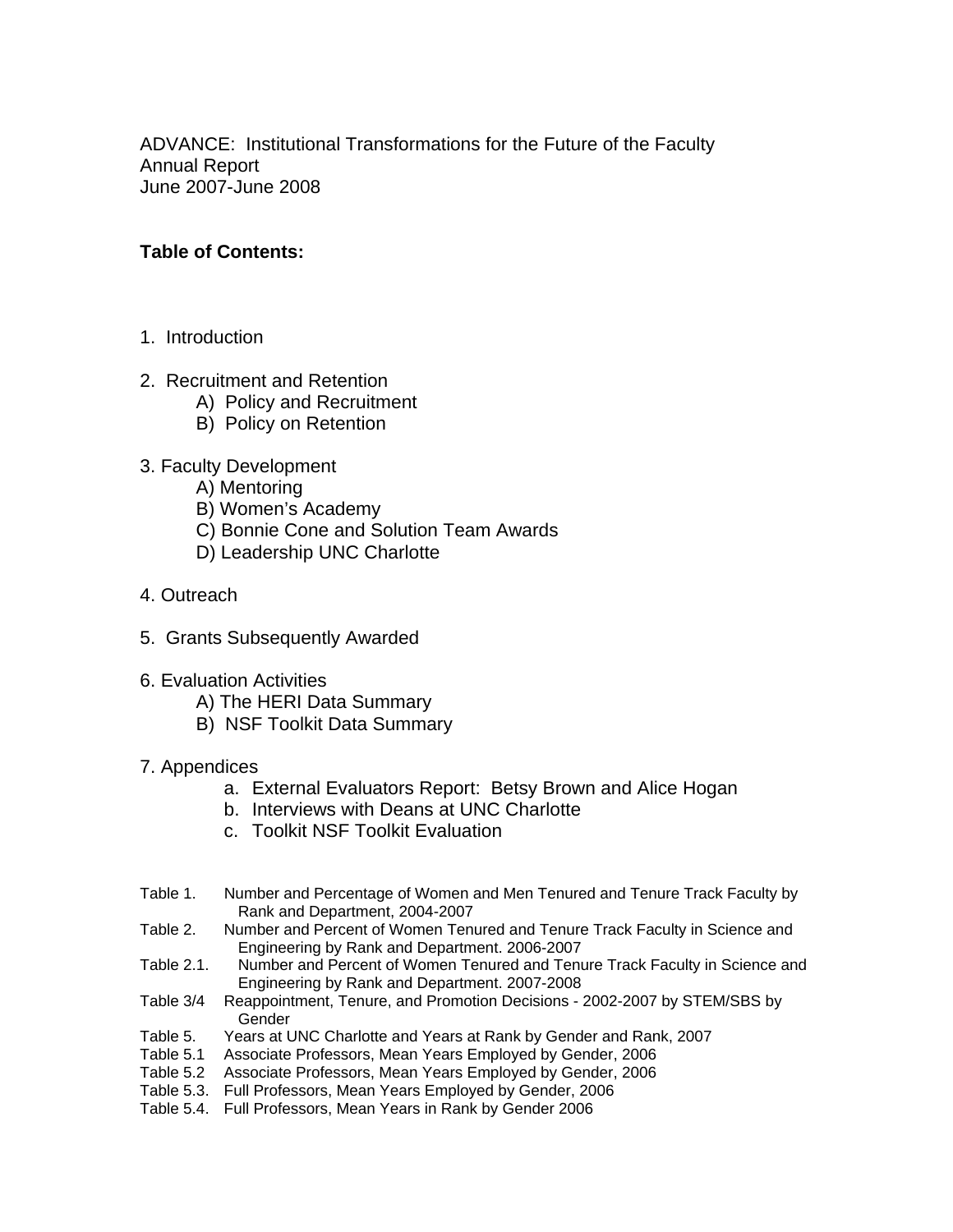ADVANCE: Institutional Transformations for the Future of the Faculty
Annual Report
June 2007-June 2008

**Table of Contents:**

1. Introduction

2. Recruitment and Retention
   - A) Policy and Recruitment
   - B) Policy on Retention

3. Faculty Development
   - A) Mentoring
   - B) Women's Academy
   - C) Bonnie Cone and Solution Team Awards
   - D) Leadership UNC Charlotte

4. Outreach

5. Grants Subsequently Awarded

6. Evaluation Activities
   - A) The HERI Data Summary
   - B) NSF Toolkit Data Summary

7. Appendices
   - a. External Evaluators Report: Betsy Brown and Alice Hogan
   - b. Interviews with Deans at UNC Charlotte
   - c. Toolkit NSF Toolkit Evaluation

Table 1. Number and Percentage of Women and Men Tenured and Tenure Track Faculty by Rank and Department, 2004-2007

Table 2. Number and Percent of Women Tenured and Tenure Track Faculty in Science and Engineering by Rank and Department. 2006-2007

Table 2.1. Number and Percent of Women Tenured and Tenure Track Faculty in Science and Engineering by Rank and Department. 2007-2008

Table 3/4 Reappointment, Tenure, and Promotion Decisions - 2002-2007 by STEM/SBS by Gender

Table 5. Years at UNC Charlotte and Years at Rank by Gender and Rank, 2007

Table 5.1 Associate Professors, Mean Years Employed by Gender, 2006

Table 5.2 Associate Professors, Mean Years Employed by Gender, 2006

Table 5.3. Full Professors, Mean Years Employed by Gender, 2006

Table 5.4. Full Professors, Mean Years in Rank by Gender 2006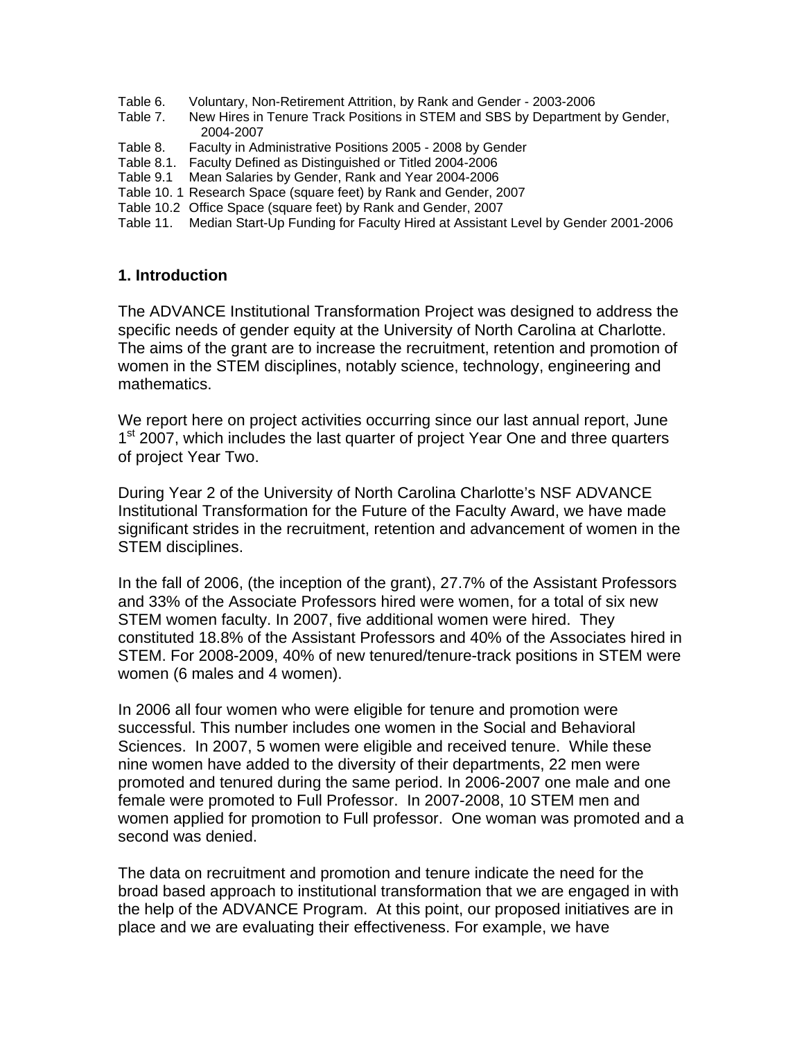Table 6. Voluntary, Non-Retirement Attrition, by Rank and Gender - 2003-2006
Table 7. New Hires in Tenure Track Positions in STEM and SBS by Department by Gender, 2004-2007
Table 8. Faculty in Administrative Positions 2005 - 2008 by Gender
Table 8.1. Faculty Defined as Distinguished or Titled 2004-2006
Table 9.1 Mean Salaries by Gender, Rank and Year 2004-2006
Table 10. 1 Research Space (square feet) by Rank and Gender, 2007
Table 10.2 Office Space (square feet) by Rank and Gender, 2007
Table 11. Median Start-Up Funding for Faculty Hired at Assistant Level by Gender 2001-2006

## 1. Introduction

The ADVANCE Institutional Transformation Project was designed to address the specific needs of gender equity at the University of North Carolina at Charlotte. The aims of the grant are to increase the recruitment, retention and promotion of women in the STEM disciplines, notably science, technology, engineering and mathematics.

We report here on project activities occurring since our last annual report, June 1st 2007, which includes the last quarter of project Year One and three quarters of project Year Two.

During Year 2 of the University of North Carolina Charlotte's NSF ADVANCE Institutional Transformation for the Future of the Faculty Award, we have made significant strides in the recruitment, retention and advancement of women in the STEM disciplines.

In the fall of 2006, (the inception of the grant), 27.7% of the Assistant Professors and 33% of the Associate Professors hired were women, for a total of six new STEM women faculty. In 2007, five additional women were hired. They constituted 18.8% of the Assistant Professors and 40% of the Associates hired in STEM. For 2008-2009, 40% of new tenured/tenure-track positions in STEM were women (6 males and 4 women).

In 2006 all four women who were eligible for tenure and promotion were successful. This number includes one women in the Social and Behavioral Sciences. In 2007, 5 women were eligible and received tenure. While these nine women have added to the diversity of their departments, 22 men were promoted and tenured during the same period. In 2006-2007 one male and one female were promoted to Full Professor. In 2007-2008, 10 STEM men and women applied for promotion to Full professor. One woman was promoted and a second was denied.

The data on recruitment and promotion and tenure indicate the need for the broad based approach to institutional transformation that we are engaged in with the help of the ADVANCE Program. At this point, our proposed initiatives are in place and we are evaluating their effectiveness. For example, we have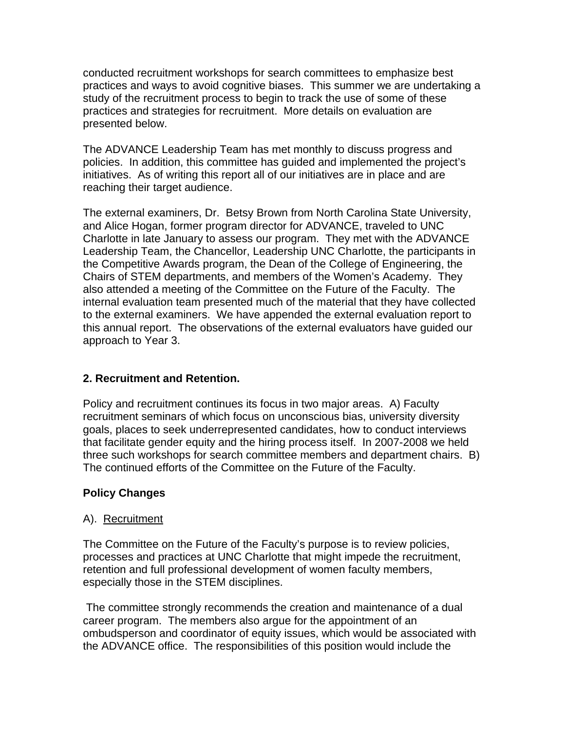conducted recruitment workshops for search committees to emphasize best practices and ways to avoid cognitive biases. This summer we are undertaking a study of the recruitment process to begin to track the use of some of these practices and strategies for recruitment. More details on evaluation are presented below.

The ADVANCE Leadership Team has met monthly to discuss progress and policies. In addition, this committee has guided and implemented the project's initiatives. As of writing this report all of our initiatives are in place and are reaching their target audience.

The external examiners, Dr. Betsy Brown from North Carolina State University, and Alice Hogan, former program director for ADVANCE, traveled to UNC Charlotte in late January to assess our program. They met with the ADVANCE Leadership Team, the Chancellor, Leadership UNC Charlotte, the participants in the Competitive Awards program, the Dean of the College of Engineering, the Chairs of STEM departments, and members of the Women's Academy. They also attended a meeting of the Committee on the Future of the Faculty. The internal evaluation team presented much of the material that they have collected to the external examiners. We have appended the external evaluation report to this annual report. The observations of the external evaluators have guided our approach to Year 3.

## 2. Recruitment and Retention.

Policy and recruitment continues its focus in two major areas. A) Faculty recruitment seminars of which focus on unconscious bias, university diversity goals, places to seek underrepresented candidates, how to conduct interviews that facilitate gender equity and the hiring process itself. In 2007-2008 we held three such workshops for search committee members and department chairs. B) The continued efforts of the Committee on the Future of the Faculty.

### Policy Changes

A). <u>Recruitment</u>

The Committee on the Future of the Faculty's purpose is to review policies, processes and practices at UNC Charlotte that might impede the recruitment, retention and full professional development of women faculty members, especially those in the STEM disciplines.

The committee strongly recommends the creation and maintenance of a dual career program. The members also argue for the appointment of an ombudsperson and coordinator of equity issues, which would be associated with the ADVANCE office. The responsibilities of this position would include the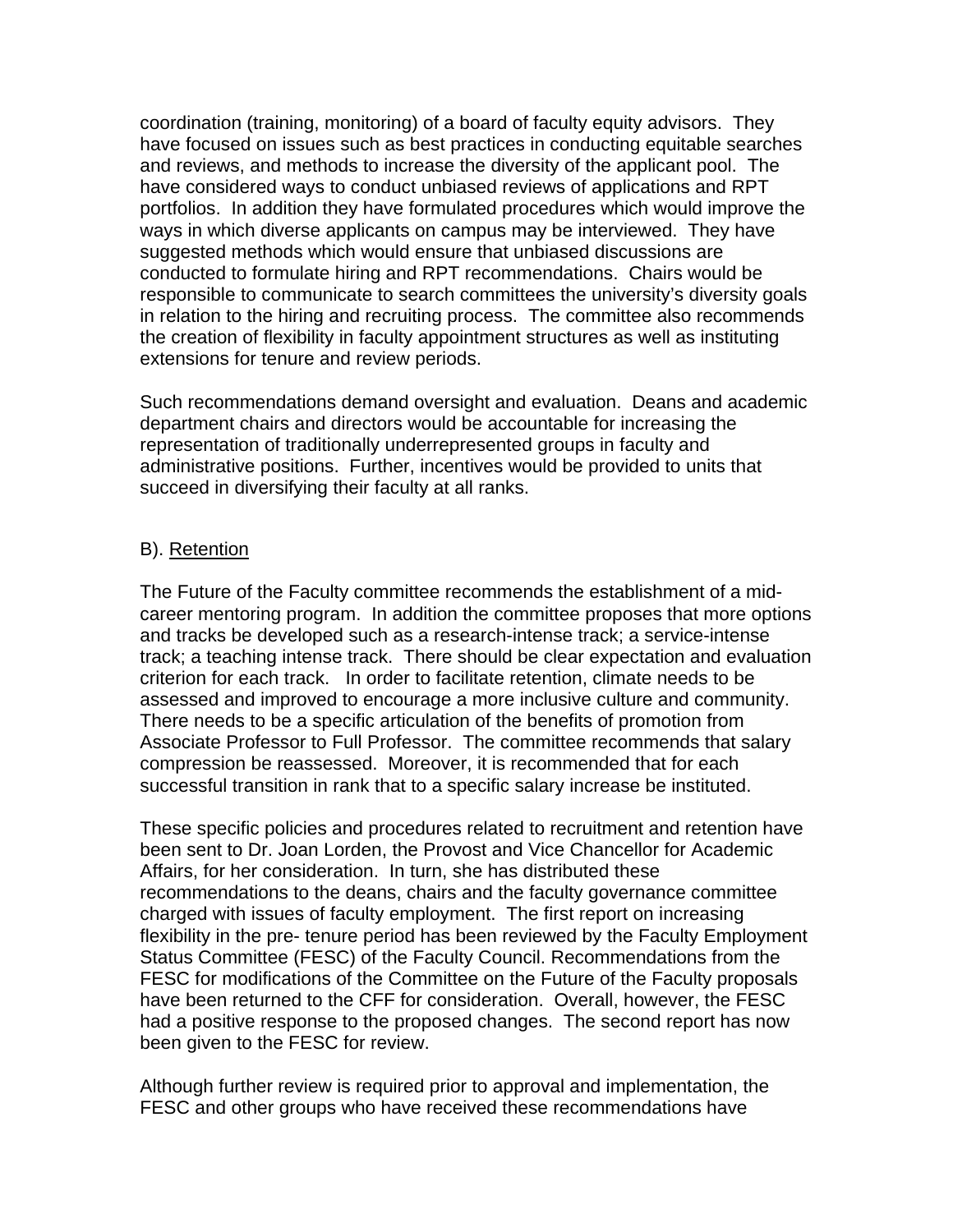coordination (training, monitoring) of a board of faculty equity advisors. They have focused on issues such as best practices in conducting equitable searches and reviews, and methods to increase the diversity of the applicant pool. The have considered ways to conduct unbiased reviews of applications and RPT portfolios. In addition they have formulated procedures which would improve the ways in which diverse applicants on campus may be interviewed. They have suggested methods which would ensure that unbiased discussions are conducted to formulate hiring and RPT recommendations. Chairs would be responsible to communicate to search committees the university's diversity goals in relation to the hiring and recruiting process. The committee also recommends the creation of flexibility in faculty appointment structures as well as instituting extensions for tenure and review periods.

Such recommendations demand oversight and evaluation. Deans and academic department chairs and directors would be accountable for increasing the representation of traditionally underrepresented groups in faculty and administrative positions. Further, incentives would be provided to units that succeed in diversifying their faculty at all ranks.

B). <u>Retention</u>

The Future of the Faculty committee recommends the establishment of a mid-career mentoring program. In addition the committee proposes that more options and tracks be developed such as a research-intense track; a service-intense track; a teaching intense track. There should be clear expectation and evaluation criterion for each track. In order to facilitate retention, climate needs to be assessed and improved to encourage a more inclusive culture and community. There needs to be a specific articulation of the benefits of promotion from Associate Professor to Full Professor. The committee recommends that salary compression be reassessed. Moreover, it is recommended that for each successful transition in rank that to a specific salary increase be instituted.

These specific policies and procedures related to recruitment and retention have been sent to Dr. Joan Lorden, the Provost and Vice Chancellor for Academic Affairs, for her consideration. In turn, she has distributed these recommendations to the deans, chairs and the faculty governance committee charged with issues of faculty employment. The first report on increasing flexibility in the pre- tenure period has been reviewed by the Faculty Employment Status Committee (FESC) of the Faculty Council. Recommendations from the FESC for modifications of the Committee on the Future of the Faculty proposals have been returned to the CFF for consideration. Overall, however, the FESC had a positive response to the proposed changes. The second report has now been given to the FESC for review.

Although further review is required prior to approval and implementation, the FESC and other groups who have received these recommendations have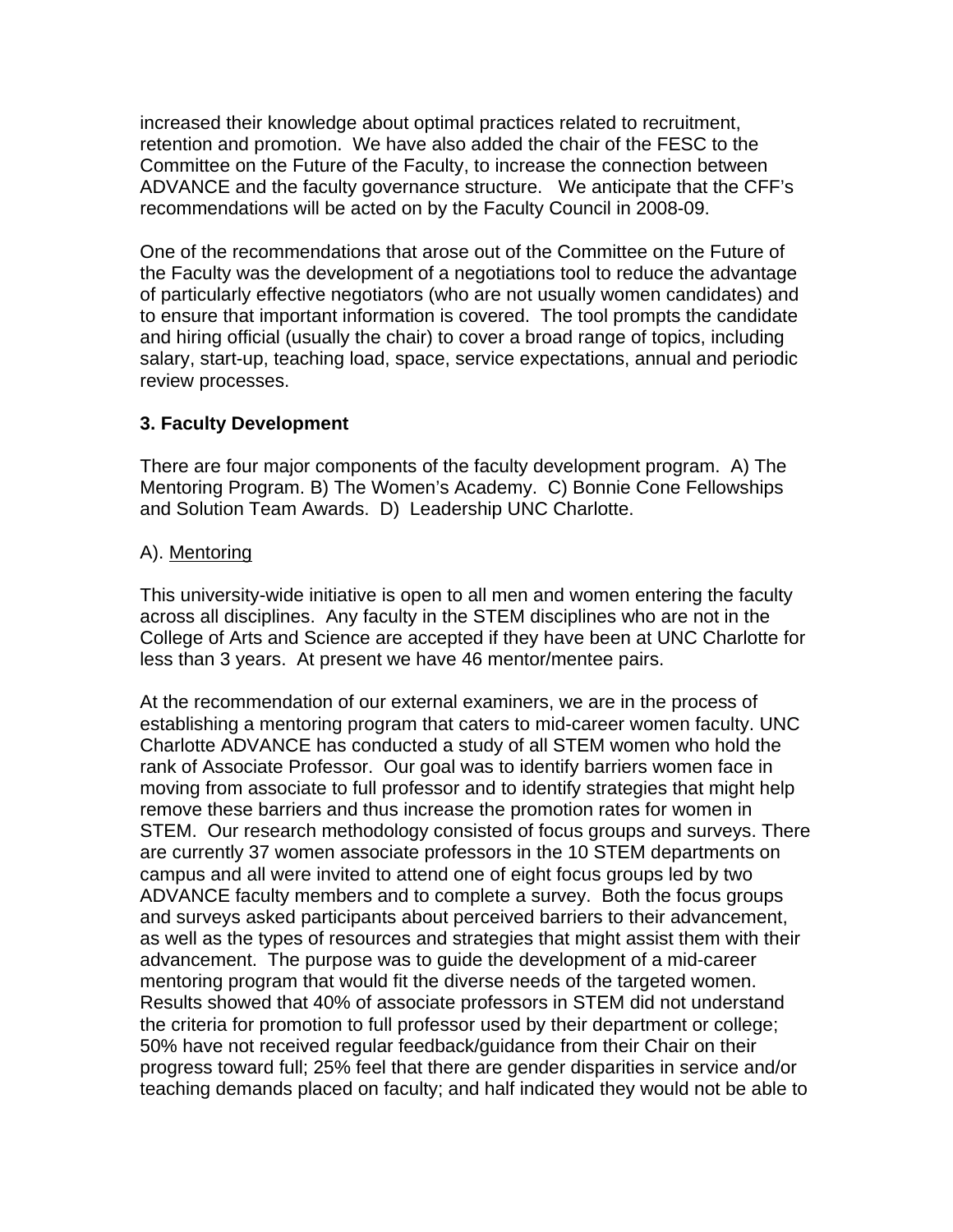increased their knowledge about optimal practices related to recruitment, retention and promotion. We have also added the chair of the FESC to the Committee on the Future of the Faculty, to increase the connection between ADVANCE and the faculty governance structure. We anticipate that the CFF's recommendations will be acted on by the Faculty Council in 2008-09.

One of the recommendations that arose out of the Committee on the Future of the Faculty was the development of a negotiations tool to reduce the advantage of particularly effective negotiators (who are not usually women candidates) and to ensure that important information is covered. The tool prompts the candidate and hiring official (usually the chair) to cover a broad range of topics, including salary, start-up, teaching load, space, service expectations, annual and periodic review processes.

### 3. Faculty Development

There are four major components of the faculty development program. A) The Mentoring Program. B) The Women's Academy. C) Bonnie Cone Fellowships and Solution Team Awards. D) Leadership UNC Charlotte.

A). <u>Mentoring</u>

This university-wide initiative is open to all men and women entering the faculty across all disciplines. Any faculty in the STEM disciplines who are not in the College of Arts and Science are accepted if they have been at UNC Charlotte for less than 3 years. At present we have 46 mentor/mentee pairs.

At the recommendation of our external examiners, we are in the process of establishing a mentoring program that caters to mid-career women faculty. UNC Charlotte ADVANCE has conducted a study of all STEM women who hold the rank of Associate Professor. Our goal was to identify barriers women face in moving from associate to full professor and to identify strategies that might help remove these barriers and thus increase the promotion rates for women in STEM. Our research methodology consisted of focus groups and surveys. There are currently 37 women associate professors in the 10 STEM departments on campus and all were invited to attend one of eight focus groups led by two ADVANCE faculty members and to complete a survey. Both the focus groups and surveys asked participants about perceived barriers to their advancement, as well as the types of resources and strategies that might assist them with their advancement. The purpose was to guide the development of a mid-career mentoring program that would fit the diverse needs of the targeted women. Results showed that 40% of associate professors in STEM did not understand the criteria for promotion to full professor used by their department or college; 50% have not received regular feedback/guidance from their Chair on their progress toward full; 25% feel that there are gender disparities in service and/or teaching demands placed on faculty; and half indicated they would not be able to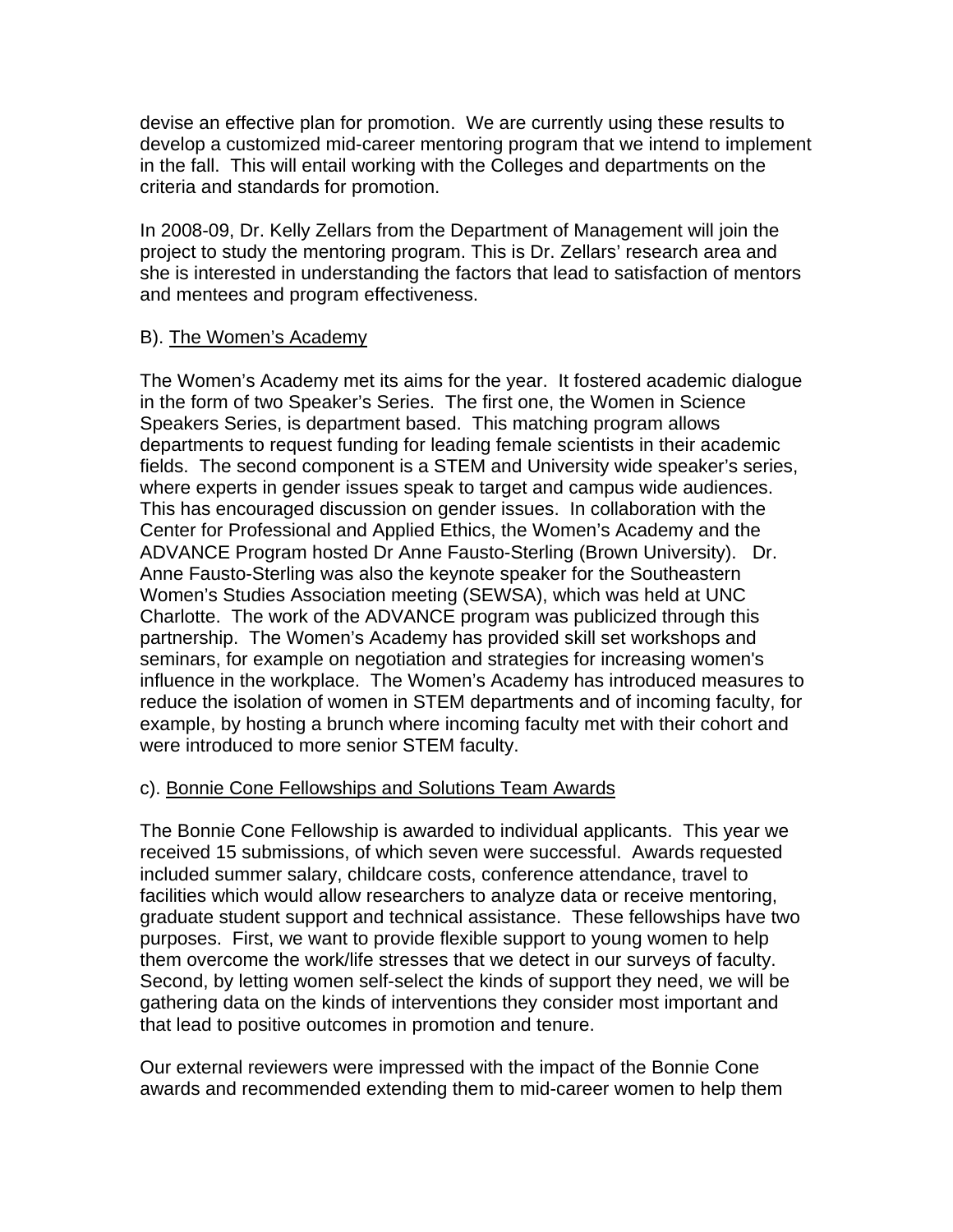devise an effective plan for promotion. We are currently using these results to develop a customized mid-career mentoring program that we intend to implement in the fall. This will entail working with the Colleges and departments on the criteria and standards for promotion.

In 2008-09, Dr. Kelly Zellars from the Department of Management will join the project to study the mentoring program. This is Dr. Zellars' research area and she is interested in understanding the factors that lead to satisfaction of mentors and mentees and program effectiveness.

B). <u>The Women's Academy</u>

The Women's Academy met its aims for the year. It fostered academic dialogue in the form of two Speaker's Series. The first one, the Women in Science Speakers Series, is department based. This matching program allows departments to request funding for leading female scientists in their academic fields. The second component is a STEM and University wide speaker's series, where experts in gender issues speak to target and campus wide audiences. This has encouraged discussion on gender issues. In collaboration with the Center for Professional and Applied Ethics, the Women's Academy and the ADVANCE Program hosted Dr Anne Fausto-Sterling (Brown University). Dr. Anne Fausto-Sterling was also the keynote speaker for the Southeastern Women's Studies Association meeting (SEWSA), which was held at UNC Charlotte. The work of the ADVANCE program was publicized through this partnership. The Women's Academy has provided skill set workshops and seminars, for example on negotiation and strategies for increasing women's influence in the workplace. The Women's Academy has introduced measures to reduce the isolation of women in STEM departments and of incoming faculty, for example, by hosting a brunch where incoming faculty met with their cohort and were introduced to more senior STEM faculty.

c). <u>Bonnie Cone Fellowships and Solutions Team Awards</u>

The Bonnie Cone Fellowship is awarded to individual applicants. This year we received 15 submissions, of which seven were successful. Awards requested included summer salary, childcare costs, conference attendance, travel to facilities which would allow researchers to analyze data or receive mentoring, graduate student support and technical assistance. These fellowships have two purposes. First, we want to provide flexible support to young women to help them overcome the work/life stresses that we detect in our surveys of faculty. Second, by letting women self-select the kinds of support they need, we will be gathering data on the kinds of interventions they consider most important and that lead to positive outcomes in promotion and tenure.

Our external reviewers were impressed with the impact of the Bonnie Cone awards and recommended extending them to mid-career women to help them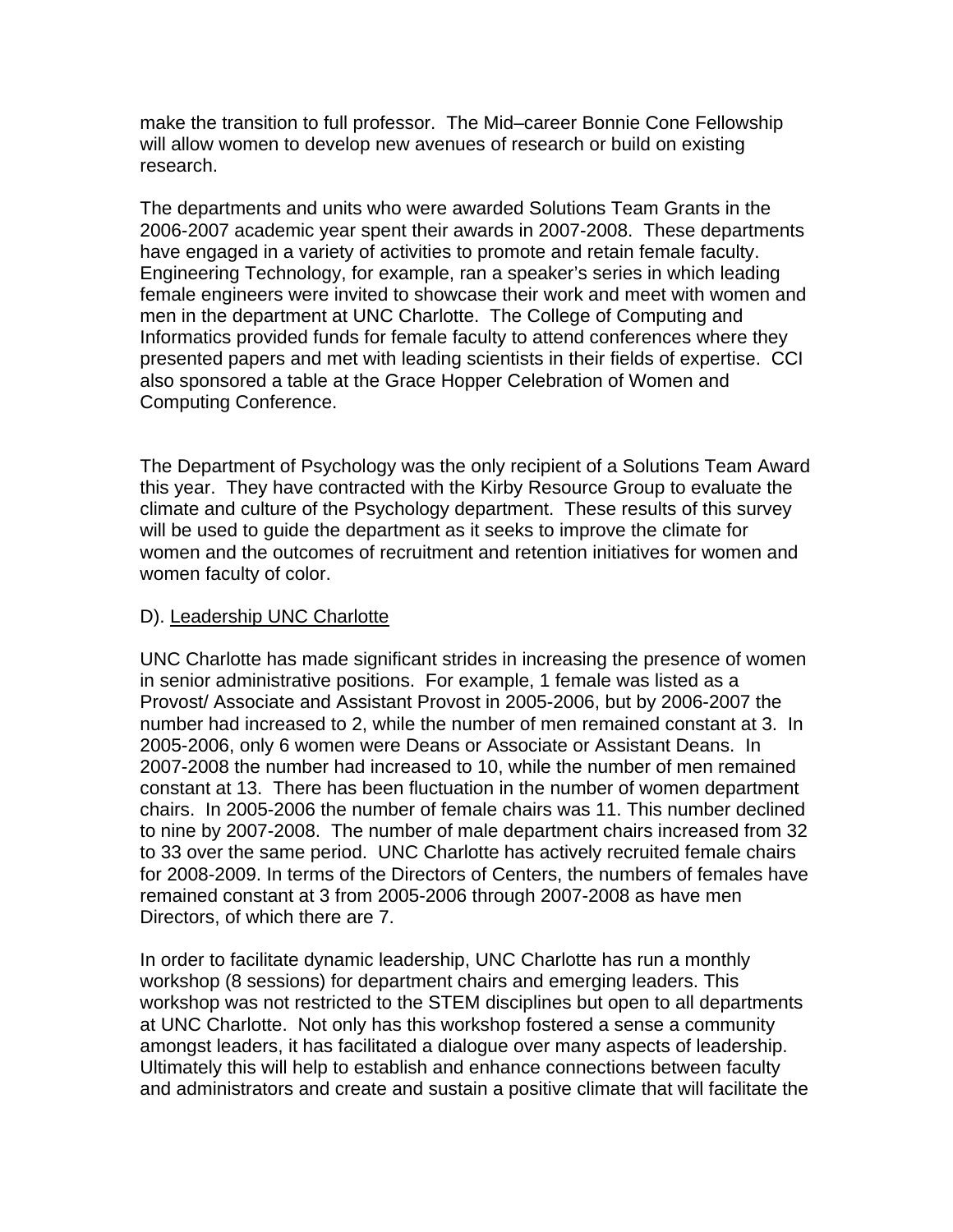make the transition to full professor. The Mid–career Bonnie Cone Fellowship will allow women to develop new avenues of research or build on existing research.

The departments and units who were awarded Solutions Team Grants in the 2006-2007 academic year spent their awards in 2007-2008. These departments have engaged in a variety of activities to promote and retain female faculty. Engineering Technology, for example, ran a speaker's series in which leading female engineers were invited to showcase their work and meet with women and men in the department at UNC Charlotte. The College of Computing and Informatics provided funds for female faculty to attend conferences where they presented papers and met with leading scientists in their fields of expertise. CCI also sponsored a table at the Grace Hopper Celebration of Women and Computing Conference.

The Department of Psychology was the only recipient of a Solutions Team Award this year. They have contracted with the Kirby Resource Group to evaluate the climate and culture of the Psychology department. These results of this survey will be used to guide the department as it seeks to improve the climate for women and the outcomes of recruitment and retention initiatives for women and women faculty of color.

D). <u>Leadership UNC Charlotte</u>

UNC Charlotte has made significant strides in increasing the presence of women in senior administrative positions. For example, 1 female was listed as a Provost/ Associate and Assistant Provost in 2005-2006, but by 2006-2007 the number had increased to 2, while the number of men remained constant at 3. In 2005-2006, only 6 women were Deans or Associate or Assistant Deans. In 2007-2008 the number had increased to 10, while the number of men remained constant at 13. There has been fluctuation in the number of women department chairs. In 2005-2006 the number of female chairs was 11. This number declined to nine by 2007-2008. The number of male department chairs increased from 32 to 33 over the same period. UNC Charlotte has actively recruited female chairs for 2008-2009. In terms of the Directors of Centers, the numbers of females have remained constant at 3 from 2005-2006 through 2007-2008 as have men Directors, of which there are 7.

In order to facilitate dynamic leadership, UNC Charlotte has run a monthly workshop (8 sessions) for department chairs and emerging leaders. This workshop was not restricted to the STEM disciplines but open to all departments at UNC Charlotte. Not only has this workshop fostered a sense a community amongst leaders, it has facilitated a dialogue over many aspects of leadership. Ultimately this will help to establish and enhance connections between faculty and administrators and create and sustain a positive climate that will facilitate the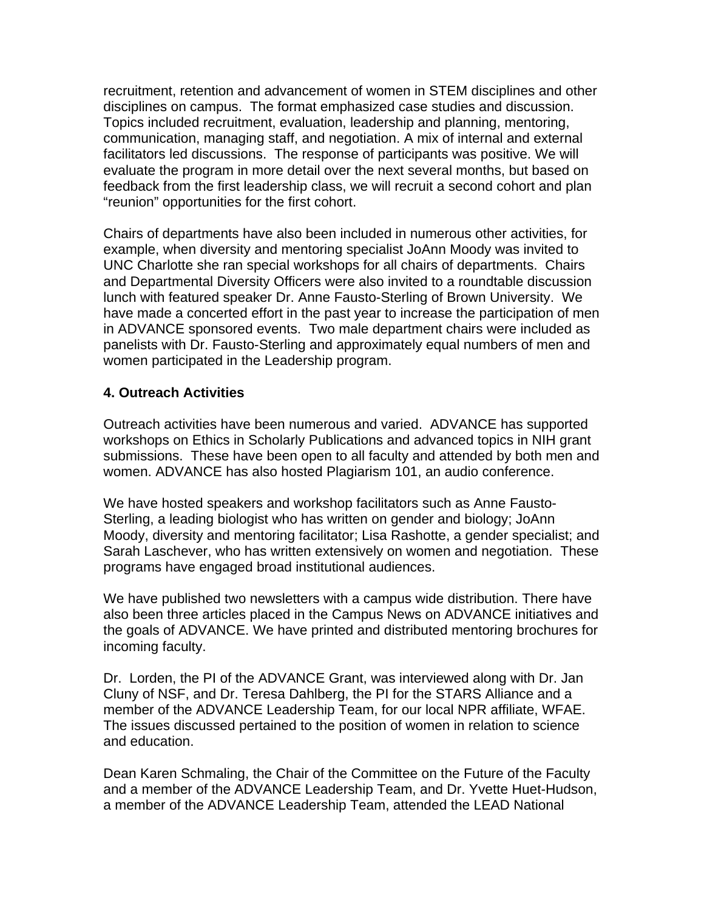recruitment, retention and advancement of women in STEM disciplines and other disciplines on campus. The format emphasized case studies and discussion. Topics included recruitment, evaluation, leadership and planning, mentoring, communication, managing staff, and negotiation. A mix of internal and external facilitators led discussions. The response of participants was positive. We will evaluate the program in more detail over the next several months, but based on feedback from the first leadership class, we will recruit a second cohort and plan "reunion" opportunities for the first cohort.

Chairs of departments have also been included in numerous other activities, for example, when diversity and mentoring specialist JoAnn Moody was invited to UNC Charlotte she ran special workshops for all chairs of departments. Chairs and Departmental Diversity Officers were also invited to a roundtable discussion lunch with featured speaker Dr. Anne Fausto-Sterling of Brown University. We have made a concerted effort in the past year to increase the participation of men in ADVANCE sponsored events. Two male department chairs were included as panelists with Dr. Fausto-Sterling and approximately equal numbers of men and women participated in the Leadership program.

**4. Outreach Activities**

Outreach activities have been numerous and varied. ADVANCE has supported workshops on Ethics in Scholarly Publications and advanced topics in NIH grant submissions. These have been open to all faculty and attended by both men and women. ADVANCE has also hosted Plagiarism 101, an audio conference.

We have hosted speakers and workshop facilitators such as Anne Fausto-Sterling, a leading biologist who has written on gender and biology; JoAnn Moody, diversity and mentoring facilitator; Lisa Rashotte, a gender specialist; and Sarah Laschever, who has written extensively on women and negotiation. These programs have engaged broad institutional audiences.

We have published two newsletters with a campus wide distribution. There have also been three articles placed in the Campus News on ADVANCE initiatives and the goals of ADVANCE. We have printed and distributed mentoring brochures for incoming faculty.

Dr. Lorden, the PI of the ADVANCE Grant, was interviewed along with Dr. Jan Cluny of NSF, and Dr. Teresa Dahlberg, the PI for the STARS Alliance and a member of the ADVANCE Leadership Team, for our local NPR affiliate, WFAE. The issues discussed pertained to the position of women in relation to science and education.

Dean Karen Schmaling, the Chair of the Committee on the Future of the Faculty and a member of the ADVANCE Leadership Team, and Dr. Yvette Huet-Hudson, a member of the ADVANCE Leadership Team, attended the LEAD National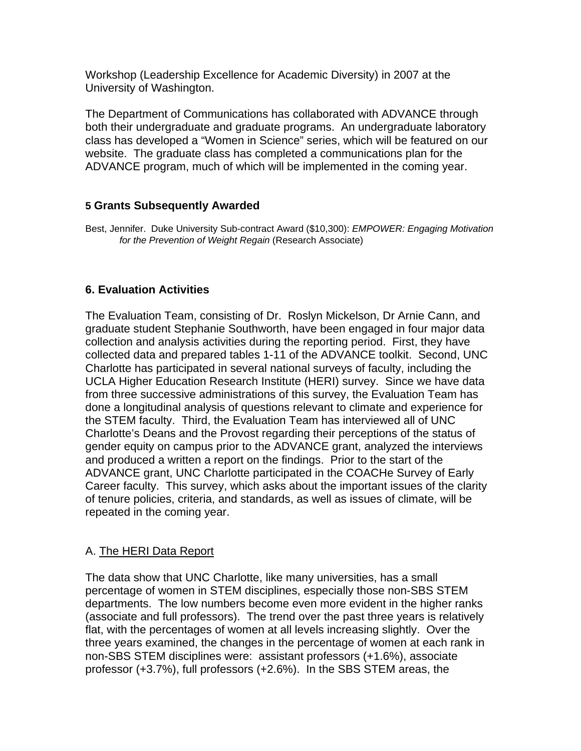Workshop (Leadership Excellence for Academic Diversity) in 2007 at the University of Washington.

The Department of Communications has collaborated with ADVANCE through both their undergraduate and graduate programs. An undergraduate laboratory class has developed a “Women in Science” series, which will be featured on our website. The graduate class has completed a communications plan for the ADVANCE program, much of which will be implemented in the coming year.

## 5 Grants Subsequently Awarded

Best, Jennifer. Duke University Sub-contract Award ($10,300): *EMPOWER: Engaging Motivation for the Prevention of Weight Regain* (Research Associate)

## 6. Evaluation Activities

The Evaluation Team, consisting of Dr. Roslyn Mickelson, Dr Arnie Cann, and graduate student Stephanie Southworth, have been engaged in four major data collection and analysis activities during the reporting period. First, they have collected data and prepared tables 1-11 of the ADVANCE toolkit. Second, UNC Charlotte has participated in several national surveys of faculty, including the UCLA Higher Education Research Institute (HERI) survey. Since we have data from three successive administrations of this survey, the Evaluation Team has done a longitudinal analysis of questions relevant to climate and experience for the STEM faculty. Third, the Evaluation Team has interviewed all of UNC Charlotte’s Deans and the Provost regarding their perceptions of the status of gender equity on campus prior to the ADVANCE grant, analyzed the interviews and produced a written a report on the findings. Prior to the start of the ADVANCE grant, UNC Charlotte participated in the COACHe Survey of Early Career faculty. This survey, which asks about the important issues of the clarity of tenure policies, criteria, and standards, as well as issues of climate, will be repeated in the coming year.

A. The HERI Data Report

The data show that UNC Charlotte, like many universities, has a small percentage of women in STEM disciplines, especially those non-SBS STEM departments. The low numbers become even more evident in the higher ranks (associate and full professors). The trend over the past three years is relatively flat, with the percentages of women at all levels increasing slightly. Over the three years examined, the changes in the percentage of women at each rank in non-SBS STEM disciplines were: assistant professors (+1.6%), associate professor (+3.7%), full professors (+2.6%). In the SBS STEM areas, the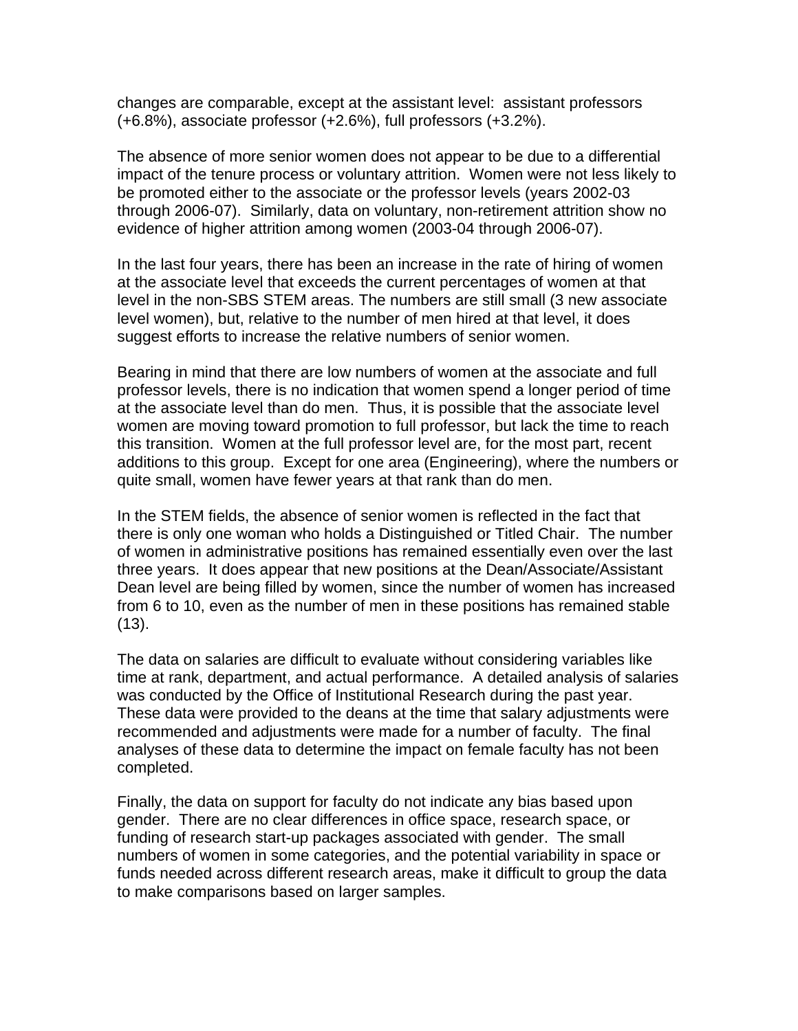changes are comparable, except at the assistant level: assistant professors (+6.8%), associate professor (+2.6%), full professors (+3.2%).

The absence of more senior women does not appear to be due to a differential impact of the tenure process or voluntary attrition. Women were not less likely to be promoted either to the associate or the professor levels (years 2002-03 through 2006-07). Similarly, data on voluntary, non-retirement attrition show no evidence of higher attrition among women (2003-04 through 2006-07).

In the last four years, there has been an increase in the rate of hiring of women at the associate level that exceeds the current percentages of women at that level in the non-SBS STEM areas. The numbers are still small (3 new associate level women), but, relative to the number of men hired at that level, it does suggest efforts to increase the relative numbers of senior women.

Bearing in mind that there are low numbers of women at the associate and full professor levels, there is no indication that women spend a longer period of time at the associate level than do men. Thus, it is possible that the associate level women are moving toward promotion to full professor, but lack the time to reach this transition. Women at the full professor level are, for the most part, recent additions to this group. Except for one area (Engineering), where the numbers or quite small, women have fewer years at that rank than do men.

In the STEM fields, the absence of senior women is reflected in the fact that there is only one woman who holds a Distinguished or Titled Chair. The number of women in administrative positions has remained essentially even over the last three years. It does appear that new positions at the Dean/Associate/Assistant Dean level are being filled by women, since the number of women has increased from 6 to 10, even as the number of men in these positions has remained stable (13).

The data on salaries are difficult to evaluate without considering variables like time at rank, department, and actual performance. A detailed analysis of salaries was conducted by the Office of Institutional Research during the past year. These data were provided to the deans at the time that salary adjustments were recommended and adjustments were made for a number of faculty. The final analyses of these data to determine the impact on female faculty has not been completed.

Finally, the data on support for faculty do not indicate any bias based upon gender. There are no clear differences in office space, research space, or funding of research start-up packages associated with gender. The small numbers of women in some categories, and the potential variability in space or funds needed across different research areas, make it difficult to group the data to make comparisons based on larger samples.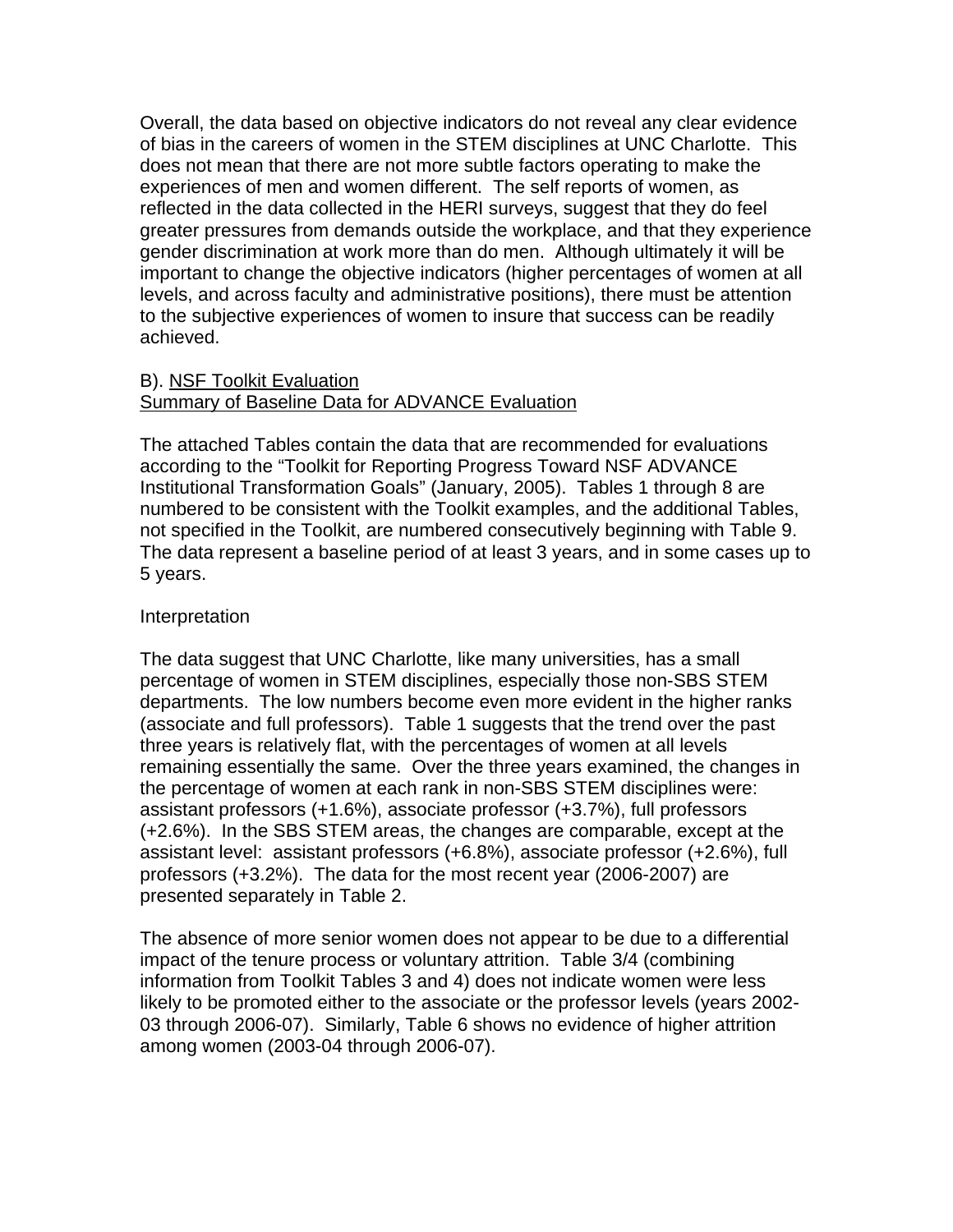Overall, the data based on objective indicators do not reveal any clear evidence of bias in the careers of women in the STEM disciplines at UNC Charlotte. This does not mean that there are not more subtle factors operating to make the experiences of men and women different. The self reports of women, as reflected in the data collected in the HERI surveys, suggest that they do feel greater pressures from demands outside the workplace, and that they experience gender discrimination at work more than do men. Although ultimately it will be important to change the objective indicators (higher percentages of women at all levels, and across faculty and administrative positions), there must be attention to the subjective experiences of women to insure that success can be readily achieved.

B). <u>NSF Toolkit Evaluation</u>
<u>Summary of Baseline Data for ADVANCE Evaluation</u>

The attached Tables contain the data that are recommended for evaluations according to the "Toolkit for Reporting Progress Toward NSF ADVANCE Institutional Transformation Goals" (January, 2005). Tables 1 through 8 are numbered to be consistent with the Toolkit examples, and the additional Tables, not specified in the Toolkit, are numbered consecutively beginning with Table 9. The data represent a baseline period of at least 3 years, and in some cases up to 5 years.

Interpretation

The data suggest that UNC Charlotte, like many universities, has a small percentage of women in STEM disciplines, especially those non-SBS STEM departments. The low numbers become even more evident in the higher ranks (associate and full professors). Table 1 suggests that the trend over the past three years is relatively flat, with the percentages of women at all levels remaining essentially the same. Over the three years examined, the changes in the percentage of women at each rank in non-SBS STEM disciplines were: assistant professors (+1.6%), associate professor (+3.7%), full professors (+2.6%). In the SBS STEM areas, the changes are comparable, except at the assistant level: assistant professors (+6.8%), associate professor (+2.6%), full professors (+3.2%). The data for the most recent year (2006-2007) are presented separately in Table 2.

The absence of more senior women does not appear to be due to a differential impact of the tenure process or voluntary attrition. Table 3/4 (combining information from Toolkit Tables 3 and 4) does not indicate women were less likely to be promoted either to the associate or the professor levels (years 2002-03 through 2006-07). Similarly, Table 6 shows no evidence of higher attrition among women (2003-04 through 2006-07).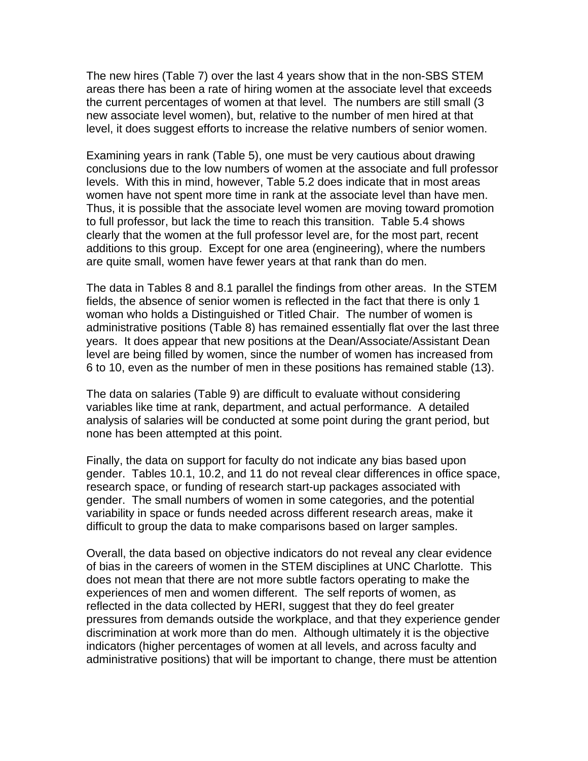The new hires (Table 7) over the last 4 years show that in the non-SBS STEM areas there has been a rate of hiring women at the associate level that exceeds the current percentages of women at that level. The numbers are still small (3 new associate level women), but, relative to the number of men hired at that level, it does suggest efforts to increase the relative numbers of senior women.

Examining years in rank (Table 5), one must be very cautious about drawing conclusions due to the low numbers of women at the associate and full professor levels. With this in mind, however, Table 5.2 does indicate that in most areas women have not spent more time in rank at the associate level than have men. Thus, it is possible that the associate level women are moving toward promotion to full professor, but lack the time to reach this transition. Table 5.4 shows clearly that the women at the full professor level are, for the most part, recent additions to this group. Except for one area (engineering), where the numbers are quite small, women have fewer years at that rank than do men.

The data in Tables 8 and 8.1 parallel the findings from other areas. In the STEM fields, the absence of senior women is reflected in the fact that there is only 1 woman who holds a Distinguished or Titled Chair. The number of women is administrative positions (Table 8) has remained essentially flat over the last three years. It does appear that new positions at the Dean/Associate/Assistant Dean level are being filled by women, since the number of women has increased from 6 to 10, even as the number of men in these positions has remained stable (13).

The data on salaries (Table 9) are difficult to evaluate without considering variables like time at rank, department, and actual performance. A detailed analysis of salaries will be conducted at some point during the grant period, but none has been attempted at this point.

Finally, the data on support for faculty do not indicate any bias based upon gender. Tables 10.1, 10.2, and 11 do not reveal clear differences in office space, research space, or funding of research start-up packages associated with gender. The small numbers of women in some categories, and the potential variability in space or funds needed across different research areas, make it difficult to group the data to make comparisons based on larger samples.

Overall, the data based on objective indicators do not reveal any clear evidence of bias in the careers of women in the STEM disciplines at UNC Charlotte. This does not mean that there are not more subtle factors operating to make the experiences of men and women different. The self reports of women, as reflected in the data collected by HERI, suggest that they do feel greater pressures from demands outside the workplace, and that they experience gender discrimination at work more than do men. Although ultimately it is the objective indicators (higher percentages of women at all levels, and across faculty and administrative positions) that will be important to change, there must be attention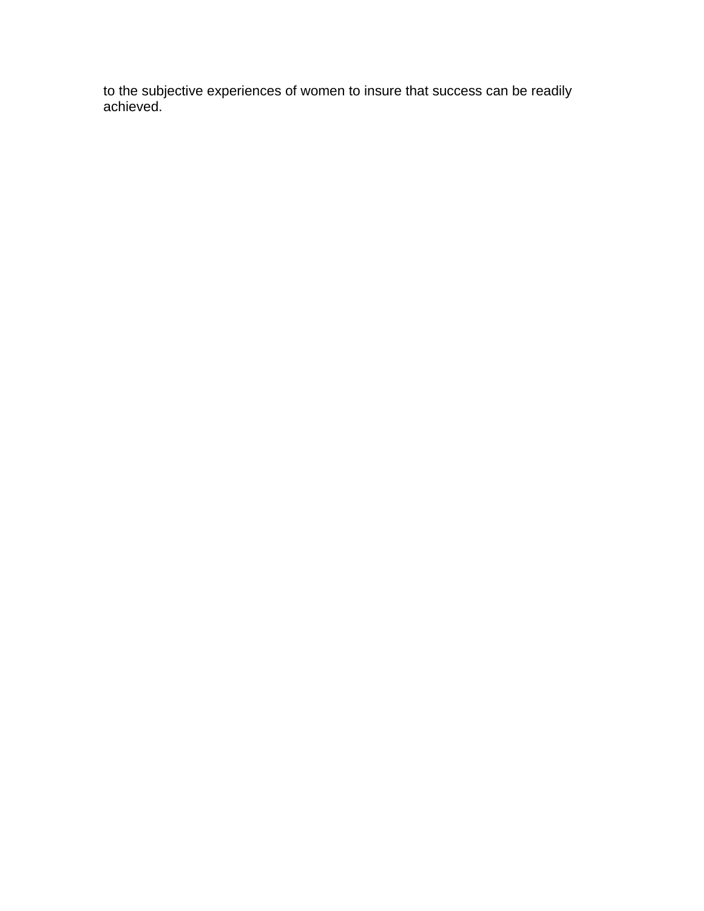to the subjective experiences of women to insure that success can be readily achieved.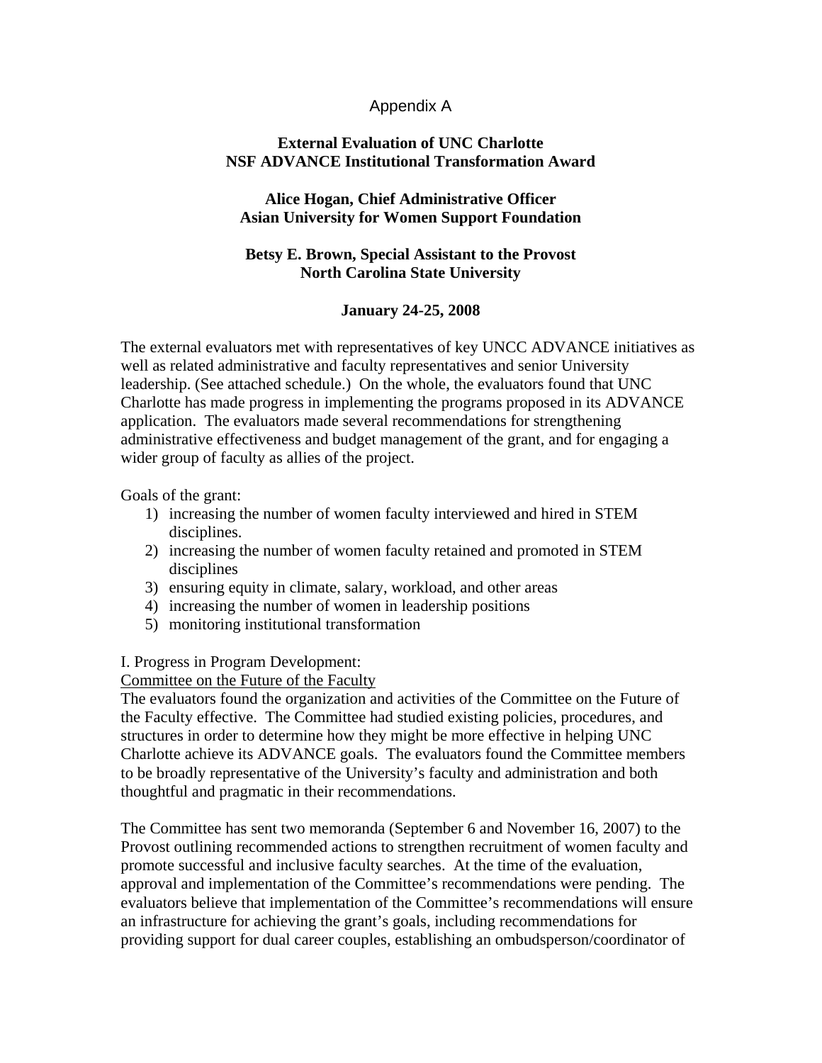# Appendix A

## External Evaluation of UNC Charlotte NSF ADVANCE Institutional Transformation Award

**Alice Hogan, Chief Administrative Officer**
**Asian University for Women Support Foundation**

**Betsy E. Brown, Special Assistant to the Provost**
**North Carolina State University**

**January 24-25, 2008**

The external evaluators met with representatives of key UNCC ADVANCE initiatives as well as related administrative and faculty representatives and senior University leadership. (See attached schedule.) On the whole, the evaluators found that UNC Charlotte has made progress in implementing the programs proposed in its ADVANCE application. The evaluators made several recommendations for strengthening administrative effectiveness and budget management of the grant, and for engaging a wider group of faculty as allies of the project.

Goals of the grant:

1) increasing the number of women faculty interviewed and hired in STEM disciplines.
2) increasing the number of women faculty retained and promoted in STEM disciplines
3) ensuring equity in climate, salary, workload, and other areas
4) increasing the number of women in leadership positions
5) monitoring institutional transformation

I. Progress in Program Development:

<u>Committee on the Future of the Faculty</u>

The evaluators found the organization and activities of the Committee on the Future of the Faculty effective. The Committee had studied existing policies, procedures, and structures in order to determine how they might be more effective in helping UNC Charlotte achieve its ADVANCE goals. The evaluators found the Committee members to be broadly representative of the University's faculty and administration and both thoughtful and pragmatic in their recommendations.

The Committee has sent two memoranda (September 6 and November 16, 2007) to the Provost outlining recommended actions to strengthen recruitment of women faculty and promote successful and inclusive faculty searches. At the time of the evaluation, approval and implementation of the Committee's recommendations were pending. The evaluators believe that implementation of the Committee's recommendations will ensure an infrastructure for achieving the grant's goals, including recommendations for providing support for dual career couples, establishing an ombudsperson/coordinator of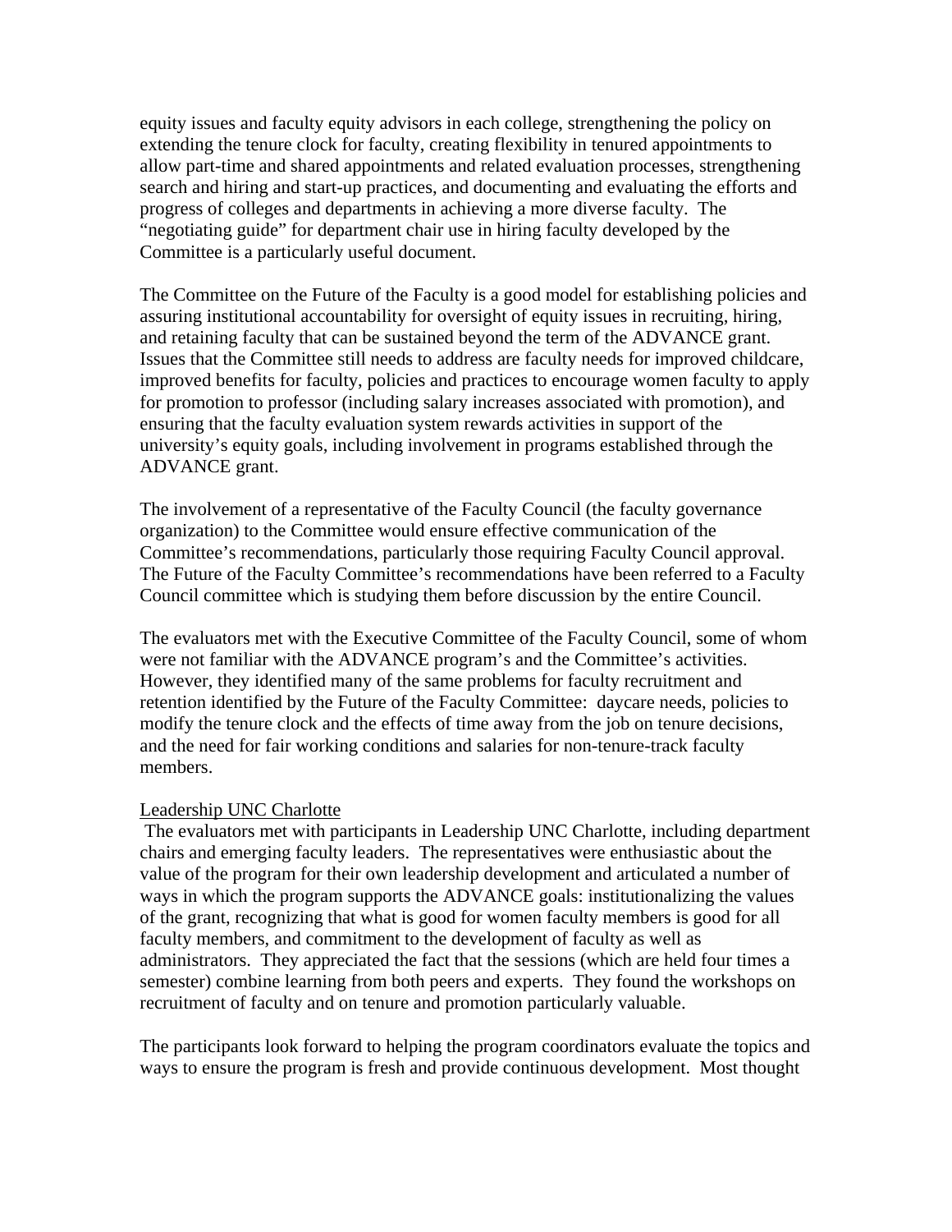equity issues and faculty equity advisors in each college, strengthening the policy on extending the tenure clock for faculty, creating flexibility in tenured appointments to allow part-time and shared appointments and related evaluation processes, strengthening search and hiring and start-up practices, and documenting and evaluating the efforts and progress of colleges and departments in achieving a more diverse faculty. The "negotiating guide" for department chair use in hiring faculty developed by the Committee is a particularly useful document.

The Committee on the Future of the Faculty is a good model for establishing policies and assuring institutional accountability for oversight of equity issues in recruiting, hiring, and retaining faculty that can be sustained beyond the term of the ADVANCE grant. Issues that the Committee still needs to address are faculty needs for improved childcare, improved benefits for faculty, policies and practices to encourage women faculty to apply for promotion to professor (including salary increases associated with promotion), and ensuring that the faculty evaluation system rewards activities in support of the university's equity goals, including involvement in programs established through the ADVANCE grant.

The involvement of a representative of the Faculty Council (the faculty governance organization) to the Committee would ensure effective communication of the Committee's recommendations, particularly those requiring Faculty Council approval. The Future of the Faculty Committee's recommendations have been referred to a Faculty Council committee which is studying them before discussion by the entire Council.

The evaluators met with the Executive Committee of the Faculty Council, some of whom were not familiar with the ADVANCE program's and the Committee's activities. However, they identified many of the same problems for faculty recruitment and retention identified by the Future of the Faculty Committee: daycare needs, policies to modify the tenure clock and the effects of time away from the job on tenure decisions, and the need for fair working conditions and salaries for non-tenure-track faculty members.

<u>Leadership UNC Charlotte</u>

The evaluators met with participants in Leadership UNC Charlotte, including department chairs and emerging faculty leaders. The representatives were enthusiastic about the value of the program for their own leadership development and articulated a number of ways in which the program supports the ADVANCE goals: institutionalizing the values of the grant, recognizing that what is good for women faculty members is good for all faculty members, and commitment to the development of faculty as well as administrators. They appreciated the fact that the sessions (which are held four times a semester) combine learning from both peers and experts. They found the workshops on recruitment of faculty and on tenure and promotion particularly valuable.

The participants look forward to helping the program coordinators evaluate the topics and ways to ensure the program is fresh and provide continuous development. Most thought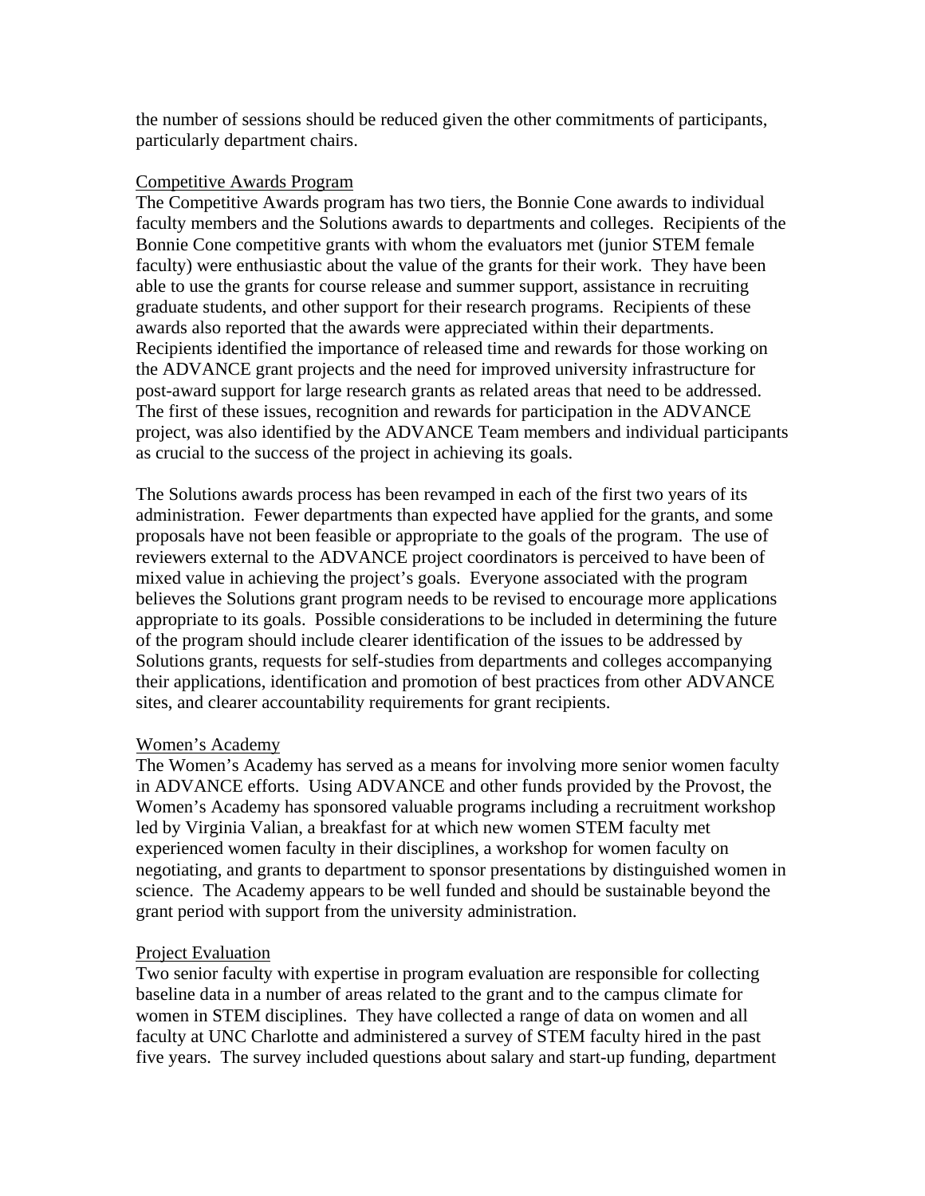the number of sessions should be reduced given the other commitments of participants, particularly department chairs.

### Competitive Awards Program

The Competitive Awards program has two tiers, the Bonnie Cone awards to individual faculty members and the Solutions awards to departments and colleges. Recipients of the Bonnie Cone competitive grants with whom the evaluators met (junior STEM female faculty) were enthusiastic about the value of the grants for their work. They have been able to use the grants for course release and summer support, assistance in recruiting graduate students, and other support for their research programs. Recipients of these awards also reported that the awards were appreciated within their departments. Recipients identified the importance of released time and rewards for those working on the ADVANCE grant projects and the need for improved university infrastructure for post-award support for large research grants as related areas that need to be addressed. The first of these issues, recognition and rewards for participation in the ADVANCE project, was also identified by the ADVANCE Team members and individual participants as crucial to the success of the project in achieving its goals.

The Solutions awards process has been revamped in each of the first two years of its administration. Fewer departments than expected have applied for the grants, and some proposals have not been feasible or appropriate to the goals of the program. The use of reviewers external to the ADVANCE project coordinators is perceived to have been of mixed value in achieving the project's goals. Everyone associated with the program believes the Solutions grant program needs to be revised to encourage more applications appropriate to its goals. Possible considerations to be included in determining the future of the program should include clearer identification of the issues to be addressed by Solutions grants, requests for self-studies from departments and colleges accompanying their applications, identification and promotion of best practices from other ADVANCE sites, and clearer accountability requirements for grant recipients.

### Women's Academy

The Women's Academy has served as a means for involving more senior women faculty in ADVANCE efforts. Using ADVANCE and other funds provided by the Provost, the Women's Academy has sponsored valuable programs including a recruitment workshop led by Virginia Valian, a breakfast for at which new women STEM faculty met experienced women faculty in their disciplines, a workshop for women faculty on negotiating, and grants to department to sponsor presentations by distinguished women in science. The Academy appears to be well funded and should be sustainable beyond the grant period with support from the university administration.

### Project Evaluation

Two senior faculty with expertise in program evaluation are responsible for collecting baseline data in a number of areas related to the grant and to the campus climate for women in STEM disciplines. They have collected a range of data on women and all faculty at UNC Charlotte and administered a survey of STEM faculty hired in the past five years. The survey included questions about salary and start-up funding, department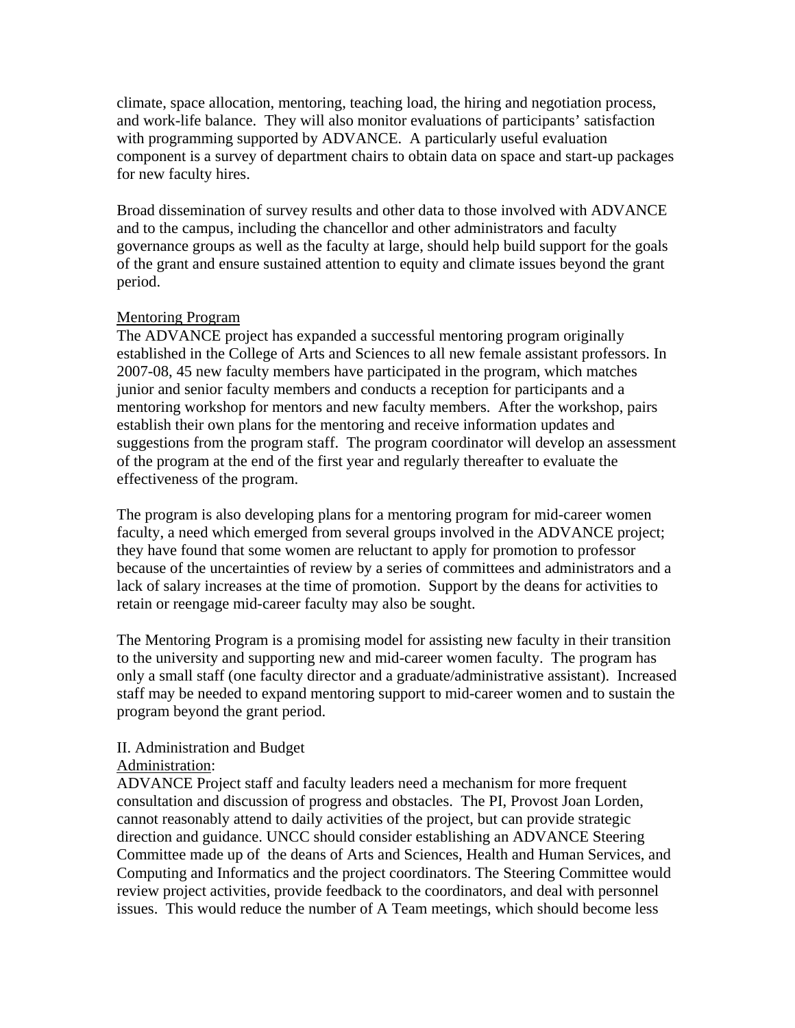climate, space allocation, mentoring, teaching load, the hiring and negotiation process, and work-life balance. They will also monitor evaluations of participants' satisfaction with programming supported by ADVANCE. A particularly useful evaluation component is a survey of department chairs to obtain data on space and start-up packages for new faculty hires.

Broad dissemination of survey results and other data to those involved with ADVANCE and to the campus, including the chancellor and other administrators and faculty governance groups as well as the faculty at large, should help build support for the goals of the grant and ensure sustained attention to equity and climate issues beyond the grant period.

Mentoring Program

The ADVANCE project has expanded a successful mentoring program originally established in the College of Arts and Sciences to all new female assistant professors. In 2007-08, 45 new faculty members have participated in the program, which matches junior and senior faculty members and conducts a reception for participants and a mentoring workshop for mentors and new faculty members. After the workshop, pairs establish their own plans for the mentoring and receive information updates and suggestions from the program staff. The program coordinator will develop an assessment of the program at the end of the first year and regularly thereafter to evaluate the effectiveness of the program.

The program is also developing plans for a mentoring program for mid-career women faculty, a need which emerged from several groups involved in the ADVANCE project; they have found that some women are reluctant to apply for promotion to professor because of the uncertainties of review by a series of committees and administrators and a lack of salary increases at the time of promotion. Support by the deans for activities to retain or reengage mid-career faculty may also be sought.

The Mentoring Program is a promising model for assisting new faculty in their transition to the university and supporting new and mid-career women faculty. The program has only a small staff (one faculty director and a graduate/administrative assistant). Increased staff may be needed to expand mentoring support to mid-career women and to sustain the program beyond the grant period.

II. Administration and Budget

Administration:

ADVANCE Project staff and faculty leaders need a mechanism for more frequent consultation and discussion of progress and obstacles. The PI, Provost Joan Lorden, cannot reasonably attend to daily activities of the project, but can provide strategic direction and guidance. UNCC should consider establishing an ADVANCE Steering Committee made up of the deans of Arts and Sciences, Health and Human Services, and Computing and Informatics and the project coordinators. The Steering Committee would review project activities, provide feedback to the coordinators, and deal with personnel issues. This would reduce the number of A Team meetings, which should become less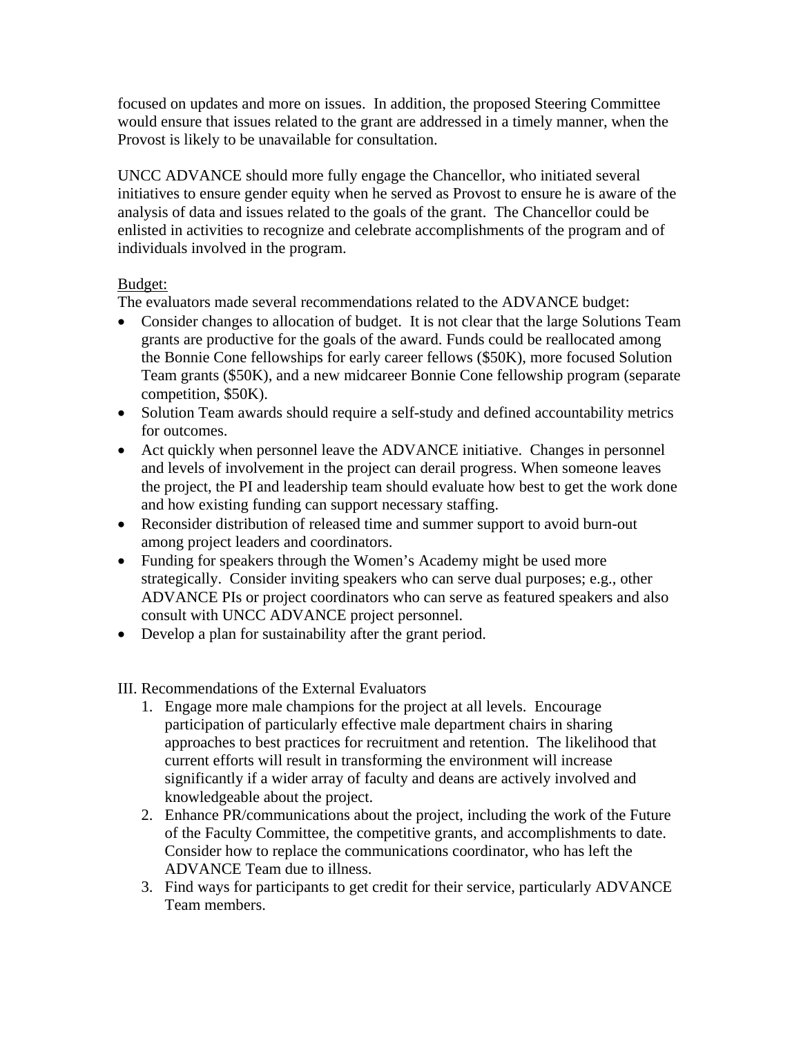focused on updates and more on issues. In addition, the proposed Steering Committee would ensure that issues related to the grant are addressed in a timely manner, when the Provost is likely to be unavailable for consultation.

UNCC ADVANCE should more fully engage the Chancellor, who initiated several initiatives to ensure gender equity when he served as Provost to ensure he is aware of the analysis of data and issues related to the goals of the grant. The Chancellor could be enlisted in activities to recognize and celebrate accomplishments of the program and of individuals involved in the program.

<u>Budget:</u>
The evaluators made several recommendations related to the ADVANCE budget:

- Consider changes to allocation of budget. It is not clear that the large Solutions Team grants are productive for the goals of the award. Funds could be reallocated among the Bonnie Cone fellowships for early career fellows ($50K), more focused Solution Team grants ($50K), and a new midcareer Bonnie Cone fellowship program (separate competition, $50K).
- Solution Team awards should require a self-study and defined accountability metrics for outcomes.
- Act quickly when personnel leave the ADVANCE initiative. Changes in personnel and levels of involvement in the project can derail progress. When someone leaves the project, the PI and leadership team should evaluate how best to get the work done and how existing funding can support necessary staffing.
- Reconsider distribution of released time and summer support to avoid burn-out among project leaders and coordinators.
- Funding for speakers through the Women's Academy might be used more strategically. Consider inviting speakers who can serve dual purposes; e.g., other ADVANCE PIs or project coordinators who can serve as featured speakers and also consult with UNCC ADVANCE project personnel.
- Develop a plan for sustainability after the grant period.

III. Recommendations of the External Evaluators

1. Engage more male champions for the project at all levels. Encourage participation of particularly effective male department chairs in sharing approaches to best practices for recruitment and retention. The likelihood that current efforts will result in transforming the environment will increase significantly if a wider array of faculty and deans are actively involved and knowledgeable about the project.
2. Enhance PR/communications about the project, including the work of the Future of the Faculty Committee, the competitive grants, and accomplishments to date. Consider how to replace the communications coordinator, who has left the ADVANCE Team due to illness.
3. Find ways for participants to get credit for their service, particularly ADVANCE Team members.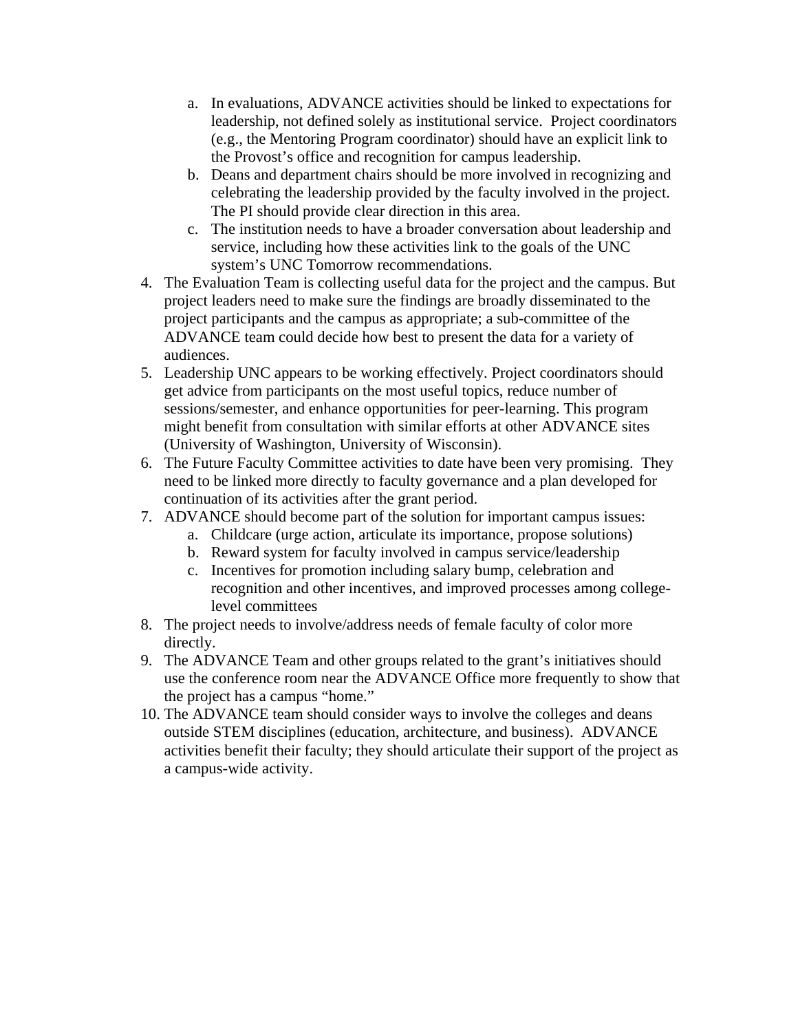a. In evaluations, ADVANCE activities should be linked to expectations for leadership, not defined solely as institutional service. Project coordinators (e.g., the Mentoring Program coordinator) should have an explicit link to the Provost's office and recognition for campus leadership.
   b. Deans and department chairs should be more involved in recognizing and celebrating the leadership provided by the faculty involved in the project. The PI should provide clear direction in this area.
   c. The institution needs to have a broader conversation about leadership and service, including how these activities link to the goals of the UNC system's UNC Tomorrow recommendations.

4. The Evaluation Team is collecting useful data for the project and the campus. But project leaders need to make sure the findings are broadly disseminated to the project participants and the campus as appropriate; a sub-committee of the ADVANCE team could decide how best to present the data for a variety of audiences.
5. Leadership UNC appears to be working effectively. Project coordinators should get advice from participants on the most useful topics, reduce number of sessions/semester, and enhance opportunities for peer-learning. This program might benefit from consultation with similar efforts at other ADVANCE sites (University of Washington, University of Wisconsin).
6. The Future Faculty Committee activities to date have been very promising. They need to be linked more directly to faculty governance and a plan developed for continuation of its activities after the grant period.
7. ADVANCE should become part of the solution for important campus issues:
   a. Childcare (urge action, articulate its importance, propose solutions)
   b. Reward system for faculty involved in campus service/leadership
   c. Incentives for promotion including salary bump, celebration and recognition and other incentives, and improved processes among college-level committees
8. The project needs to involve/address needs of female faculty of color more directly.
9. The ADVANCE Team and other groups related to the grant's initiatives should use the conference room near the ADVANCE Office more frequently to show that the project has a campus "home."
10. The ADVANCE team should consider ways to involve the colleges and deans outside STEM disciplines (education, architecture, and business). ADVANCE activities benefit their faculty; they should articulate their support of the project as a campus-wide activity.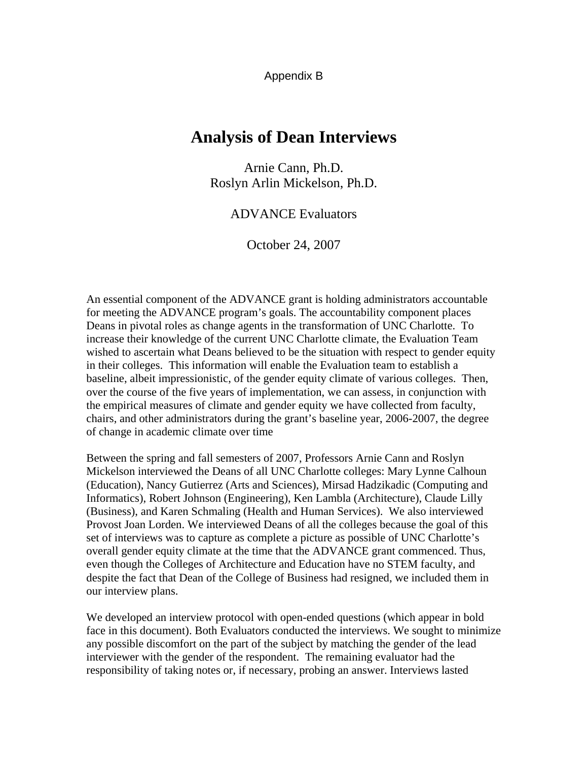Appendix B

# Analysis of Dean Interviews

Arnie Cann, Ph.D.
Roslyn Arlin Mickelson, Ph.D.

ADVANCE Evaluators

October 24, 2007

An essential component of the ADVANCE grant is holding administrators accountable for meeting the ADVANCE program's goals. The accountability component places Deans in pivotal roles as change agents in the transformation of UNC Charlotte. To increase their knowledge of the current UNC Charlotte climate, the Evaluation Team wished to ascertain what Deans believed to be the situation with respect to gender equity in their colleges. This information will enable the Evaluation team to establish a baseline, albeit impressionistic, of the gender equity climate of various colleges. Then, over the course of the five years of implementation, we can assess, in conjunction with the empirical measures of climate and gender equity we have collected from faculty, chairs, and other administrators during the grant's baseline year, 2006-2007, the degree of change in academic climate over time

Between the spring and fall semesters of 2007, Professors Arnie Cann and Roslyn Mickelson interviewed the Deans of all UNC Charlotte colleges: Mary Lynne Calhoun (Education), Nancy Gutierrez (Arts and Sciences), Mirsad Hadzikadic (Computing and Informatics), Robert Johnson (Engineering), Ken Lambla (Architecture), Claude Lilly (Business), and Karen Schmaling (Health and Human Services). We also interviewed Provost Joan Lorden. We interviewed Deans of all the colleges because the goal of this set of interviews was to capture as complete a picture as possible of UNC Charlotte's overall gender equity climate at the time that the ADVANCE grant commenced. Thus, even though the Colleges of Architecture and Education have no STEM faculty, and despite the fact that Dean of the College of Business had resigned, we included them in our interview plans.

We developed an interview protocol with open-ended questions (which appear in bold face in this document). Both Evaluators conducted the interviews. We sought to minimize any possible discomfort on the part of the subject by matching the gender of the lead interviewer with the gender of the respondent. The remaining evaluator had the responsibility of taking notes or, if necessary, probing an answer. Interviews lasted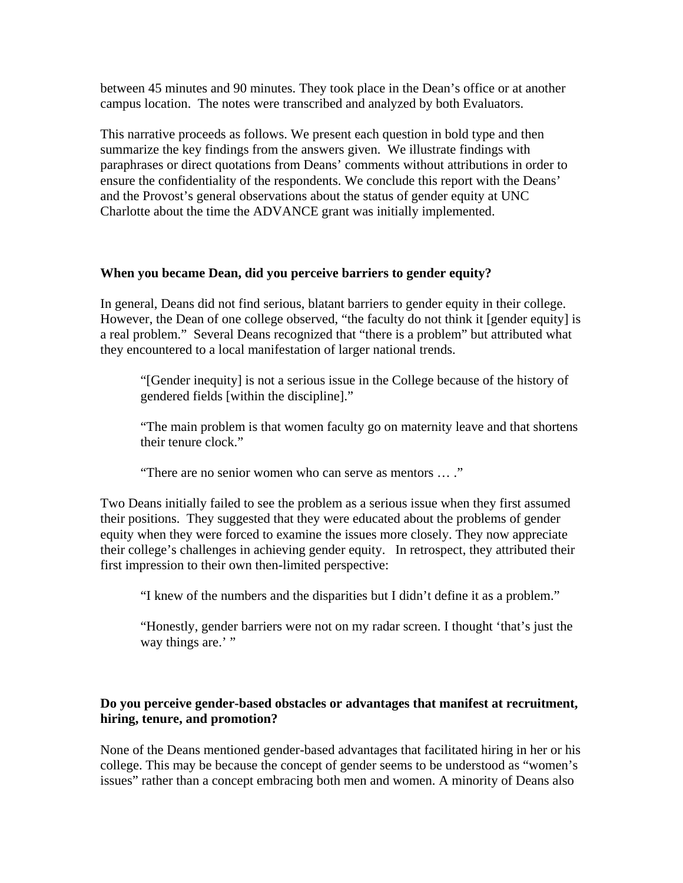between 45 minutes and 90 minutes. They took place in the Dean's office or at another campus location. The notes were transcribed and analyzed by both Evaluators.

This narrative proceeds as follows. We present each question in bold type and then summarize the key findings from the answers given. We illustrate findings with paraphrases or direct quotations from Deans' comments without attributions in order to ensure the confidentiality of the respondents. We conclude this report with the Deans' and the Provost's general observations about the status of gender equity at UNC Charlotte about the time the ADVANCE grant was initially implemented.

**When you became Dean, did you perceive barriers to gender equity?**

In general, Deans did not find serious, blatant barriers to gender equity in their college. However, the Dean of one college observed, "the faculty do not think it [gender equity] is a real problem." Several Deans recognized that "there is a problem" but attributed what they encountered to a local manifestation of larger national trends.

> "[Gender inequity] is not a serious issue in the College because of the history of gendered fields [within the discipline]."
>
> "The main problem is that women faculty go on maternity leave and that shortens their tenure clock."
>
> "There are no senior women who can serve as mentors … ."

Two Deans initially failed to see the problem as a serious issue when they first assumed their positions. They suggested that they were educated about the problems of gender equity when they were forced to examine the issues more closely. They now appreciate their college's challenges in achieving gender equity. In retrospect, they attributed their first impression to their own then-limited perspective:

> "I knew of the numbers and the disparities but I didn't define it as a problem."
>
> "Honestly, gender barriers were not on my radar screen. I thought 'that's just the way things are.' "

**Do you perceive gender-based obstacles or advantages that manifest at recruitment, hiring, tenure, and promotion?**

None of the Deans mentioned gender-based advantages that facilitated hiring in her or his college. This may be because the concept of gender seems to be understood as "women's issues" rather than a concept embracing both men and women. A minority of Deans also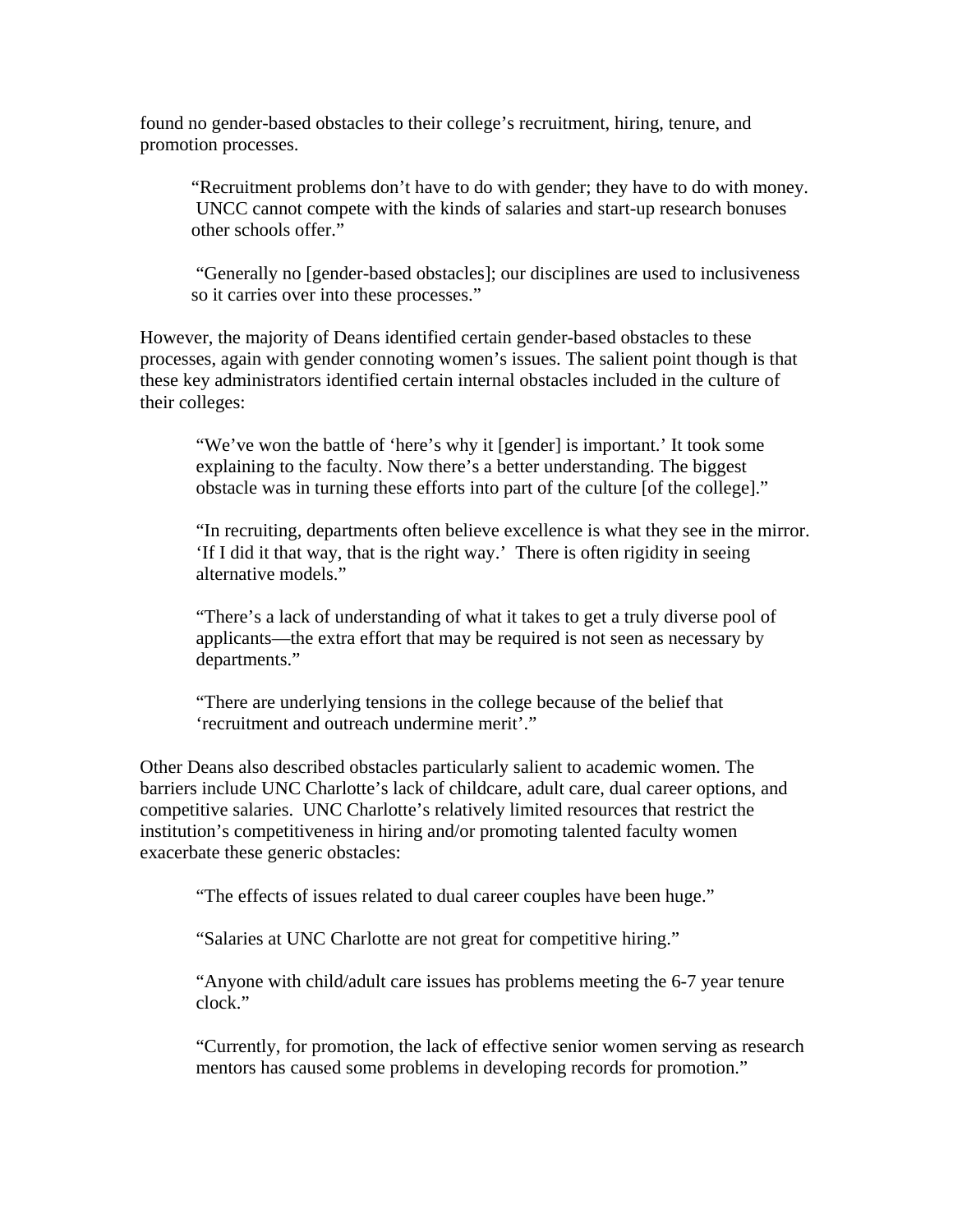found no gender-based obstacles to their college's recruitment, hiring, tenure, and promotion processes.

> "Recruitment problems don't have to do with gender; they have to do with money. UNCC cannot compete with the kinds of salaries and start-up research bonuses other schools offer."

> "Generally no [gender-based obstacles]; our disciplines are used to inclusiveness so it carries over into these processes."

However, the majority of Deans identified certain gender-based obstacles to these processes, again with gender connoting women's issues. The salient point though is that these key administrators identified certain internal obstacles included in the culture of their colleges:

> "We've won the battle of 'here's why it [gender] is important.' It took some explaining to the faculty. Now there's a better understanding. The biggest obstacle was in turning these efforts into part of the culture [of the college]."

> "In recruiting, departments often believe excellence is what they see in the mirror. 'If I did it that way, that is the right way.' There is often rigidity in seeing alternative models."

> "There's a lack of understanding of what it takes to get a truly diverse pool of applicants—the extra effort that may be required is not seen as necessary by departments."

> "There are underlying tensions in the college because of the belief that 'recruitment and outreach undermine merit'."

Other Deans also described obstacles particularly salient to academic women. The barriers include UNC Charlotte's lack of childcare, adult care, dual career options, and competitive salaries. UNC Charlotte's relatively limited resources that restrict the institution's competitiveness in hiring and/or promoting talented faculty women exacerbate these generic obstacles:

> "The effects of issues related to dual career couples have been huge."

> "Salaries at UNC Charlotte are not great for competitive hiring."

> "Anyone with child/adult care issues has problems meeting the 6-7 year tenure clock."

> "Currently, for promotion, the lack of effective senior women serving as research mentors has caused some problems in developing records for promotion."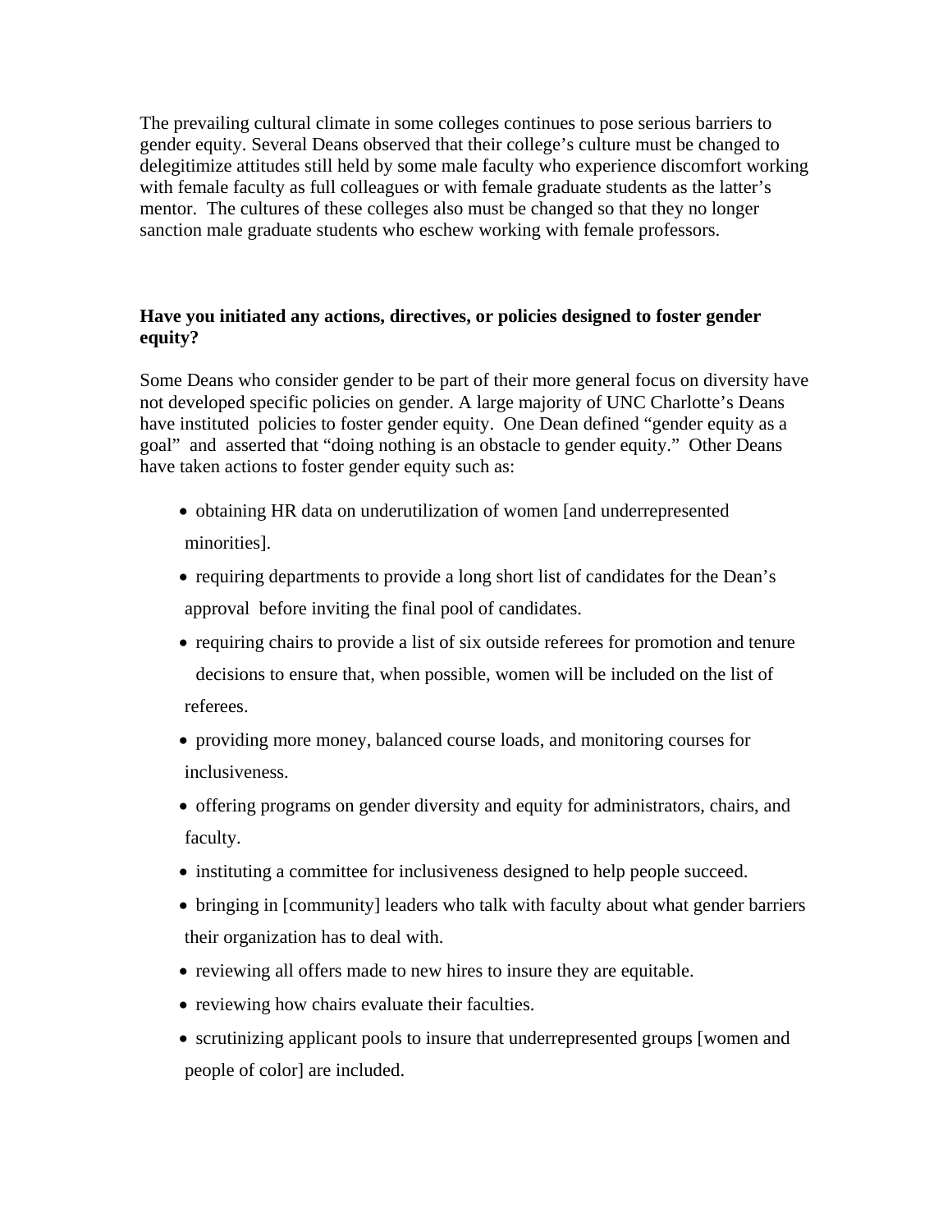The prevailing cultural climate in some colleges continues to pose serious barriers to gender equity. Several Deans observed that their college's culture must be changed to delegitimize attitudes still held by some male faculty who experience discomfort working with female faculty as full colleagues or with female graduate students as the latter's mentor. The cultures of these colleges also must be changed so that they no longer sanction male graduate students who eschew working with female professors.

**Have you initiated any actions, directives, or policies designed to foster gender equity?**

Some Deans who consider gender to be part of their more general focus on diversity have not developed specific policies on gender. A large majority of UNC Charlotte's Deans have instituted policies to foster gender equity. One Dean defined "gender equity as a goal" and asserted that "doing nothing is an obstacle to gender equity." Other Deans have taken actions to foster gender equity such as:

- obtaining HR data on underutilization of women [and underrepresented minorities].
- requiring departments to provide a long short list of candidates for the Dean's approval before inviting the final pool of candidates.
- requiring chairs to provide a list of six outside referees for promotion and tenure decisions to ensure that, when possible, women will be included on the list of referees.
- providing more money, balanced course loads, and monitoring courses for inclusiveness.
- offering programs on gender diversity and equity for administrators, chairs, and faculty.
- instituting a committee for inclusiveness designed to help people succeed.
- bringing in [community] leaders who talk with faculty about what gender barriers their organization has to deal with.
- reviewing all offers made to new hires to insure they are equitable.
- reviewing how chairs evaluate their faculties.
- scrutinizing applicant pools to insure that underrepresented groups [women and people of color] are included.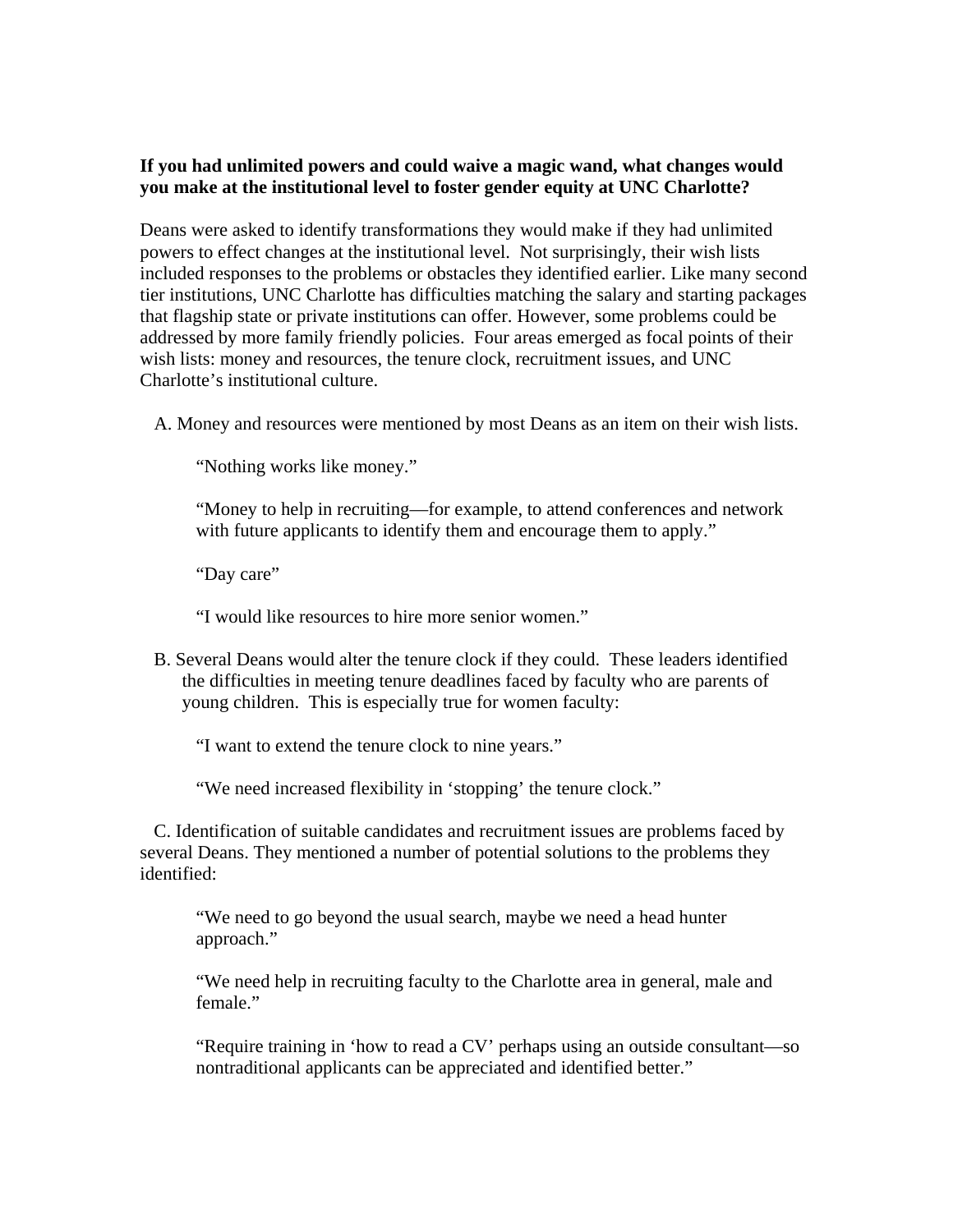**If you had unlimited powers and could waive a magic wand, what changes would you make at the institutional level to foster gender equity at UNC Charlotte?**

Deans were asked to identify transformations they would make if they had unlimited powers to effect changes at the institutional level. Not surprisingly, their wish lists included responses to the problems or obstacles they identified earlier. Like many second tier institutions, UNC Charlotte has difficulties matching the salary and starting packages that flagship state or private institutions can offer. However, some problems could be addressed by more family friendly policies. Four areas emerged as focal points of their wish lists: money and resources, the tenure clock, recruitment issues, and UNC Charlotte's institutional culture.

A. Money and resources were mentioned by most Deans as an item on their wish lists.

> "Nothing works like money."
>
> "Money to help in recruiting—for example, to attend conferences and network with future applicants to identify them and encourage them to apply."
>
> "Day care"
>
> "I would like resources to hire more senior women."

B. Several Deans would alter the tenure clock if they could. These leaders identified the difficulties in meeting tenure deadlines faced by faculty who are parents of young children. This is especially true for women faculty:

> "I want to extend the tenure clock to nine years."
>
> "We need increased flexibility in 'stopping' the tenure clock."

C. Identification of suitable candidates and recruitment issues are problems faced by several Deans. They mentioned a number of potential solutions to the problems they identified:

> "We need to go beyond the usual search, maybe we need a head hunter approach."
>
> "We need help in recruiting faculty to the Charlotte area in general, male and female."
>
> "Require training in 'how to read a CV' perhaps using an outside consultant—so nontraditional applicants can be appreciated and identified better."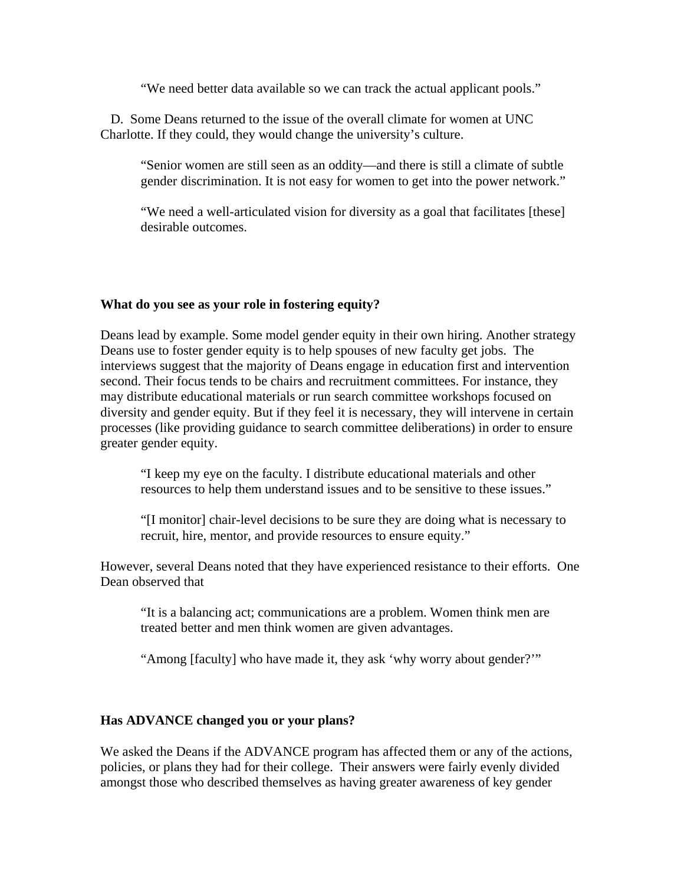"We need better data available so we can track the actual applicant pools."

D. Some Deans returned to the issue of the overall climate for women at UNC Charlotte. If they could, they would change the university's culture.

> "Senior women are still seen as an oddity—and there is still a climate of subtle gender discrimination. It is not easy for women to get into the power network."
>
> "We need a well-articulated vision for diversity as a goal that facilitates [these] desirable outcomes.

**What do you see as your role in fostering equity?**

Deans lead by example. Some model gender equity in their own hiring. Another strategy Deans use to foster gender equity is to help spouses of new faculty get jobs. The interviews suggest that the majority of Deans engage in education first and intervention second. Their focus tends to be chairs and recruitment committees. For instance, they may distribute educational materials or run search committee workshops focused on diversity and gender equity. But if they feel it is necessary, they will intervene in certain processes (like providing guidance to search committee deliberations) in order to ensure greater gender equity.

> "I keep my eye on the faculty. I distribute educational materials and other resources to help them understand issues and to be sensitive to these issues."
>
> "[I monitor] chair-level decisions to be sure they are doing what is necessary to recruit, hire, mentor, and provide resources to ensure equity."

However, several Deans noted that they have experienced resistance to their efforts. One Dean observed that

> "It is a balancing act; communications are a problem. Women think men are treated better and men think women are given advantages.
>
> "Among [faculty] who have made it, they ask 'why worry about gender?'"

**Has ADVANCE changed you or your plans?**

We asked the Deans if the ADVANCE program has affected them or any of the actions, policies, or plans they had for their college. Their answers were fairly evenly divided amongst those who described themselves as having greater awareness of key gender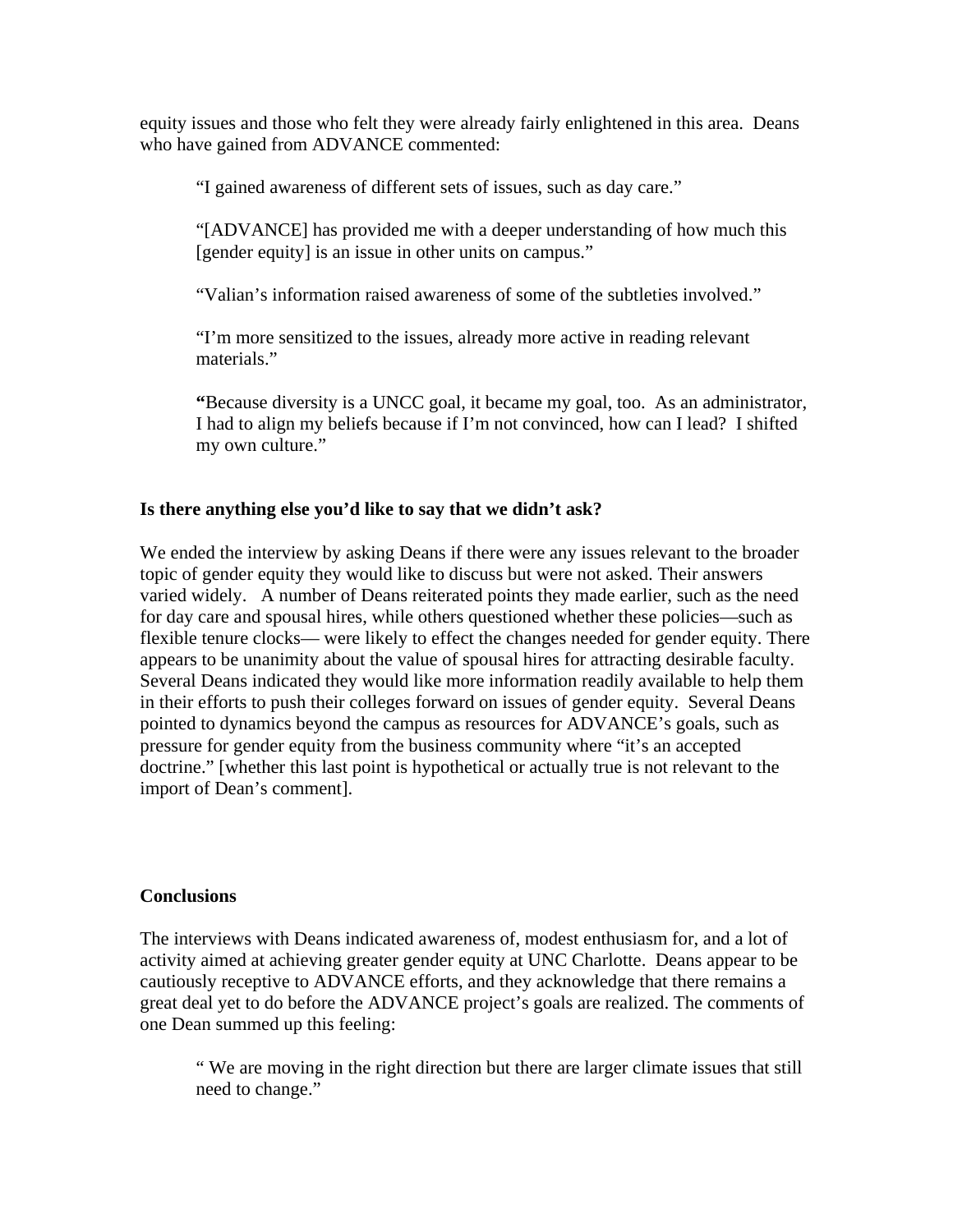equity issues and those who felt they were already fairly enlightened in this area. Deans who have gained from ADVANCE commented:

> "I gained awareness of different sets of issues, such as day care."
>
> "[ADVANCE] has provided me with a deeper understanding of how much this [gender equity] is an issue in other units on campus."
>
> "Valian's information raised awareness of some of the subtleties involved."
>
> "I'm more sensitized to the issues, already more active in reading relevant materials."
>
> **"**Because diversity is a UNCC goal, it became my goal, too. As an administrator, I had to align my beliefs because if I'm not convinced, how can I lead? I shifted my own culture."

**Is there anything else you'd like to say that we didn't ask?**

We ended the interview by asking Deans if there were any issues relevant to the broader topic of gender equity they would like to discuss but were not asked. Their answers varied widely. A number of Deans reiterated points they made earlier, such as the need for day care and spousal hires, while others questioned whether these policies—such as flexible tenure clocks— were likely to effect the changes needed for gender equity. There appears to be unanimity about the value of spousal hires for attracting desirable faculty. Several Deans indicated they would like more information readily available to help them in their efforts to push their colleges forward on issues of gender equity. Several Deans pointed to dynamics beyond the campus as resources for ADVANCE's goals, such as pressure for gender equity from the business community where "it's an accepted doctrine." [whether this last point is hypothetical or actually true is not relevant to the import of Dean's comment].

**Conclusions**

The interviews with Deans indicated awareness of, modest enthusiasm for, and a lot of activity aimed at achieving greater gender equity at UNC Charlotte. Deans appear to be cautiously receptive to ADVANCE efforts, and they acknowledge that there remains a great deal yet to do before the ADVANCE project's goals are realized. The comments of one Dean summed up this feeling:

> " We are moving in the right direction but there are larger climate issues that still need to change."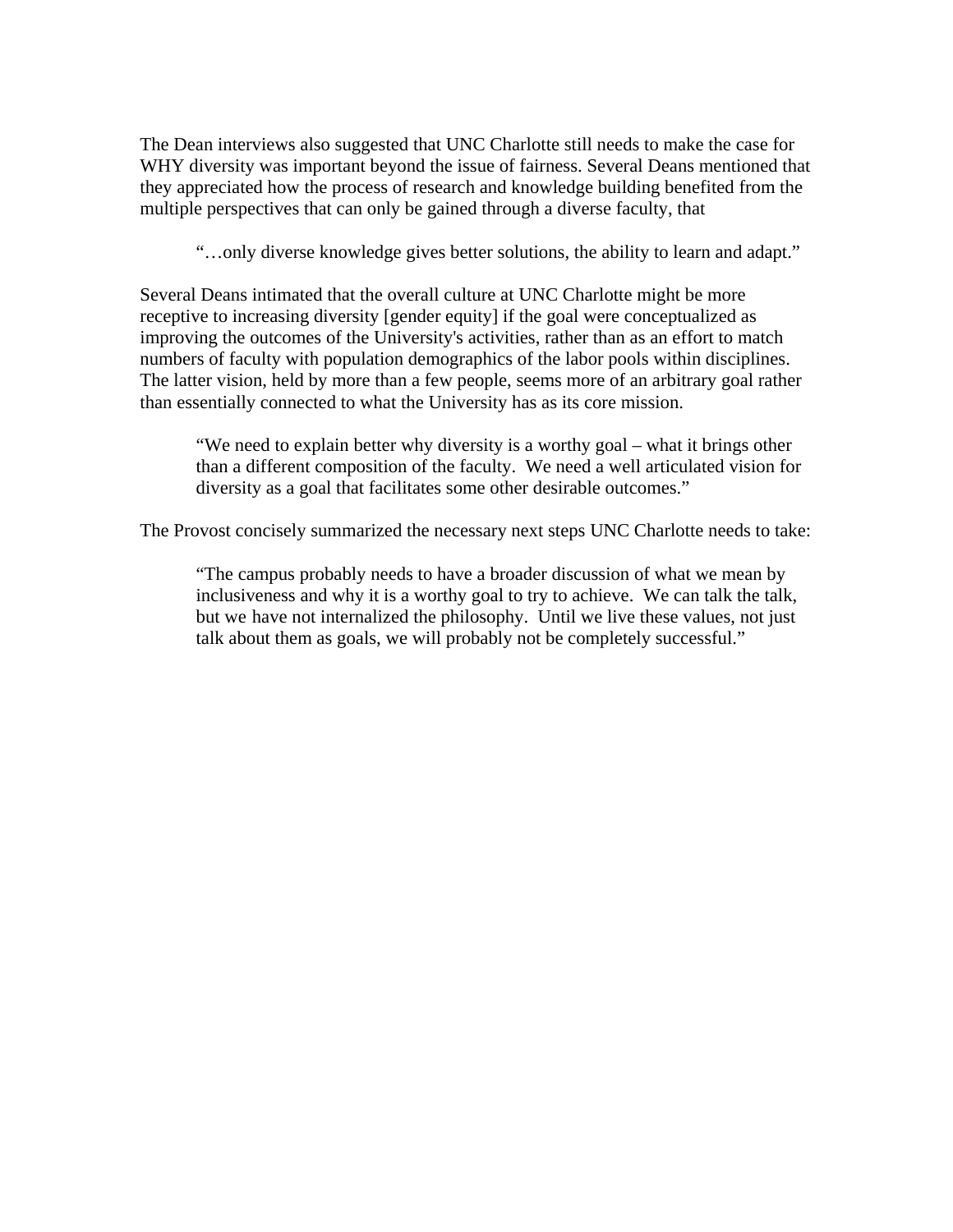The Dean interviews also suggested that UNC Charlotte still needs to make the case for WHY diversity was important beyond the issue of fairness. Several Deans mentioned that they appreciated how the process of research and knowledge building benefited from the multiple perspectives that can only be gained through a diverse faculty, that

> "…only diverse knowledge gives better solutions, the ability to learn and adapt."

Several Deans intimated that the overall culture at UNC Charlotte might be more receptive to increasing diversity [gender equity] if the goal were conceptualized as improving the outcomes of the University's activities, rather than as an effort to match numbers of faculty with population demographics of the labor pools within disciplines. The latter vision, held by more than a few people, seems more of an arbitrary goal rather than essentially connected to what the University has as its core mission.

> "We need to explain better why diversity is a worthy goal – what it brings other than a different composition of the faculty. We need a well articulated vision for diversity as a goal that facilitates some other desirable outcomes."

The Provost concisely summarized the necessary next steps UNC Charlotte needs to take:

> "The campus probably needs to have a broader discussion of what we mean by inclusiveness and why it is a worthy goal to try to achieve. We can talk the talk, but we have not internalized the philosophy. Until we live these values, not just talk about them as goals, we will probably not be completely successful."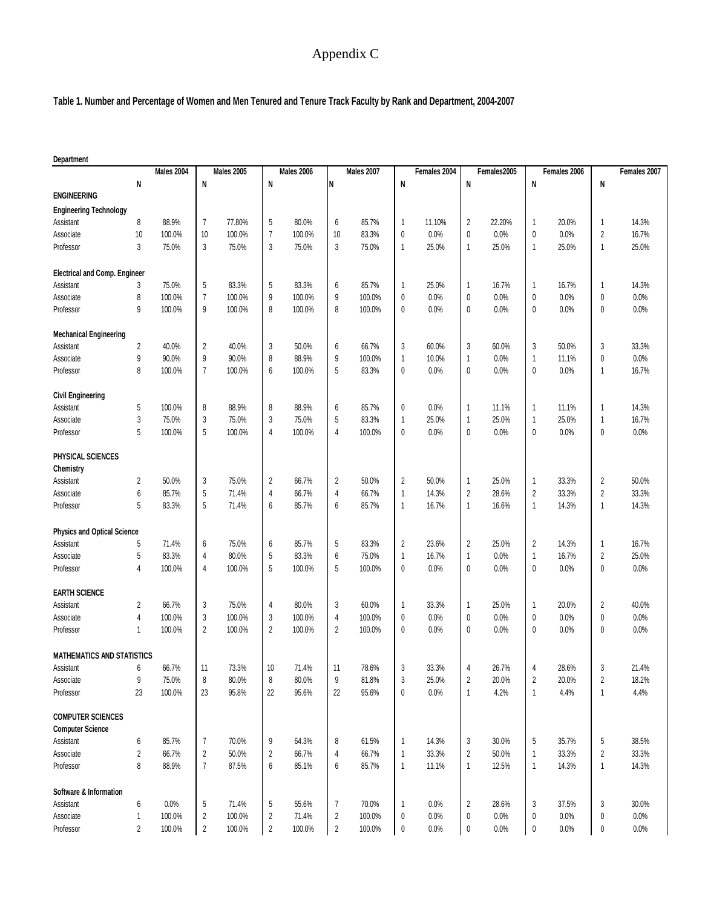# Appendix C

**Table 1. Number and Percentage of Women and Men Tenured and Tenure Track Faculty by Rank and Department, 2004-2007**

| Department | Males 2004 | | Males 2005 | | Males 2006 | | Males 2007 | | Females 2004 | | Females2005 | | Females 2006 | | Females 2007 | |
|---|---|---|---|---|---|---|---|---|---|---|---|---|---|---|---|---|
| | N | | N | | N | | N | | N | | N | | N | | N | |
| **ENGINEERING** | | | | | | | | | | | | | | | | |
| **Engineering Technology** | | | | | | | | | | | | | | | | |
| Assistant | 8 | 88.9% | 7 | 77.80% | 5 | 80.0% | 6 | 85.7% | 1 | 11.10% | 2 | 22.20% | 1 | 20.0% | 1 | 14.3% |
| Associate | 10 | 100.0% | 10 | 100.0% | 7 | 100.0% | 10 | 83.3% | 0 | 0.0% | 0 | 0.0% | 0 | 0.0% | 2 | 16.7% |
| Professor | 3 | 75.0% | 3 | 75.0% | 3 | 75.0% | 3 | 75.0% | 1 | 25.0% | 1 | 25.0% | 1 | 25.0% | 1 | 25.0% |
| **Electrical and Comp. Engineer** | | | | | | | | | | | | | | | | |
| Assistant | 3 | 75.0% | 5 | 83.3% | 5 | 83.3% | 6 | 85.7% | 1 | 25.0% | 1 | 16.7% | 1 | 16.7% | 1 | 14.3% |
| Associate | 8 | 100.0% | 7 | 100.0% | 9 | 100.0% | 9 | 100.0% | 0 | 0.0% | 0 | 0.0% | 0 | 0.0% | 0 | 0.0% |
| Professor | 9 | 100.0% | 9 | 100.0% | 8 | 100.0% | 8 | 100.0% | 0 | 0.0% | 0 | 0.0% | 0 | 0.0% | 0 | 0.0% |
| **Mechanical Engineering** | | | | | | | | | | | | | | | | |
| Assistant | 2 | 40.0% | 2 | 40.0% | 3 | 50.0% | 6 | 66.7% | 3 | 60.0% | 3 | 60.0% | 3 | 50.0% | 3 | 33.3% |
| Associate | 9 | 90.0% | 9 | 90.0% | 8 | 88.9% | 9 | 100.0% | 1 | 10.0% | 1 | 0.0% | 1 | 11.1% | 0 | 0.0% |
| Professor | 8 | 100.0% | 7 | 100.0% | 6 | 100.0% | 5 | 83.3% | 0 | 0.0% | 0 | 0.0% | 0 | 0.0% | 1 | 16.7% |
| **Civil Engineering** | | | | | | | | | | | | | | | | |
| Assistant | 5 | 100.0% | 8 | 88.9% | 8 | 88.9% | 6 | 85.7% | 0 | 0.0% | 1 | 11.1% | 1 | 11.1% | 1 | 14.3% |
| Associate | 3 | 75.0% | 3 | 75.0% | 3 | 75.0% | 5 | 83.3% | 1 | 25.0% | 1 | 25.0% | 1 | 25.0% | 1 | 16.7% |
| Professor | 5 | 100.0% | 5 | 100.0% | 4 | 100.0% | 4 | 100.0% | 0 | 0.0% | 0 | 0.0% | 0 | 0.0% | 0 | 0.0% |
| **PHYSICAL SCIENCES** | | | | | | | | | | | | | | | | |
| **Chemistry** | | | | | | | | | | | | | | | | |
| Assistant | 2 | 50.0% | 3 | 75.0% | 2 | 66.7% | 2 | 50.0% | 2 | 50.0% | 1 | 25.0% | 1 | 33.3% | 2 | 50.0% |
| Associate | 6 | 85.7% | 5 | 71.4% | 4 | 66.7% | 4 | 66.7% | 1 | 14.3% | 2 | 28.6% | 2 | 33.3% | 2 | 33.3% |
| Professor | 5 | 83.3% | 5 | 71.4% | 6 | 85.7% | 6 | 85.7% | 1 | 16.7% | 1 | 16.6% | 1 | 14.3% | 1 | 14.3% |
| **Physics and Optical Science** | | | | | | | | | | | | | | | | |
| Assistant | 5 | 71.4% | 6 | 75.0% | 6 | 85.7% | 5 | 83.3% | 2 | 23.6% | 2 | 25.0% | 2 | 14.3% | 1 | 16.7% |
| Associate | 5 | 83.3% | 4 | 80.0% | 5 | 83.3% | 6 | 75.0% | 1 | 16.7% | 1 | 0.0% | 1 | 16.7% | 2 | 25.0% |
| Professor | 4 | 100.0% | 4 | 100.0% | 5 | 100.0% | 5 | 100.0% | 0 | 0.0% | 0 | 0.0% | 0 | 0.0% | 0 | 0.0% |
| **EARTH SCIENCE** | | | | | | | | | | | | | | | | |
| Assistant | 2 | 66.7% | 3 | 75.0% | 4 | 80.0% | 3 | 60.0% | 1 | 33.3% | 1 | 25.0% | 1 | 20.0% | 2 | 40.0% |
| Associate | 4 | 100.0% | 3 | 100.0% | 3 | 100.0% | 4 | 100.0% | 0 | 0.0% | 0 | 0.0% | 0 | 0.0% | 0 | 0.0% |
| Professor | 1 | 100.0% | 2 | 100.0% | 2 | 100.0% | 2 | 100.0% | 0 | 0.0% | 0 | 0.0% | 0 | 0.0% | 0 | 0.0% |
| **MATHEMATICS AND STATISTICS** | | | | | | | | | | | | | | | | |
| Assistant | 6 | 66.7% | 11 | 73.3% | 10 | 71.4% | 11 | 78.6% | 3 | 33.3% | 4 | 26.7% | 4 | 28.6% | 3 | 21.4% |
| Associate | 9 | 75.0% | 8 | 80.0% | 8 | 80.0% | 9 | 81.8% | 3 | 25.0% | 2 | 20.0% | 2 | 20.0% | 2 | 18.2% |
| Professor | 23 | 100.0% | 23 | 95.8% | 22 | 95.6% | 22 | 95.6% | 0 | 0.0% | 1 | 4.2% | 1 | 4.4% | 1 | 4.4% |
| **COMPUTER SCIENCES** | | | | | | | | | | | | | | | | |
| **Computer Science** | | | | | | | | | | | | | | | | |
| Assistant | 6 | 85.7% | 7 | 70.0% | 9 | 64.3% | 8 | 61.5% | 1 | 14.3% | 3 | 30.0% | 5 | 35.7% | 5 | 38.5% |
| Associate | 2 | 66.7% | 2 | 50.0% | 2 | 66.7% | 4 | 66.7% | 1 | 33.3% | 2 | 50.0% | 1 | 33.3% | 2 | 33.3% |
| Professor | 8 | 88.9% | 7 | 87.5% | 6 | 85.1% | 6 | 85.7% | 1 | 11.1% | 1 | 12.5% | 1 | 14.3% | 1 | 14.3% |
| **Software & Information** | | | | | | | | | | | | | | | | |
| Assistant | 6 | 0.0% | 5 | 71.4% | 5 | 55.6% | 7 | 70.0% | 1 | 0.0% | 2 | 28.6% | 3 | 37.5% | 3 | 30.0% |
| Associate | 1 | 100.0% | 2 | 100.0% | 2 | 71.4% | 2 | 100.0% | 0 | 0.0% | 0 | 0.0% | 0 | 0.0% | 0 | 0.0% |
| Professor | 2 | 100.0% | 2 | 100.0% | 2 | 100.0% | 2 | 100.0% | 0 | 0.0% | 0 | 0.0% | 0 | 0.0% | 0 | 0.0% |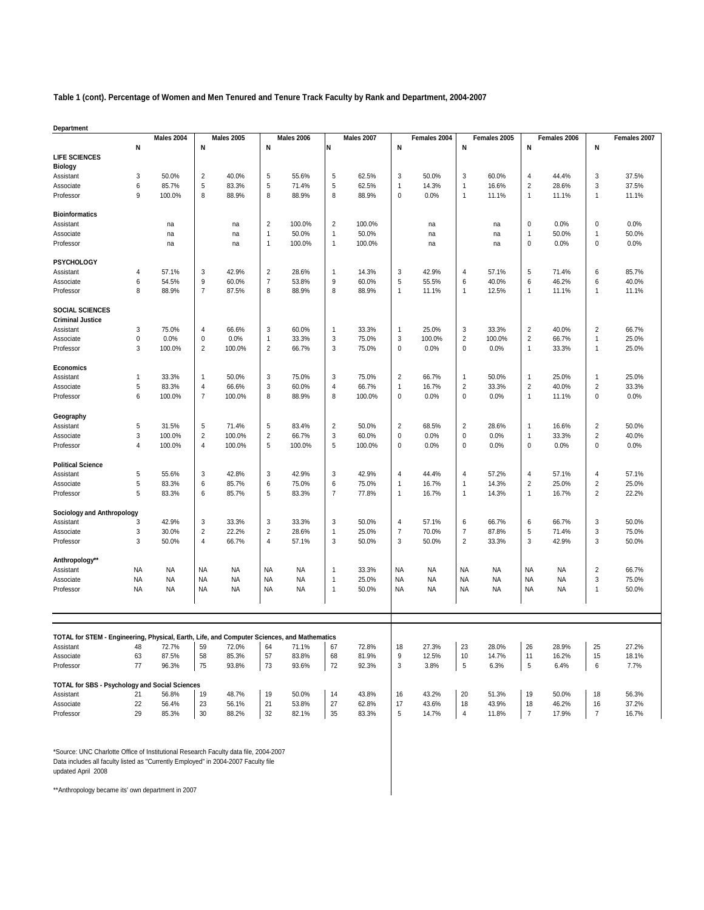**Table 1 (cont). Percentage of Women and Men Tenured and Tenure Track Faculty by Rank and Department, 2004-2007**

| Department | | Males 2004 | | Males 2005 | | Males 2006 | | Males 2007 | | Females 2004 | | Females 2005 | | Females 2006 | | Females 2007 |
|---|---|---|---|---|---|---|---|---|---|---|---|---|---|---|---|---|
| | N | | N | | N | | N | | N | | N | | N | | N | |
| **LIFE SCIENCES** | | | | | | | | | | | | | | | | |
| **Biology** | | | | | | | | | | | | | | | | |
| Assistant | 3 | 50.0% | 2 | 40.0% | 5 | 55.6% | 5 | 62.5% | 3 | 50.0% | 3 | 60.0% | 4 | 44.4% | 3 | 37.5% |
| Associate | 6 | 85.7% | 5 | 83.3% | 5 | 71.4% | 5 | 62.5% | 1 | 14.3% | 1 | 16.6% | 2 | 28.6% | 3 | 37.5% |
| Professor | 9 | 100.0% | 8 | 88.9% | 8 | 88.9% | 8 | 88.9% | 0 | 0.0% | 1 | 11.1% | 1 | 11.1% | 1 | 11.1% |
| **Bioinformatics** | | | | | | | | | | | | | | | | |
| Assistant | | na | | na | 2 | 100.0% | 2 | 100.0% | | na | | na | 0 | 0.0% | 0 | 0.0% |
| Associate | | na | | na | 1 | 50.0% | 1 | 50.0% | | na | | na | 1 | 50.0% | 1 | 50.0% |
| Professor | | na | | na | 1 | 100.0% | 1 | 100.0% | | na | | na | 0 | 0.0% | 0 | 0.0% |
| **PSYCHOLOGY** | | | | | | | | | | | | | | | | |
| Assistant | 4 | 57.1% | 3 | 42.9% | 2 | 28.6% | 1 | 14.3% | 3 | 42.9% | 4 | 57.1% | 5 | 71.4% | 6 | 85.7% |
| Associate | 6 | 54.5% | 9 | 60.0% | 7 | 53.8% | 9 | 60.0% | 5 | 55.5% | 6 | 40.0% | 6 | 46.2% | 6 | 40.0% |
| Professor | 8 | 88.9% | 7 | 87.5% | 8 | 88.9% | 8 | 88.9% | 1 | 11.1% | 1 | 12.5% | 1 | 11.1% | 1 | 11.1% |
| **SOCIAL SCIENCES** | | | | | | | | | | | | | | | | |
| **Criminal Justice** | | | | | | | | | | | | | | | | |
| Assistant | 3 | 75.0% | 4 | 66.6% | 3 | 60.0% | 1 | 33.3% | 1 | 25.0% | 3 | 33.3% | 2 | 40.0% | 2 | 66.7% |
| Associate | 0 | 0.0% | 0 | 0.0% | 1 | 33.3% | 3 | 75.0% | 3 | 100.0% | 2 | 100.0% | 2 | 66.7% | 1 | 25.0% |
| Professor | 3 | 100.0% | 2 | 100.0% | 2 | 66.7% | 3 | 75.0% | 0 | 0.0% | 0 | 0.0% | 1 | 33.3% | 1 | 25.0% |
| **Economics** | | | | | | | | | | | | | | | | |
| Assistant | 1 | 33.3% | 1 | 50.0% | 3 | 75.0% | 3 | 75.0% | 2 | 66.7% | 1 | 50.0% | 1 | 25.0% | 1 | 25.0% |
| Associate | 5 | 83.3% | 4 | 66.6% | 3 | 60.0% | 4 | 66.7% | 1 | 16.7% | 2 | 33.3% | 2 | 40.0% | 2 | 33.3% |
| Professor | 6 | 100.0% | 7 | 100.0% | 8 | 88.9% | 8 | 100.0% | 0 | 0.0% | 0 | 0.0% | 1 | 11.1% | 0 | 0.0% |
| **Geography** | | | | | | | | | | | | | | | | |
| Assistant | 5 | 31.5% | 5 | 71.4% | 5 | 83.4% | 2 | 50.0% | 2 | 68.5% | 2 | 28.6% | 1 | 16.6% | 2 | 50.0% |
| Associate | 3 | 100.0% | 2 | 100.0% | 2 | 66.7% | 3 | 60.0% | 0 | 0.0% | 0 | 0.0% | 1 | 33.3% | 2 | 40.0% |
| Professor | 4 | 100.0% | 4 | 100.0% | 5 | 100.0% | 5 | 100.0% | 0 | 0.0% | 0 | 0.0% | 0 | 0.0% | 0 | 0.0% |
| **Political Science** | | | | | | | | | | | | | | | | |
| Assistant | 5 | 55.6% | 3 | 42.8% | 3 | 42.9% | 3 | 42.9% | 4 | 44.4% | 4 | 57.2% | 4 | 57.1% | 4 | 57.1% |
| Associate | 5 | 83.3% | 6 | 85.7% | 6 | 75.0% | 6 | 75.0% | 1 | 16.7% | 1 | 14.3% | 2 | 25.0% | 2 | 25.0% |
| Professor | 5 | 83.3% | 6 | 85.7% | 5 | 83.3% | 7 | 77.8% | 1 | 16.7% | 1 | 14.3% | 1 | 16.7% | 2 | 22.2% |
| **Sociology and Anthropology** | | | | | | | | | | | | | | | | |
| Assistant | 3 | 42.9% | 3 | 33.3% | 3 | 33.3% | 3 | 50.0% | 4 | 57.1% | 6 | 66.7% | 6 | 66.7% | 3 | 50.0% |
| Associate | 3 | 30.0% | 2 | 22.2% | 2 | 28.6% | 1 | 25.0% | 7 | 70.0% | 7 | 87.8% | 5 | 71.4% | 3 | 75.0% |
| Professor | 3 | 50.0% | 4 | 66.7% | 4 | 57.1% | 3 | 50.0% | 3 | 50.0% | 2 | 33.3% | 3 | 42.9% | 3 | 50.0% |
| **Anthropology**** | | | | | | | | | | | | | | | | |
| Assistant | NA | NA | NA | NA | NA | NA | 1 | 33.3% | NA | NA | NA | NA | NA | NA | 2 | 66.7% |
| Associate | NA | NA | NA | NA | NA | NA | 1 | 25.0% | NA | NA | NA | NA | NA | NA | 3 | 75.0% |
| Professor | NA | NA | NA | NA | NA | NA | 1 | 50.0% | NA | NA | NA | NA | NA | NA | 1 | 50.0% |
| **TOTAL for STEM - Engineering, Physical, Earth, Life, and Computer Sciences, and Mathematics** | | | | | | | | | | | | | | | | |
| Assistant | 48 | 72.7% | 59 | 72.0% | 64 | 71.1% | 67 | 72.8% | 18 | 27.3% | 23 | 28.0% | 26 | 28.9% | 25 | 27.2% |
| Associate | 63 | 87.5% | 58 | 85.3% | 57 | 83.8% | 68 | 81.9% | 9 | 12.5% | 10 | 14.7% | 11 | 16.2% | 15 | 18.1% |
| Professor | 77 | 96.3% | 75 | 93.8% | 73 | 93.6% | 72 | 92.3% | 3 | 3.8% | 5 | 6.3% | 5 | 6.4% | 6 | 7.7% |
| **TOTAL for SBS - Psychology and Social Sciences** | | | | | | | | | | | | | | | | |
| Assistant | 21 | 56.8% | 19 | 48.7% | 19 | 50.0% | 14 | 43.8% | 16 | 43.2% | 20 | 51.3% | 19 | 50.0% | 18 | 56.3% |
| Associate | 22 | 56.4% | 23 | 56.1% | 21 | 53.8% | 27 | 62.8% | 17 | 43.6% | 18 | 43.9% | 18 | 46.2% | 16 | 37.2% |
| Professor | 29 | 85.3% | 30 | 88.2% | 32 | 82.1% | 35 | 83.3% | 5 | 14.7% | 4 | 11.8% | 7 | 17.9% | 7 | 16.7% |

*Source: UNC Charlotte Office of Institutional Research Faculty data file, 2004-2007
Data includes all faculty listed as "Currently Employed" in 2004-2007 Faculty file
updated April 2008

**Anthropology became its' own department in 2007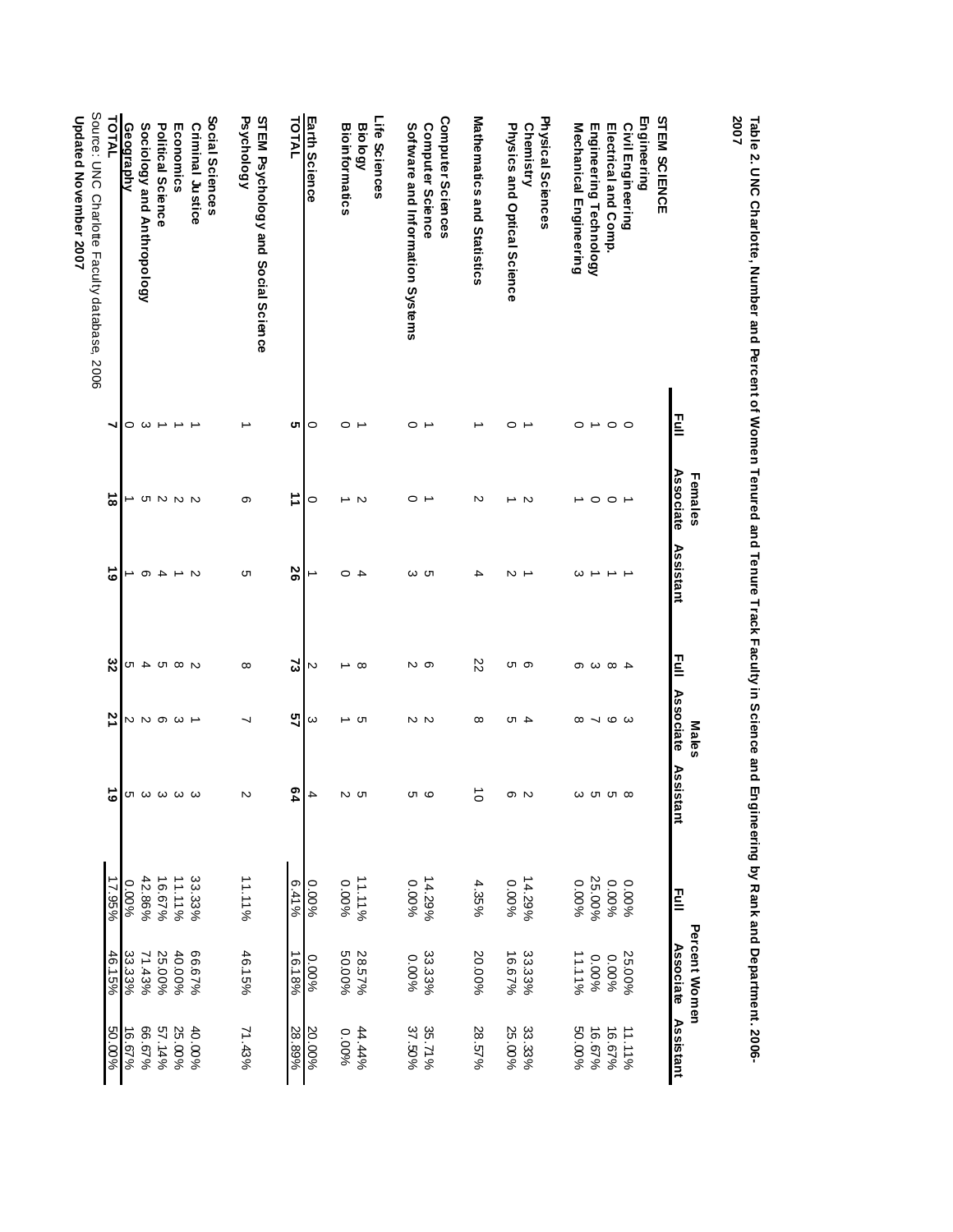**Table 2. UNC Charlotte, Number and Percent of Women Tenured and Tenure Track Faculty in Science and Engineering by Rank and Department. 2006-2007**

| | Females | | | Males | | | Percent Women | | |
|---|---|---|---|---|---|---|---|---|---|
| | Full | Associate | Assistant | Full | Associate | Assistant | Full | Associate | Assistant |
| **STEM SCIENCE** | | | | | | | | | |
| **Engineering** | | | | | | | | | |
| Civil Engineering | 0 | 1 | 1 | 4 | 3 | 8 | 0.00% | 25.00% | 11.11% |
| Electrical and Comp. | 0 | 0 | 1 | 8 | 9 | 5 | 0.00% | 0.00% | 16.67% |
| Engineering Technology | 1 | 0 | 1 | 3 | 7 | 5 | 25.00% | 0.00% | 16.67% |
| Mechanical Engineering | 0 | 1 | 3 | 6 | 8 | 3 | 0.00% | 11.11% | 50.00% |
| **Physical Sciences** | | | | | | | | | |
| Chemistry | 1 | 2 | 1 | 6 | 4 | 2 | 14.29% | 33.33% | 33.33% |
| Physics and Optical Science | 0 | 1 | 2 | 5 | 5 | 6 | 0.00% | 16.67% | 25.00% |
| **Mathematics and Statistics** | 1 | 2 | 4 | 22 | 8 | 10 | 4.35% | 20.00% | 28.57% |
| **Computer Sciences** | | | | | | | | | |
| Computer Science | 1 | 1 | 5 | 6 | 2 | 9 | 14.29% | 33.33% | 35.71% |
| Software and Information Systems | 0 | 0 | 3 | 2 | 2 | 5 | 0.00% | 0.00% | 37.50% |
| **Life Sciences** | | | | | | | | | |
| Biology | 1 | 2 | 4 | 8 | 5 | 5 | 11.11% | 28.57% | 44.44% |
| Bioinformatics | 0 | 1 | 0 | 1 | 1 | 2 | 0.00% | 50.00% | 0.00% |
| **Earth Science** | 0 | 0 | 1 | 2 | 3 | 4 | 0.00% | 0.00% | 20.00% |
| **TOTAL** | **5** | **11** | **26** | **73** | **57** | **64** | 6.41% | 16.18% | 28.89% |
| **STEM Psychology and Social Science** | | | | | | | | | |
| Psychology | 1 | 6 | 5 | 8 | 7 | 2 | 11.11% | 46.15% | 71.43% |
| **Social Sciences** | | | | | | | | | |
| Criminal Justice | 1 | 2 | 2 | 2 | 1 | 3 | 33.33% | 66.67% | 40.00% |
| Economics | 1 | 2 | 1 | 8 | 3 | 3 | 11.11% | 40.00% | 25.00% |
| Political Science | 1 | 2 | 4 | 5 | 6 | 3 | 16.67% | 25.00% | 57.14% |
| Sociology and Anthropology | 3 | 5 | 6 | 4 | 2 | 3 | 42.86% | 71.43% | 66.67% |
| Geography | 0 | 1 | 1 | 5 | 2 | 5 | 0.00% | 33.33% | 16.67% |
| **TOTAL** | **7** | **18** | **19** | **32** | **21** | **19** | 17.95% | 46.15% | 50.00% |

Source: UNC Charlotte Faculty database, 2006

**Updated November 2007**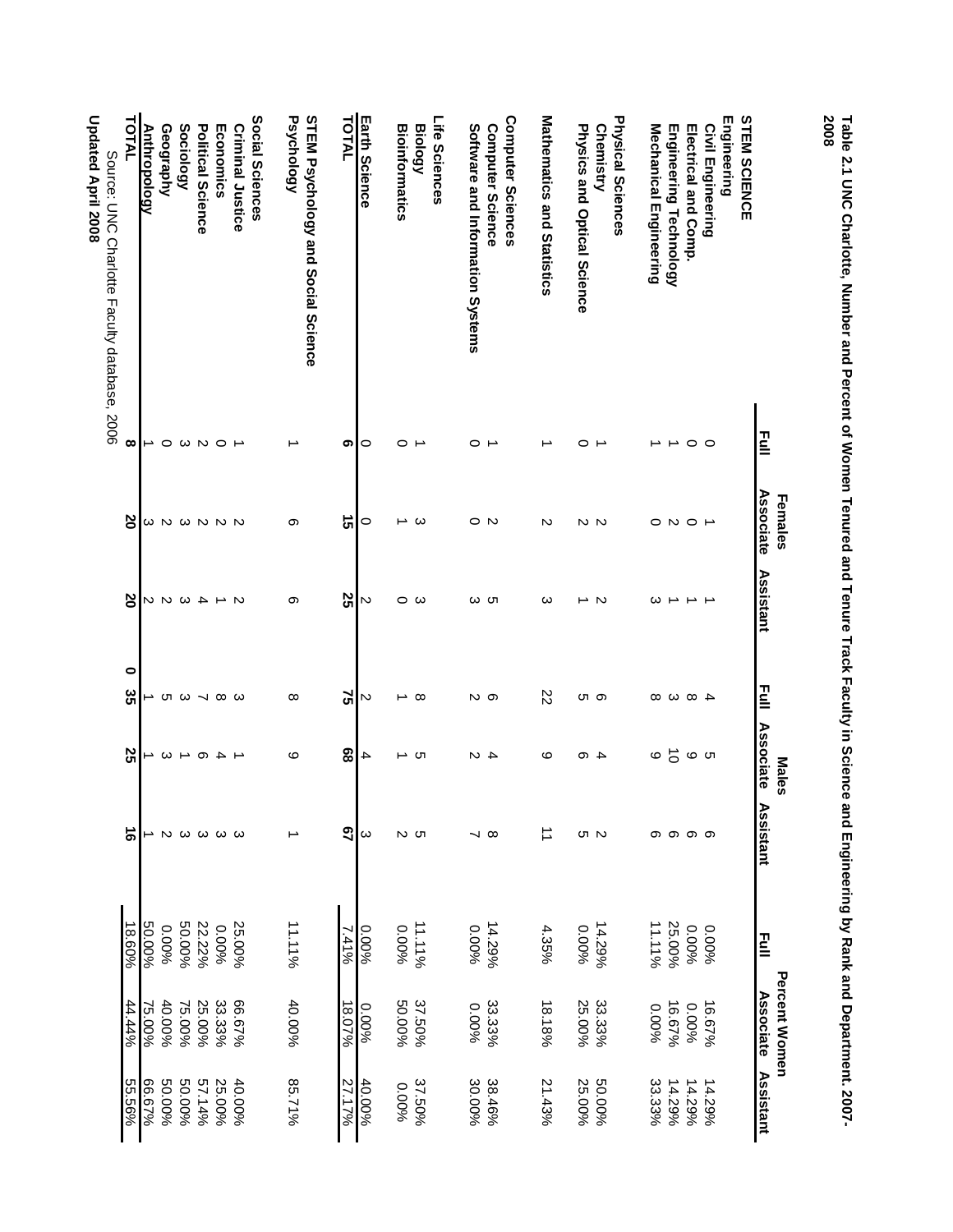**Table 2.1 UNC Charlotte, Number and Percent of Women Tenured and Tenure Track Faculty in Science and Engineering by Rank and Department. 2007-2008**

| | Females | | | Males | | | Percent Women | | |
|---|---|---|---|---|---|---|---|---|---|
| | Full | Associate | Assistant | Full | Associate | Assistant | Full | Associate | Assistant |
| **STEM SCIENCE** | | | | | | | | | |
| **Engineering** | | | | | | | | | |
| Civil Engineering | 0 | 1 | 1 | 4 | 5 | 6 | 0.00% | 16.67% | 14.29% |
| Electrical and Comp. | 0 | 0 | 1 | 8 | 9 | 6 | 0.00% | 0.00% | 14.29% |
| Engineering Technology | 1 | 2 | 1 | 3 | 10 | 6 | 25.00% | 16.67% | 14.29% |
| Mechanical Engineering | 1 | 0 | 3 | 8 | 9 | 6 | 11.11% | 0.00% | 33.33% |
| **Physical Sciences** | | | | | | | | | |
| Chemistry | 1 | 2 | 2 | 6 | 4 | 2 | 14.29% | 33.33% | 50.00% |
| Physics and Optical Science | 0 | 2 | 1 | 5 | 6 | 5 | 0.00% | 25.00% | 25.00% |
| **Mathematics and Statistics** | 1 | 2 | 3 | 22 | 9 | 11 | 4.35% | 18.18% | 21.43% |
| **Computer Sciences** | | | | | | | | | |
| Computer Science | 1 | 2 | 5 | 6 | 4 | 8 | 14.29% | 33.33% | 38.46% |
| Software and Information Systems | 0 | 0 | 3 | 2 | 2 | 7 | 0.00% | 0.00% | 30.00% |
| **Life Sciences** | | | | | | | | | |
| Biology | 1 | 3 | 3 | 8 | 5 | 5 | 11.11% | 37.50% | 37.50% |
| Bioinformatics | 0 | 1 | 0 | 1 | 1 | 2 | 0.00% | 50.00% | 0.00% |
| **Earth Science** | 0 | 0 | 2 | 2 | 4 | 3 | 0.00% | 0.00% | 40.00% |
| **TOTAL** | **6** | **15** | **25** | **75** | **68** | **67** | 7.41% | 18.07% | 27.17% |
| **STEM Psychology and Social Science** | | | | | | | | | |
| Psychology | 1 | 6 | 6 | 8 | 9 | 1 | 11.11% | 40.00% | 85.71% |
| **Social Sciences** | | | | | | | | | |
| Criminal Justice | 1 | 2 | 2 | 3 | 1 | 3 | 25.00% | 66.67% | 40.00% |
| Economics | 0 | 2 | 1 | 8 | 4 | 3 | 0.00% | 33.33% | 25.00% |
| Political Science | 2 | 2 | 4 | 7 | 6 | 3 | 22.22% | 25.00% | 57.14% |
| Sociology | 3 | 3 | 3 | 3 | 1 | 3 | 50.00% | 75.00% | 50.00% |
| Geography | 0 | 2 | 2 | 5 | 3 | 2 | 0.00% | 40.00% | 50.00% |
| Anthropology | 1 | 3 | 2 | 1 | 1 | 1 | 50.00% | 75.00% | 66.67% |
| **TOTAL** | **8** | **20** | **20** | **0 35** | **25** | **16** | 18.60% | 44.44% | 55.56% |

Source: UNC Charlotte Faculty database, 2006

**Updated April 2008**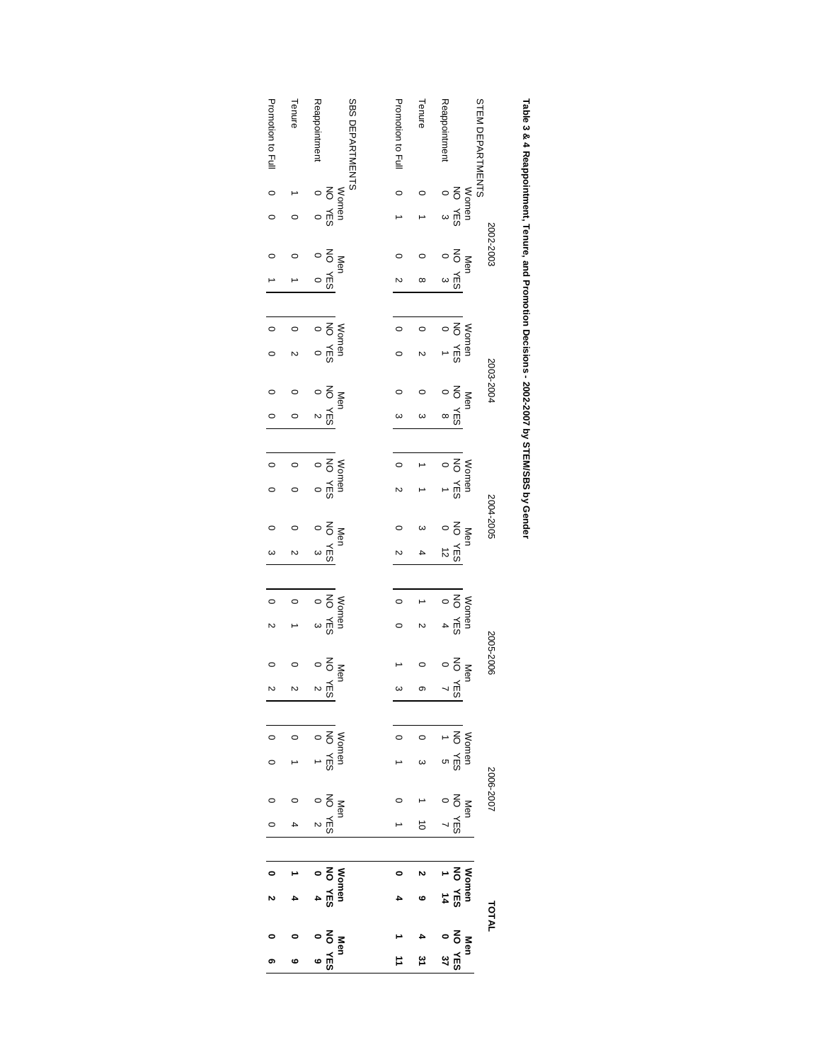**Table 3 & 4 Reappointment, Tenure, and Promotion Decisions - 2002-2007 by STEM/SBS by Gender**

| | 2002-2003 | | | | 2003-2004 | | | | 2004-2005 | | | | 2005-2006 | | | | 2006-2007 | | | | **TOTAL** | | | |
|---|---|---|---|---|---|---|---|---|---|---|---|---|---|---|---|---|---|---|---|---|---|---|---|---|
| | Women | | Men | | Women | | Men | | Women | | Men | | Women | | Men | | Women | | Men | | **Women** | | **Men** | |
| **STEM DEPARTMENTS** | NO | YES | NO | YES | NO | YES | NO | YES | NO | YES | NO | YES | NO | YES | NO | YES | NO | YES | NO | YES | **NO** | **YES** | **NO** | **YES** |
| Reappointment | 0 | 3 | 0 | 3 | 0 | 1 | 0 | 8 | 0 | 1 | 0 | 12 | 0 | 4 | 0 | 7 | 1 | 5 | 0 | 7 | **1** | **14** | **0** | **37** |
| Tenure | 0 | 1 | 0 | 8 | 0 | 2 | 0 | 3 | 1 | 1 | 3 | 4 | 1 | 2 | 0 | 6 | 0 | 3 | 1 | 10 | **2** | **9** | **4** | **31** |
| Promotion to Full | 0 | 1 | 0 | 2 | 0 | 0 | 0 | 3 | 0 | 2 | 0 | 2 | 0 | 0 | 1 | 3 | 0 | 1 | 0 | 1 | **0** | **4** | **1** | **11** |
| | Women | | Men | | Women | | Men | | Women | | Men | | Women | | Men | | Women | | Men | | **Women** | | **Men** | |
| **SBS DEPARTMENTS** | NO | YES | NO | YES | NO | YES | NO | YES | NO | YES | NO | YES | NO | YES | NO | YES | NO | YES | NO | YES | **NO** | **YES** | **NO** | **YES** |
| Reappointment | 0 | 0 | 0 | 0 | 0 | 0 | 0 | 2 | 0 | 0 | 0 | 3 | 0 | 3 | 0 | 2 | 0 | 1 | 0 | 2 | **0** | **4** | **0** | **9** |
| Tenure | 1 | 0 | 0 | 1 | 0 | 2 | 0 | 0 | 0 | 0 | 0 | 2 | 0 | 1 | 0 | 2 | 0 | 1 | 0 | 4 | **1** | **4** | **0** | **9** |
| Promotion to Full | 0 | 0 | 0 | 1 | 0 | 0 | 0 | 0 | 0 | 0 | 0 | 3 | 0 | 2 | 0 | 2 | 0 | 0 | 0 | 0 | **0** | **2** | **0** | **6** |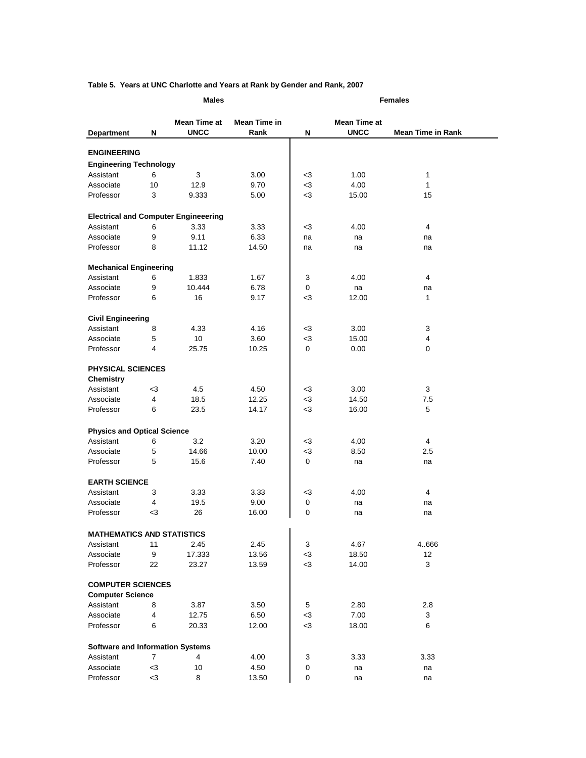**Table 5. Years at UNC Charlotte and Years at Rank by Gender and Rank, 2007**

| | Males | | | Females | | |
|---|---|---|---|---|---|---|
| Department | N | Mean Time at UNCC | Mean Time in Rank | N | Mean Time at UNCC | Mean Time in Rank |
| **ENGINEERING** | | | | | | |
| **Engineering Technology** | | | | | | |
| Assistant | 6 | 3 | 3.00 | <3 | 1.00 | 1 |
| Associate | 10 | 12.9 | 9.70 | <3 | 4.00 | 1 |
| Professor | 3 | 9.333 | 5.00 | <3 | 15.00 | 15 |
| **Electrical and Computer Engineeering** | | | | | | |
| Assistant | 6 | 3.33 | 3.33 | <3 | 4.00 | 4 |
| Associate | 9 | 9.11 | 6.33 | na | na | na |
| Professor | 8 | 11.12 | 14.50 | na | na | na |
| **Mechanical Engineering** | | | | | | |
| Assistant | 6 | 1.833 | 1.67 | 3 | 4.00 | 4 |
| Associate | 9 | 10.444 | 6.78 | 0 | na | na |
| Professor | 6 | 16 | 9.17 | <3 | 12.00 | 1 |
| **Civil Engineering** | | | | | | |
| Assistant | 8 | 4.33 | 4.16 | <3 | 3.00 | 3 |
| Associate | 5 | 10 | 3.60 | <3 | 15.00 | 4 |
| Professor | 4 | 25.75 | 10.25 | 0 | 0.00 | 0 |
| **PHYSICAL SCIENCES** | | | | | | |
| **Chemistry** | | | | | | |
| Assistant | <3 | 4.5 | 4.50 | <3 | 3.00 | 3 |
| Associate | 4 | 18.5 | 12.25 | <3 | 14.50 | 7.5 |
| Professor | 6 | 23.5 | 14.17 | <3 | 16.00 | 5 |
| **Physics and Optical Science** | | | | | | |
| Assistant | 6 | 3.2 | 3.20 | <3 | 4.00 | 4 |
| Associate | 5 | 14.66 | 10.00 | <3 | 8.50 | 2.5 |
| Professor | 5 | 15.6 | 7.40 | 0 | na | na |
| **EARTH SCIENCE** | | | | | | |
| Assistant | 3 | 3.33 | 3.33 | <3 | 4.00 | 4 |
| Associate | 4 | 19.5 | 9.00 | 0 | na | na |
| Professor | <3 | 26 | 16.00 | 0 | na | na |
| **MATHEMATICS AND STATISTICS** | | | | | | |
| Assistant | 11 | 2.45 | 2.45 | 3 | 4.67 | 4..666 |
| Associate | 9 | 17.333 | 13.56 | <3 | 18.50 | 12 |
| Professor | 22 | 23.27 | 13.59 | <3 | 14.00 | 3 |
| **COMPUTER SCIENCES** | | | | | | |
| **Computer Science** | | | | | | |
| Assistant | 8 | 3.87 | 3.50 | 5 | 2.80 | 2.8 |
| Associate | 4 | 12.75 | 6.50 | <3 | 7.00 | 3 |
| Professor | 6 | 20.33 | 12.00 | <3 | 18.00 | 6 |
| **Software and Information Systems** | | | | | | |
| Assistant | 7 | 4 | 4.00 | 3 | 3.33 | 3.33 |
| Associate | <3 | 10 | 4.50 | 0 | na | na |
| Professor | <3 | 8 | 13.50 | 0 | na | na |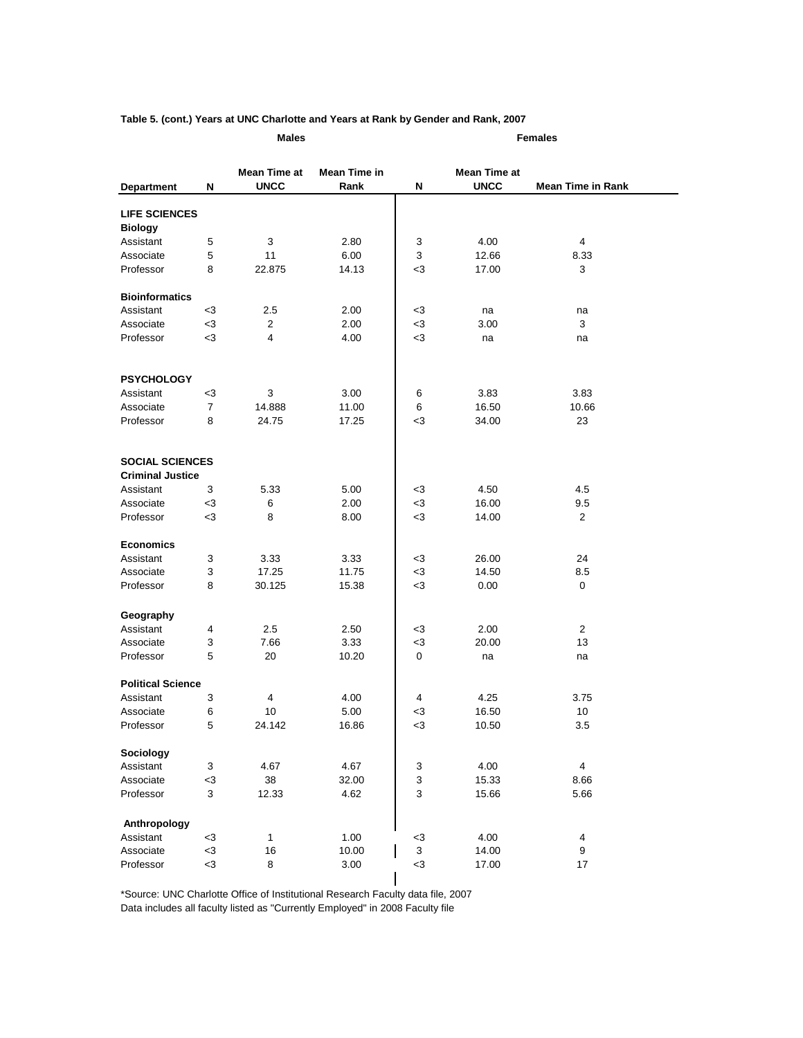**Table 5. (cont.) Years at UNC Charlotte and Years at Rank by Gender and Rank, 2007**

| | Males | | | Females | | |
|---|---|---|---|---|---|---|
| Department | N | Mean Time at UNCC | Mean Time in Rank | N | Mean Time at UNCC | Mean Time in Rank |
| **LIFE SCIENCES** | | | | | | |
| **Biology** | | | | | | |
| Assistant | 5 | 3 | 2.80 | 3 | 4.00 | 4 |
| Associate | 5 | 11 | 6.00 | 3 | 12.66 | 8.33 |
| Professor | 8 | 22.875 | 14.13 | <3 | 17.00 | 3 |
| **Bioinformatics** | | | | | | |
| Assistant | <3 | 2.5 | 2.00 | <3 | na | na |
| Associate | <3 | 2 | 2.00 | <3 | 3.00 | 3 |
| Professor | <3 | 4 | 4.00 | <3 | na | na |
| **PSYCHOLOGY** | | | | | | |
| Assistant | <3 | 3 | 3.00 | 6 | 3.83 | 3.83 |
| Associate | 7 | 14.888 | 11.00 | 6 | 16.50 | 10.66 |
| Professor | 8 | 24.75 | 17.25 | <3 | 34.00 | 23 |
| **SOCIAL SCIENCES** | | | | | | |
| **Criminal Justice** | | | | | | |
| Assistant | 3 | 5.33 | 5.00 | <3 | 4.50 | 4.5 |
| Associate | <3 | 6 | 2.00 | <3 | 16.00 | 9.5 |
| Professor | <3 | 8 | 8.00 | <3 | 14.00 | 2 |
| **Economics** | | | | | | |
| Assistant | 3 | 3.33 | 3.33 | <3 | 26.00 | 24 |
| Associate | 3 | 17.25 | 11.75 | <3 | 14.50 | 8.5 |
| Professor | 8 | 30.125 | 15.38 | <3 | 0.00 | 0 |
| **Geography** | | | | | | |
| Assistant | 4 | 2.5 | 2.50 | <3 | 2.00 | 2 |
| Associate | 3 | 7.66 | 3.33 | <3 | 20.00 | 13 |
| Professor | 5 | 20 | 10.20 | 0 | na | na |
| **Political Science** | | | | | | |
| Assistant | 3 | 4 | 4.00 | 4 | 4.25 | 3.75 |
| Associate | 6 | 10 | 5.00 | <3 | 16.50 | 10 |
| Professor | 5 | 24.142 | 16.86 | <3 | 10.50 | 3.5 |
| **Sociology** | | | | | | |
| Assistant | 3 | 4.67 | 4.67 | 3 | 4.00 | 4 |
| Associate | <3 | 38 | 32.00 | 3 | 15.33 | 8.66 |
| Professor | 3 | 12.33 | 4.62 | 3 | 15.66 | 5.66 |
| **Anthropology** | | | | | | |
| Assistant | <3 | 1 | 1.00 | <3 | 4.00 | 4 |
| Associate | <3 | 16 | 10.00 | 3 | 14.00 | 9 |
| Professor | <3 | 8 | 3.00 | <3 | 17.00 | 17 |

*Source: UNC Charlotte Office of Institutional Research Faculty data file, 2007
Data includes all faculty listed as "Currently Employed" in 2008 Faculty file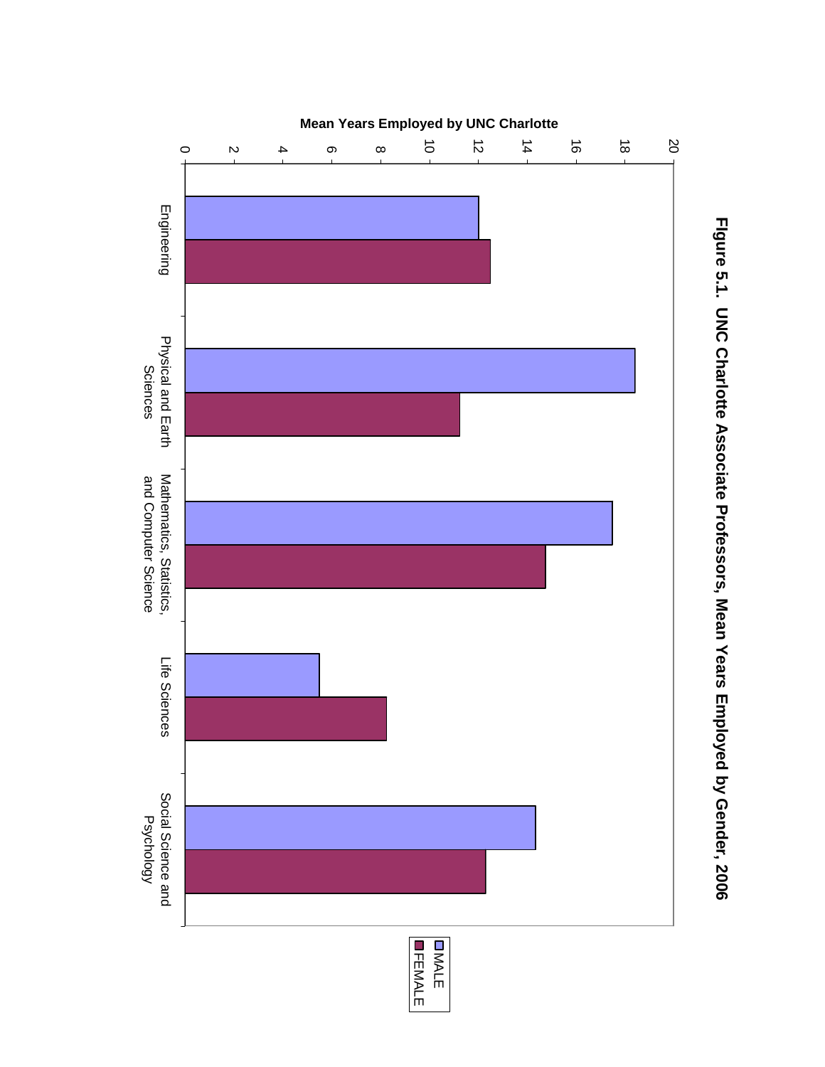**Figure 5.1. UNC Charlotte Associate Professors, Mean Years Employed by Gender, 2006**

Mean Years Employed by UNC Charlotte

0 2 4 6 8 10 12 14 16 18 20

Engineering

Physical and Earth Sciences

Mathematics, Statistics, and Computer Science

Life Sciences

Social Science and Psychology

MALE

FEMALE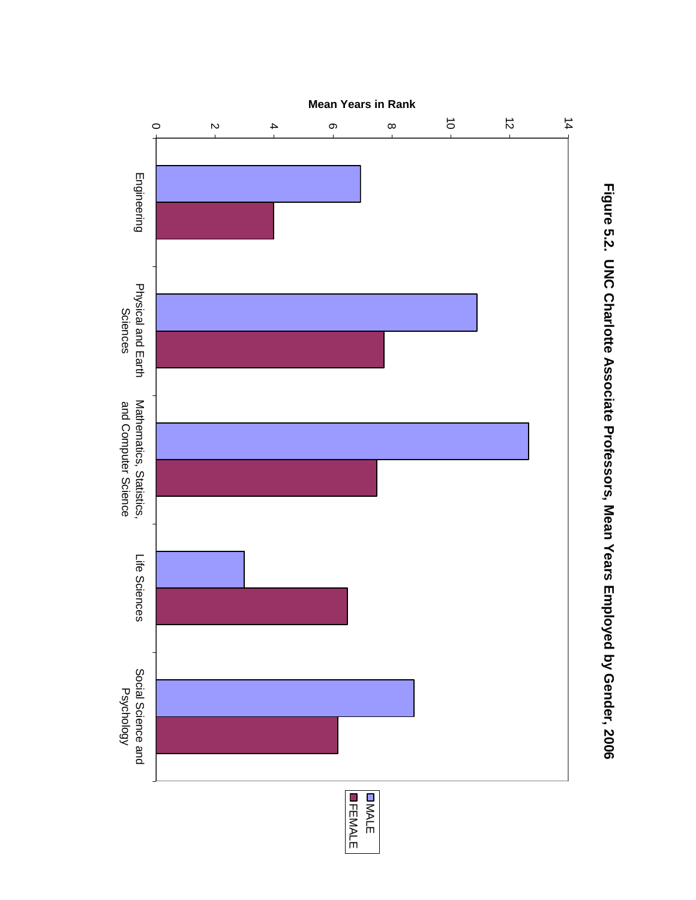**Figure 5.2. UNC Charlotte Associate Professors, Mean Years Employed by Gender, 2006**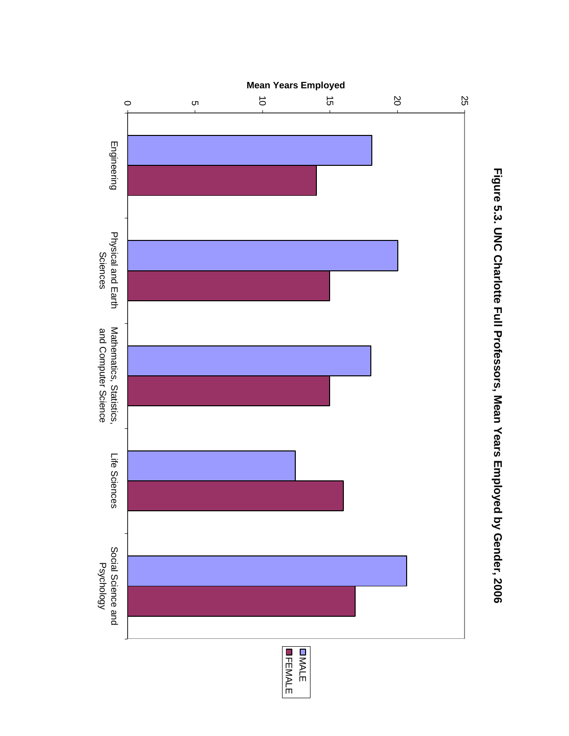**Figure 5.3. UNC Charlotte Full Professors, Mean Years Employed by Gender, 2006**

Mean Years Employed

0 5 10 15 20 25

Engineering

Physical and Earth Sciences

Mathematics, Statistics, and Computer Science

Life Sciences

Social Science and Psychology

MALE

FEMALE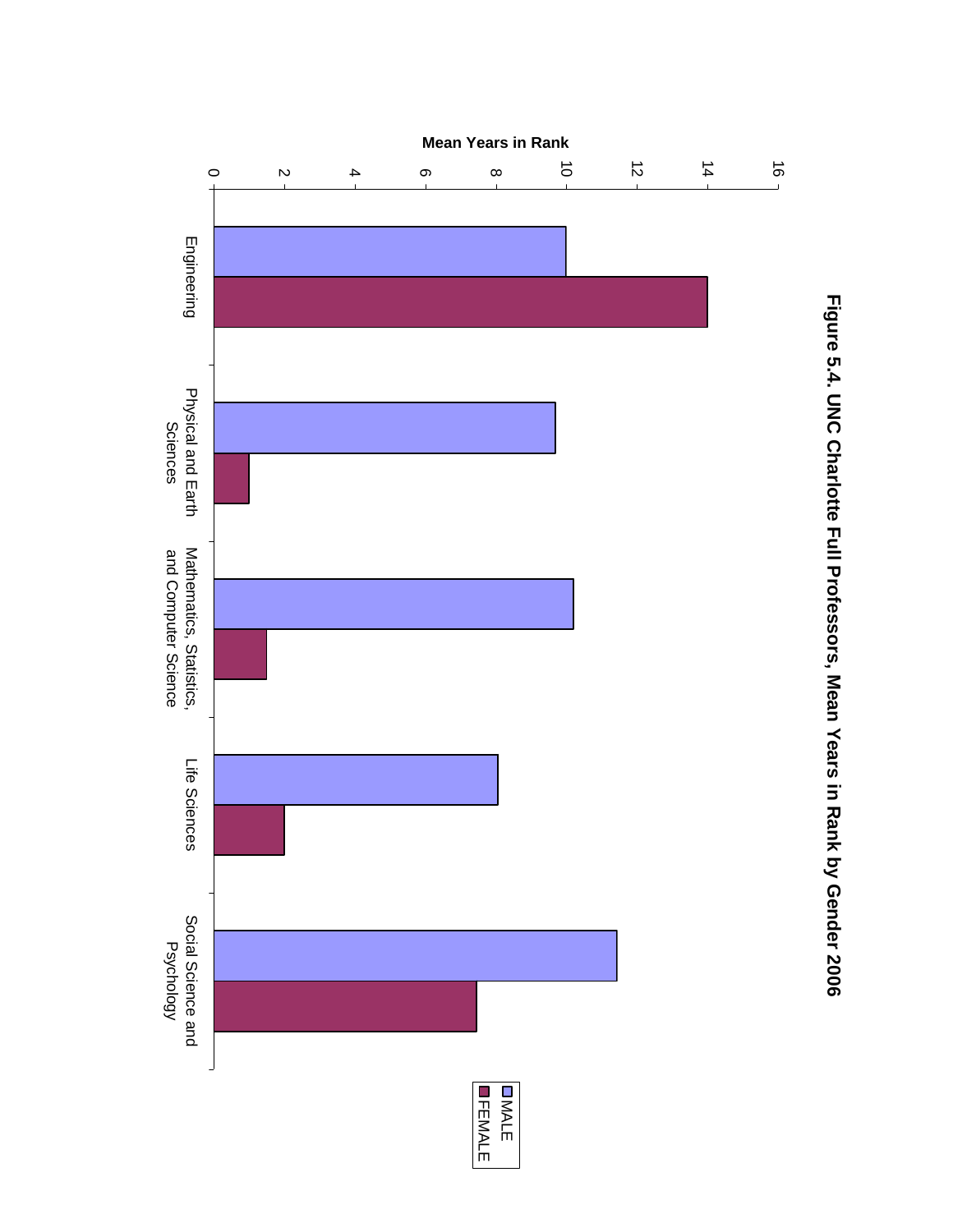**Figure 5.4. UNC Charlotte Full Professors, Mean Years in Rank by Gender 2006**

Mean Years in Rank

0 2 4 6 8 10 12 14 16

Engineering

Physical and Earth Sciences

Mathematics, Statistics, and Computer Science

Life Sciences

Social Science and Psychology

MALE

FEMALE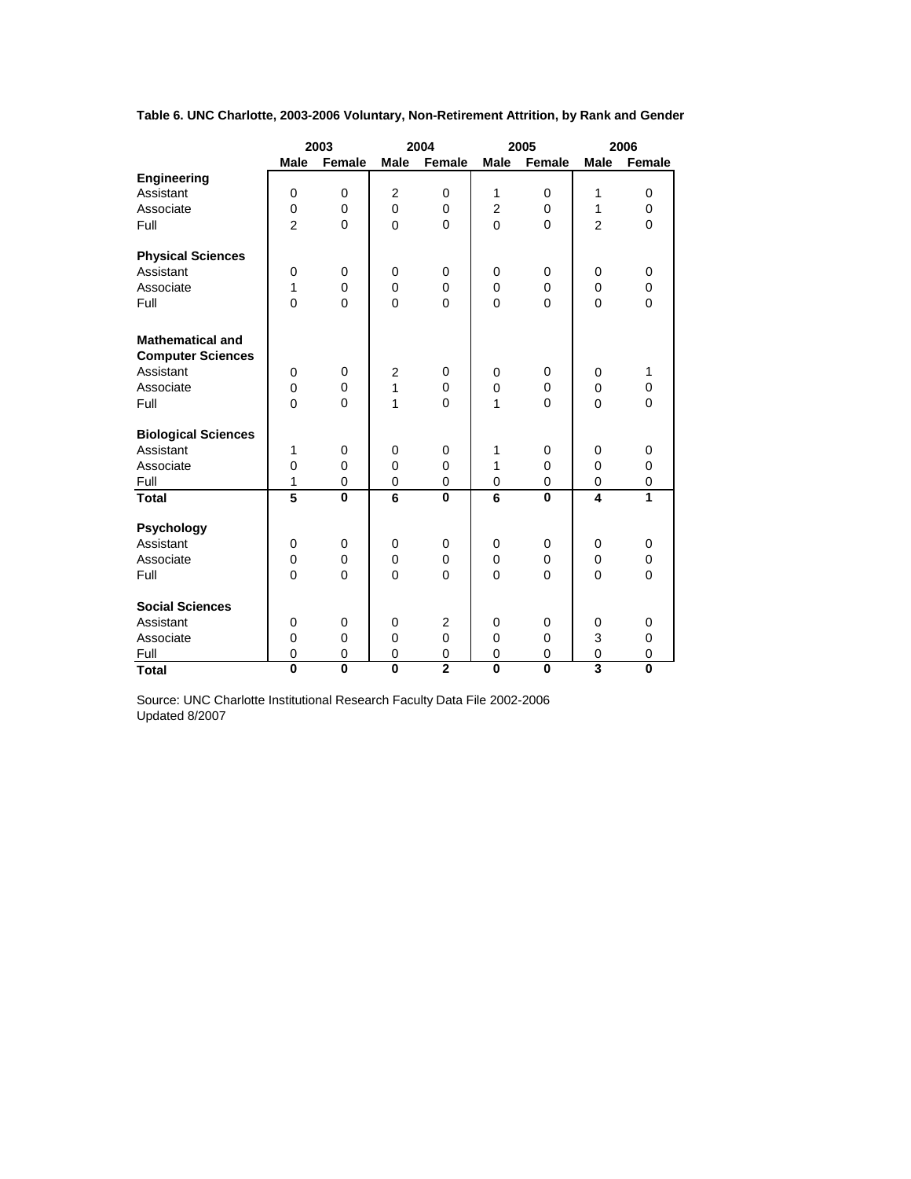**Table 6. UNC Charlotte, 2003-2006 Voluntary, Non-Retirement Attrition, by Rank and Gender**

| | 2003 | | 2004 | | 2005 | | 2006 | |
|---|---|---|---|---|---|---|---|---|
| | Male | Female | Male | Female | Male | Female | Male | Female |
| **Engineering** | | | | | | | | |
| Assistant | 0 | 0 | 2 | 0 | 1 | 0 | 1 | 0 |
| Associate | 0 | 0 | 0 | 0 | 2 | 0 | 1 | 0 |
| Full | 2 | 0 | 0 | 0 | 0 | 0 | 2 | 0 |
| **Physical Sciences** | | | | | | | | |
| Assistant | 0 | 0 | 0 | 0 | 0 | 0 | 0 | 0 |
| Associate | 1 | 0 | 0 | 0 | 0 | 0 | 0 | 0 |
| Full | 0 | 0 | 0 | 0 | 0 | 0 | 0 | 0 |
| **Mathematical and Computer Sciences** | | | | | | | | |
| Assistant | 0 | 0 | 2 | 0 | 0 | 0 | 0 | 1 |
| Associate | 0 | 0 | 1 | 0 | 0 | 0 | 0 | 0 |
| Full | 0 | 0 | 1 | 0 | 1 | 0 | 0 | 0 |
| **Biological Sciences** | | | | | | | | |
| Assistant | 1 | 0 | 0 | 0 | 1 | 0 | 0 | 0 |
| Associate | 0 | 0 | 0 | 0 | 1 | 0 | 0 | 0 |
| Full | 1 | 0 | 0 | 0 | 0 | 0 | 0 | 0 |
| **Total** | **5** | **0** | **6** | **0** | **6** | **0** | **4** | **1** |
| **Psychology** | | | | | | | | |
| Assistant | 0 | 0 | 0 | 0 | 0 | 0 | 0 | 0 |
| Associate | 0 | 0 | 0 | 0 | 0 | 0 | 0 | 0 |
| Full | 0 | 0 | 0 | 0 | 0 | 0 | 0 | 0 |
| **Social Sciences** | | | | | | | | |
| Assistant | 0 | 0 | 0 | 2 | 0 | 0 | 0 | 0 |
| Associate | 0 | 0 | 0 | 0 | 0 | 0 | 3 | 0 |
| Full | 0 | 0 | 0 | 0 | 0 | 0 | 0 | 0 |
| **Total** | **0** | **0** | **0** | **2** | **0** | **0** | **3** | **0** |

Source: UNC Charlotte Institutional Research Faculty Data File 2002-2006
Updated 8/2007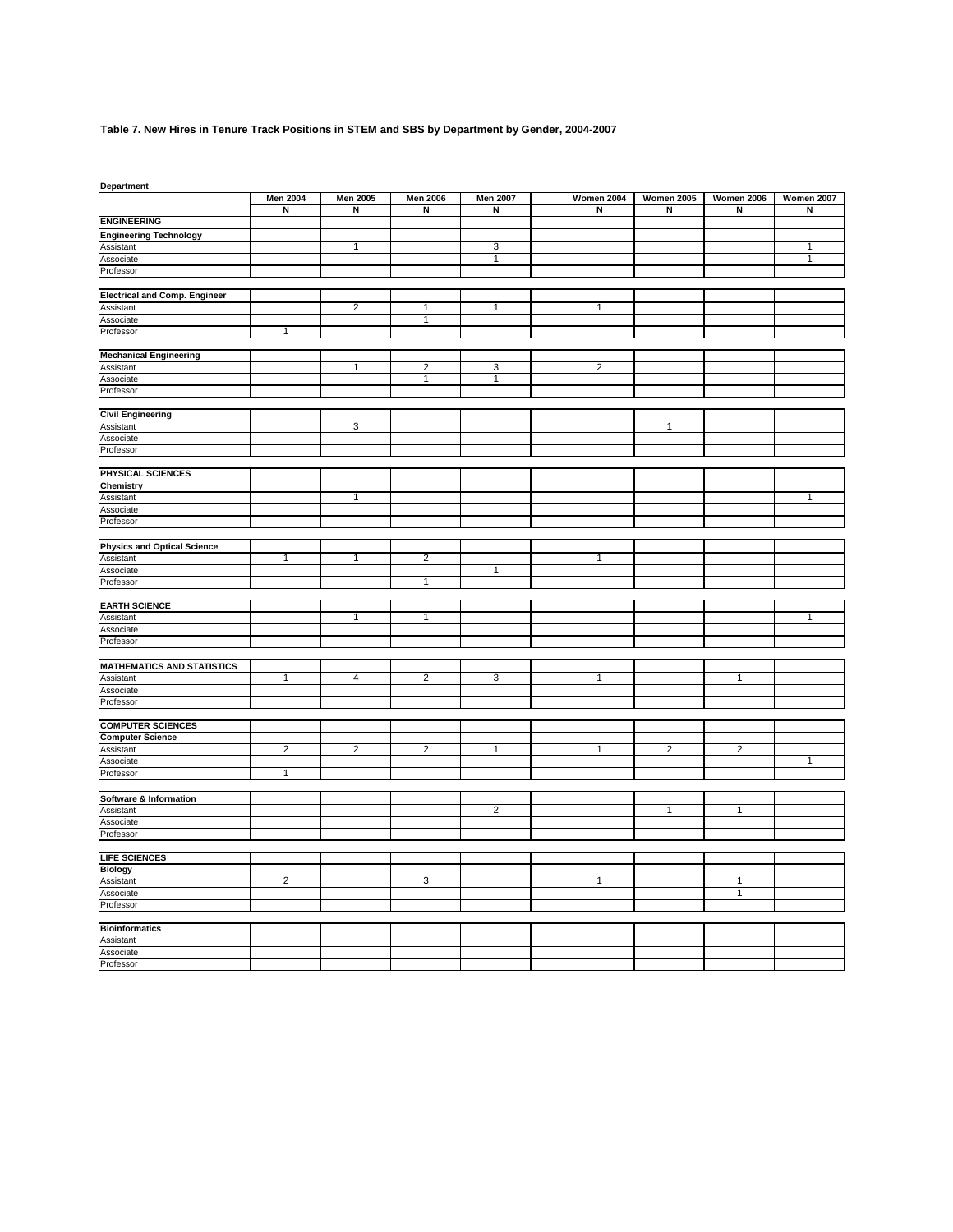**Table 7. New Hires in Tenure Track Positions in STEM and SBS by Department by Gender, 2004-2007**

| Department | Men 2004 | Men 2005 | Men 2006 | Men 2007 | | Women 2004 | Women 2005 | Women 2006 | Women 2007 |
|---|---|---|---|---|---|---|---|---|---|
| | N | N | N | N | | N | N | N | N |
| **ENGINEERING** | | | | | | | | | |
| **Engineering Technology** | | | | | | | | | |
| Assistant | | 1 | | 3 | | | | | 1 |
| Associate | | | | 1 | | | | | 1 |
| Professor | | | | | | | | | |
| **Electrical and Comp. Engineer** | | | | | | | | | |
| Assistant | | 2 | 1 | 1 | | 1 | | | |
| Associate | | | 1 | | | | | | |
| Professor | 1 | | | | | | | | |
| **Mechanical Engineering** | | | | | | | | | |
| Assistant | | 1 | 2 | 3 | | 2 | | | |
| Associate | | | 1 | 1 | | | | | |
| Professor | | | | | | | | | |
| **Civil Engineering** | | | | | | | | | |
| Assistant | | 3 | | | | | 1 | | |
| Associate | | | | | | | | | |
| Professor | | | | | | | | | |
| **PHYSICAL SCIENCES** | | | | | | | | | |
| **Chemistry** | | | | | | | | | |
| Assistant | | 1 | | | | | | | 1 |
| Associate | | | | | | | | | |
| Professor | | | | | | | | | |
| **Physics and Optical Science** | | | | | | | | | |
| Assistant | 1 | 1 | 2 | | | 1 | | | |
| Associate | | | | 1 | | | | | |
| Professor | | | 1 | | | | | | |
| **EARTH SCIENCE** | | | | | | | | | |
| Assistant | | 1 | 1 | | | | | | 1 |
| Associate | | | | | | | | | |
| Professor | | | | | | | | | |
| **MATHEMATICS AND STATISTICS** | | | | | | | | | |
| Assistant | 1 | 4 | 2 | 3 | | 1 | | 1 | |
| Associate | | | | | | | | | |
| Professor | | | | | | | | | |
| **COMPUTER SCIENCES** | | | | | | | | | |
| **Computer Science** | | | | | | | | | |
| Assistant | 2 | 2 | 2 | 1 | | 1 | 2 | 2 | |
| Associate | | | | | | | | | 1 |
| Professor | 1 | | | | | | | | |
| **Software & Information** | | | | | | | | | |
| Assistant | | | | 2 | | | 1 | 1 | |
| Associate | | | | | | | | | |
| Professor | | | | | | | | | |
| **LIFE SCIENCES** | | | | | | | | | |
| **Biology** | | | | | | | | | |
| Assistant | 2 | | 3 | | | 1 | | 1 | |
| Associate | | | | | | | | 1 | |
| Professor | | | | | | | | | |
| **Bioinformatics** | | | | | | | | | |
| Assistant | | | | | | | | | |
| Associate | | | | | | | | | |
| Professor | | | | | | | | | |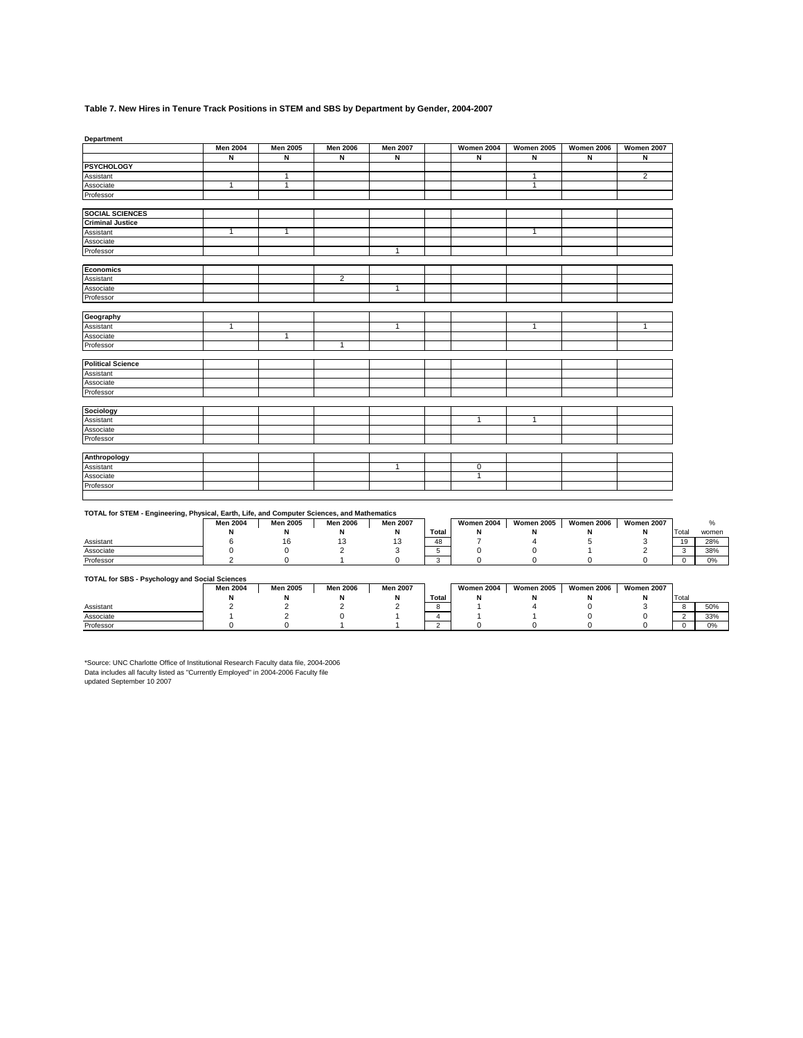**Table 7. New Hires in Tenure Track Positions in STEM and SBS by Department by Gender, 2004-2007**

| Department | Men 2004 | Men 2005 | Men 2006 | Men 2007 | | Women 2004 | Women 2005 | Women 2006 | Women 2007 |
|---|---|---|---|---|---|---|---|---|---|
| | N | N | N | N | | N | N | N | N |
| **PSYCHOLOGY** | | | | | | | | | |
| Assistant | | 1 | | | | | 1 | | 2 |
| Associate | 1 | 1 | | | | | 1 | | |
| Professor | | | | | | | | | |
| **SOCIAL SCIENCES** | | | | | | | | | |
| **Criminal Justice** | | | | | | | | | |
| Assistant | 1 | 1 | | | | | 1 | | |
| Associate | | | | | | | | | |
| Professor | | | | 1 | | | | | |
| **Economics** | | | | | | | | | |
| Assistant | | | 2 | | | | | | |
| Associate | | | | 1 | | | | | |
| Professor | | | | | | | | | |
| **Geography** | | | | | | | | | |
| Assistant | 1 | | | 1 | | | 1 | | 1 |
| Associate | | 1 | | | | | | | |
| Professor | | | 1 | | | | | | |
| **Political Science** | | | | | | | | | |
| Assistant | | | | | | | | | |
| Associate | | | | | | | | | |
| Professor | | | | | | | | | |
| **Sociology** | | | | | | | | | |
| Assistant | | | | | | 1 | 1 | | |
| Associate | | | | | | | | | |
| Professor | | | | | | | | | |
| **Anthropology** | | | | | | | | | |
| Assistant | | | | 1 | | 0 | | | |
| Associate | | | | | | 1 | | | |
| Professor | | | | | | | | | |

**TOTAL for STEM - Engineering, Physical, Earth, Life, and Computer Sciences, and Mathematics**

| | Men 2004 | Men 2005 | Men 2006 | Men 2007 | | Women 2004 | Women 2005 | Women 2006 | Women 2007 | | % |
|---|---|---|---|---|---|---|---|---|---|---|---|
| | N | N | N | N | Total | N | N | N | N | Total | women |
| Assistant | 6 | 16 | 13 | 13 | 48 | 7 | 4 | 5 | 3 | 19 | 28% |
| Associate | 0 | 0 | 2 | 3 | 5 | 0 | 0 | 1 | 2 | 3 | 38% |
| Professor | 2 | 0 | 1 | 0 | 3 | 0 | 0 | 0 | 0 | 0 | 0% |

**TOTAL for SBS - Psychology and Social Sciences**

| | Men 2004 | Men 2005 | Men 2006 | Men 2007 | | Women 2004 | Women 2005 | Women 2006 | Women 2007 | | |
|---|---|---|---|---|---|---|---|---|---|---|---|
| | N | N | N | N | Total | N | N | N | N | Total | |
| Assistant | 2 | 2 | 2 | 2 | 8 | 1 | 4 | 0 | 3 | 8 | 50% |
| Associate | 1 | 2 | 0 | 1 | 4 | 1 | 1 | 0 | 0 | 2 | 33% |
| Professor | 0 | 0 | 1 | 1 | 2 | 0 | 0 | 0 | 0 | 0 | 0% |

*Source: UNC Charlotte Office of Institutional Research Faculty data file, 2004-2006
Data includes all faculty listed as "Currently Employed" in 2004-2006 Faculty file
updated September 10 2007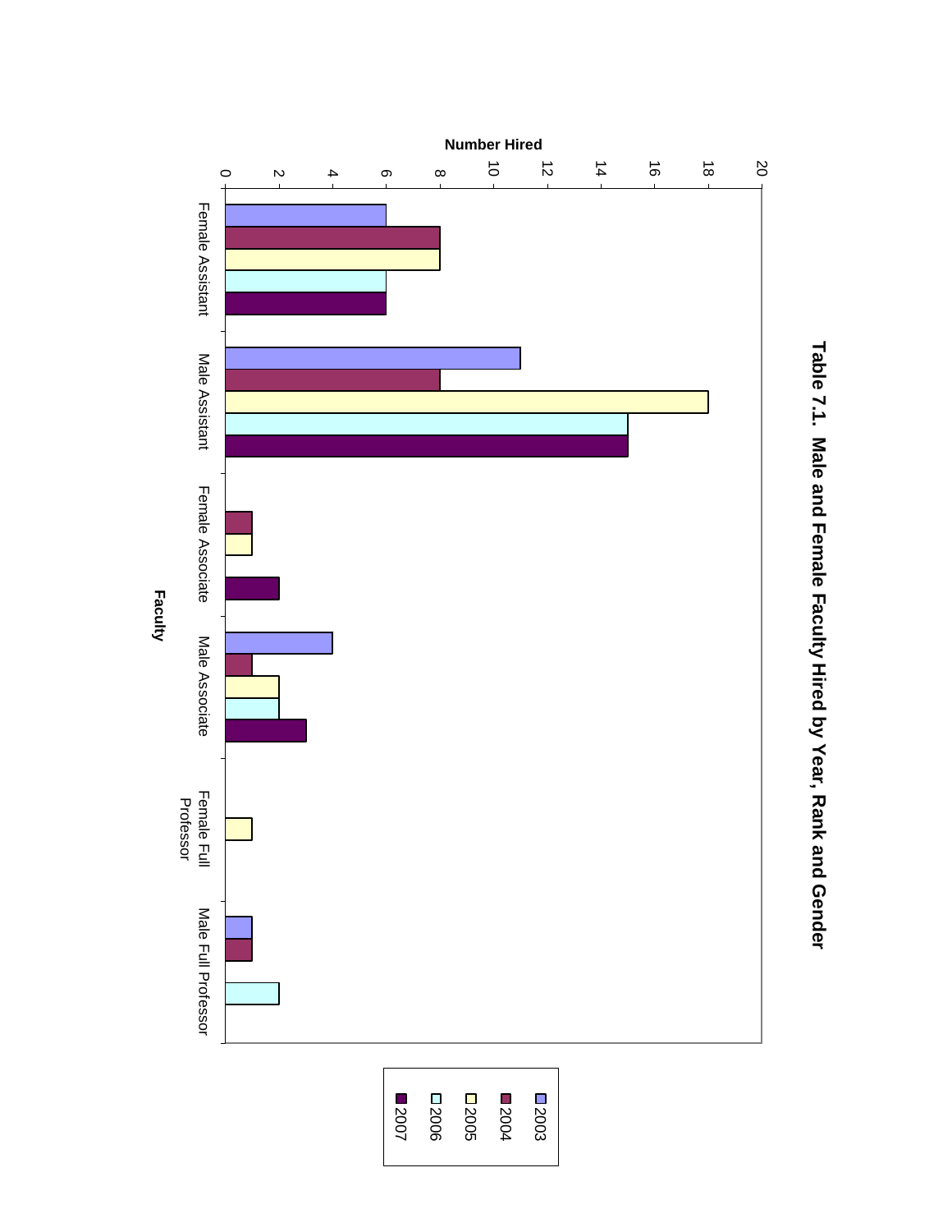# Table 7.1. Male and Female Faculty Hired by Year, Rank and Gender

Number Hired by Faculty rank and year (values as shown in the chart):

| Faculty | 2003 | 2004 | 2005 | 2006 | 2007 |
|---|---|---|---|---|---|
| Female Assistant | 6 | 8 | 8 | 6 | 6 |
| Male Assistant | 11 | 8 | 18 | 15 | 15 |
| Female Associate | 0 | 1 | 1 | 0 | 2 |
| Male Associate | 4 | 1 | 2 | 2 | 3 |
| Female Full Professor | 0 | 0 | 1 | 0 | 0 |
| Male Full Professor | 1 | 1 | 0 | 2 | 0 |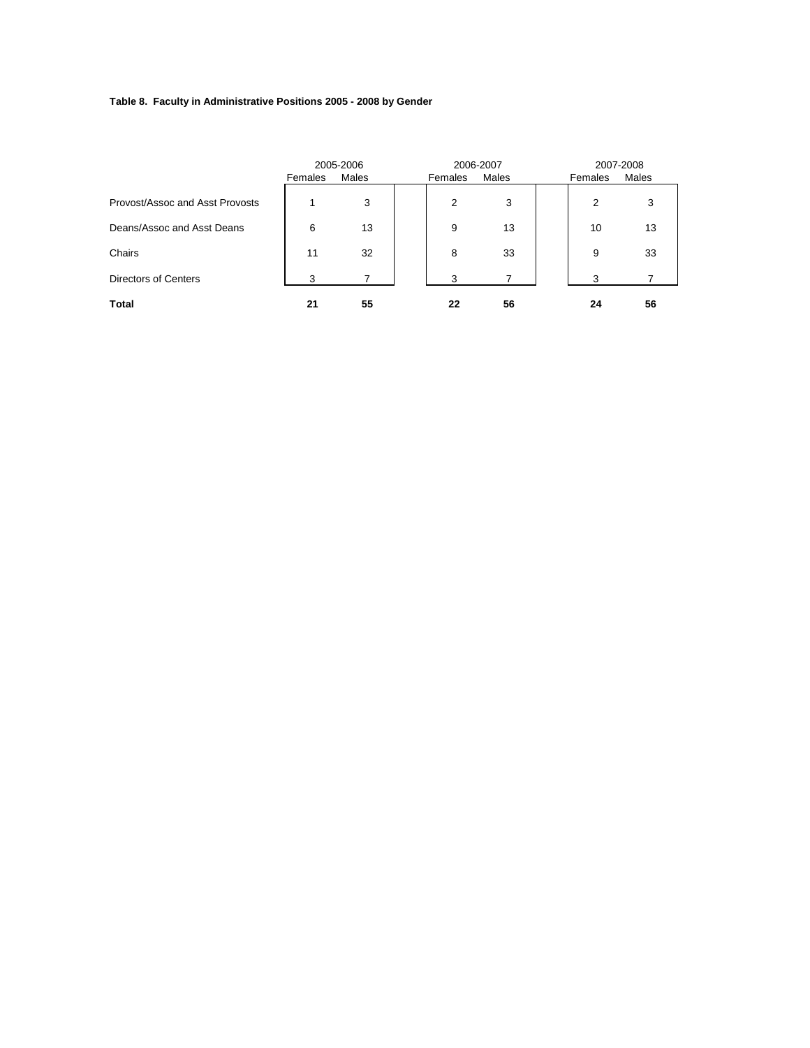**Table 8. Faculty in Administrative Positions 2005 - 2008 by Gender**

| | 2005-2006 | | 2006-2007 | | 2007-2008 | |
|---|---|---|---|---|---|---|
| | Females | Males | Females | Males | Females | Males |
| Provost/Assoc and Asst Provosts | 1 | 3 | 2 | 3 | 2 | 3 |
| Deans/Assoc and Asst Deans | 6 | 13 | 9 | 13 | 10 | 13 |
| Chairs | 11 | 32 | 8 | 33 | 9 | 33 |
| Directors of Centers | 3 | 7 | 3 | 7 | 3 | 7 |
| **Total** | **21** | **55** | **22** | **56** | **24** | **56** |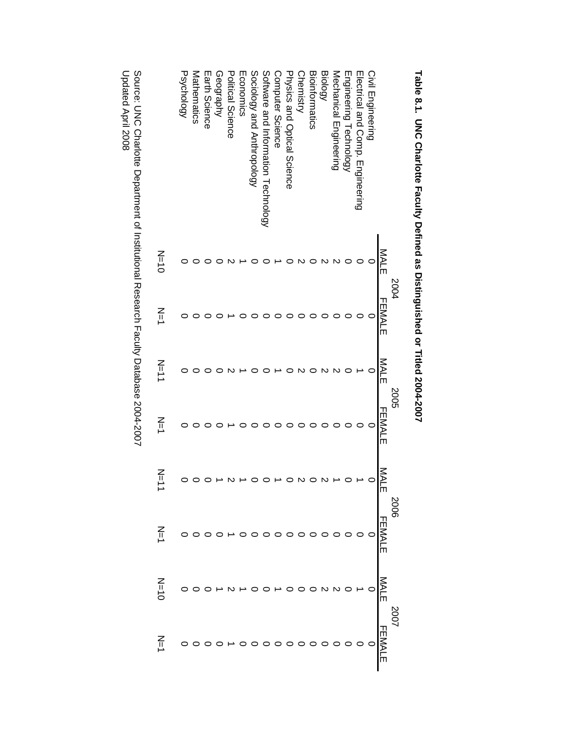**Table 8.1. UNC Charlotte Faculty Defined as Distinguished or Titled 2004-2007**

| | 2004 | | 2005 | | 2006 | | 2007 | |
|---|---|---|---|---|---|---|---|---|
| | MALE | FEMALE | MALE | FEMALE | MALE | FEMALE | MALE | FEMALE |
| Civil Engineering | 0 | 0 | 0 | 0 | 0 | 0 | 0 | 0 |
| Electrical and Comp. Engineering | 0 | 0 | 1 | 0 | 1 | 0 | 1 | 0 |
| Engineering Technology | 0 | 0 | 0 | 0 | 0 | 0 | 0 | 0 |
| Mechanical Engineering | 2 | 0 | 2 | 0 | 1 | 0 | 2 | 0 |
| Biology | 2 | 0 | 2 | 0 | 2 | 0 | 2 | 0 |
| Bioinformatics | 0 | 0 | 0 | 0 | 0 | 0 | 0 | 0 |
| Chemistry | 2 | 0 | 2 | 0 | 2 | 0 | 0 | 0 |
| Physics and Optical Science | 0 | 0 | 0 | 0 | 0 | 0 | 0 | 0 |
| Computer Science | 1 | 0 | 1 | 0 | 1 | 0 | 1 | 0 |
| Software and Information Technology | 0 | 0 | 0 | 0 | 0 | 0 | 0 | 0 |
| Sociology and Anthropology | 0 | 0 | 0 | 0 | 0 | 0 | 0 | 0 |
| Economics | 1 | 0 | 1 | 0 | 1 | 0 | 1 | 0 |
| Political Science | 2 | 1 | 2 | 1 | 2 | 1 | 2 | 1 |
| Geography | 0 | 0 | 0 | 0 | 1 | 0 | 1 | 0 |
| Earth Science | 0 | 0 | 0 | 0 | 0 | 0 | 0 | 0 |
| Mathematics | 0 | 0 | 0 | 0 | 0 | 0 | 0 | 0 |
| Psychology | 0 | 0 | 0 | 0 | 0 | 0 | 0 | 0 |
| | N=10 | N=1 | N=11 | N=1 | N=11 | N=1 | N=10 | N=1 |

Source: UNC Charlotte Department of Institutional Research Faculty Database 2004-2007
Updated April 2008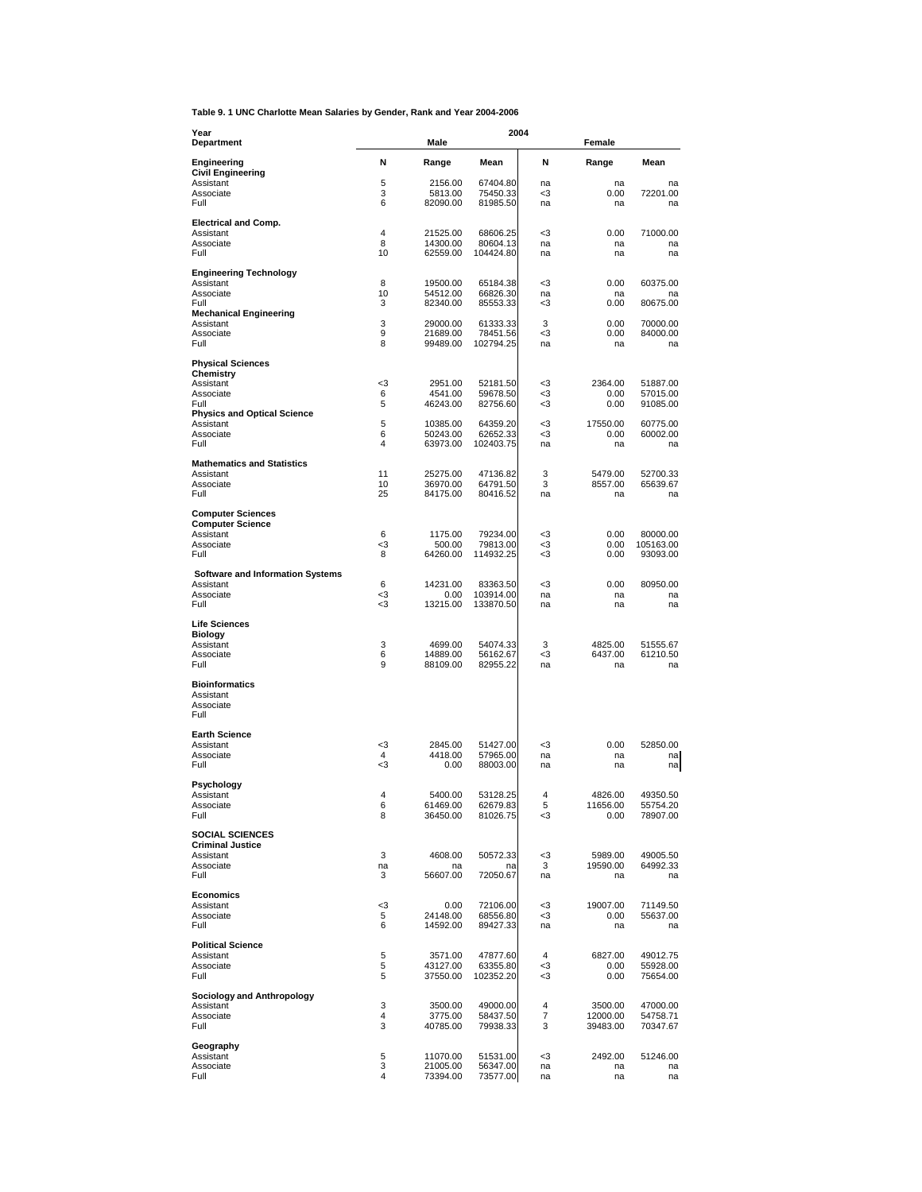**Table 9. 1 UNC Charlotte Mean Salaries by Gender, Rank and Year 2004-2006**

| Year | 2004 | | | | | |
|---|---|---|---|---|---|---|
| Department | Male | | | Female | | |
| **Engineering** | **N** | **Range** | **Mean** | **N** | **Range** | **Mean** |
| **Civil Engineering** | | | | | | |
| Assistant | 5 | 2156.00 | 67404.80 | na | na | na |
| Associate | 3 | 5813.00 | 75450.33 | <3 | 0.00 | 72201.00 |
| Full | 6 | 82090.00 | 81985.50 | na | na | na |
| **Electrical and Comp.** | | | | | | |
| Assistant | 4 | 21525.00 | 68606.25 | <3 | 0.00 | 71000.00 |
| Associate | 8 | 14300.00 | 80604.13 | na | na | na |
| Full | 10 | 62559.00 | 104424.80 | na | na | na |
| **Engineering Technology** | | | | | | |
| Assistant | 8 | 19500.00 | 65184.38 | <3 | 0.00 | 60375.00 |
| Associate | 10 | 54512.00 | 66826.30 | na | na | na |
| Full | 3 | 82340.00 | 85553.33 | <3 | 0.00 | 80675.00 |
| **Mechanical Engineering** | | | | | | |
| Assistant | 3 | 29000.00 | 61333.33 | 3 | 0.00 | 70000.00 |
| Associate | 9 | 21689.00 | 78451.56 | <3 | 0.00 | 84000.00 |
| Full | 8 | 99489.00 | 102794.25 | na | na | na |
| **Physical Sciences** | | | | | | |
| **Chemistry** | | | | | | |
| Assistant | <3 | 2951.00 | 52181.50 | <3 | 2364.00 | 51887.00 |
| Associate | 6 | 4541.00 | 59678.50 | <3 | 0.00 | 57015.00 |
| Full | 5 | 46243.00 | 82756.60 | <3 | 0.00 | 91085.00 |
| **Physics and Optical Science** | | | | | | |
| Assistant | 5 | 10385.00 | 64359.20 | <3 | 17550.00 | 60775.00 |
| Associate | 6 | 50243.00 | 62652.33 | <3 | 0.00 | 60002.00 |
| Full | 4 | 63973.00 | 102403.75 | na | na | na |
| **Mathematics and Statistics** | | | | | | |
| Assistant | 11 | 25275.00 | 47136.82 | 3 | 5479.00 | 52700.33 |
| Associate | 10 | 36970.00 | 64791.50 | 3 | 8557.00 | 65639.67 |
| Full | 25 | 84175.00 | 80416.52 | na | na | na |
| **Computer Sciences** | | | | | | |
| **Computer Science** | | | | | | |
| Assistant | 6 | 1175.00 | 79234.00 | <3 | 0.00 | 80000.00 |
| Associate | <3 | 500.00 | 79813.00 | <3 | 0.00 | 105163.00 |
| Full | 8 | 64260.00 | 114932.25 | <3 | 0.00 | 93093.00 |
| **Software and Information Systems** | | | | | | |
| Assistant | 6 | 14231.00 | 83363.50 | <3 | 0.00 | 80950.00 |
| Associate | <3 | 0.00 | 103914.00 | na | na | na |
| Full | <3 | 13215.00 | 133870.50 | na | na | na |
| **Life Sciences** | | | | | | |
| **Biology** | | | | | | |
| Assistant | 3 | 4699.00 | 54074.33 | 3 | 4825.00 | 51555.67 |
| Associate | 6 | 14889.00 | 56162.67 | <3 | 6437.00 | 61210.50 |
| Full | 9 | 88109.00 | 82955.22 | na | na | na |
| **Bioinformatics** | | | | | | |
| Assistant | | | | | | |
| Associate | | | | | | |
| Full | | | | | | |
| **Earth Science** | | | | | | |
| Assistant | <3 | 2845.00 | 51427.00 | <3 | 0.00 | 52850.00 |
| Associate | 4 | 4418.00 | 57965.00 | na | na | na |
| Full | <3 | 0.00 | 88003.00 | na | na | na |
| **Psychology** | | | | | | |
| Assistant | 4 | 5400.00 | 53128.25 | 4 | 4826.00 | 49350.50 |
| Associate | 6 | 61469.00 | 62679.83 | 5 | 11656.00 | 55754.20 |
| Full | 8 | 36450.00 | 81026.75 | <3 | 0.00 | 78907.00 |
| **SOCIAL SCIENCES** | | | | | | |
| **Criminal Justice** | | | | | | |
| Assistant | 3 | 4608.00 | 50572.33 | <3 | 5989.00 | 49005.50 |
| Associate | na | na | na | 3 | 19590.00 | 64992.33 |
| Full | 3 | 56607.00 | 72050.67 | na | na | na |
| **Economics** | | | | | | |
| Assistant | <3 | 0.00 | 72106.00 | <3 | 19007.00 | 71149.50 |
| Associate | 5 | 24148.00 | 68556.80 | <3 | 0.00 | 55637.00 |
| Full | 6 | 14592.00 | 89427.33 | na | na | na |
| **Political Science** | | | | | | |
| Assistant | 5 | 3571.00 | 47877.60 | 4 | 6827.00 | 49012.75 |
| Associate | 5 | 43127.00 | 63355.80 | <3 | 0.00 | 55928.00 |
| Full | 5 | 37550.00 | 102352.20 | <3 | 0.00 | 75654.00 |
| **Sociology and Anthropology** | | | | | | |
| Assistant | 3 | 3500.00 | 49000.00 | 4 | 3500.00 | 47000.00 |
| Associate | 4 | 3775.00 | 58437.50 | 7 | 12000.00 | 54758.71 |
| Full | 3 | 40785.00 | 79938.33 | 3 | 39483.00 | 70347.67 |
| **Geography** | | | | | | |
| Assistant | 5 | 11070.00 | 51531.00 | <3 | 2492.00 | 51246.00 |
| Associate | 3 | 21005.00 | 56347.00 | na | na | na |
| Full | 4 | 73394.00 | 73577.00 | na | na | na |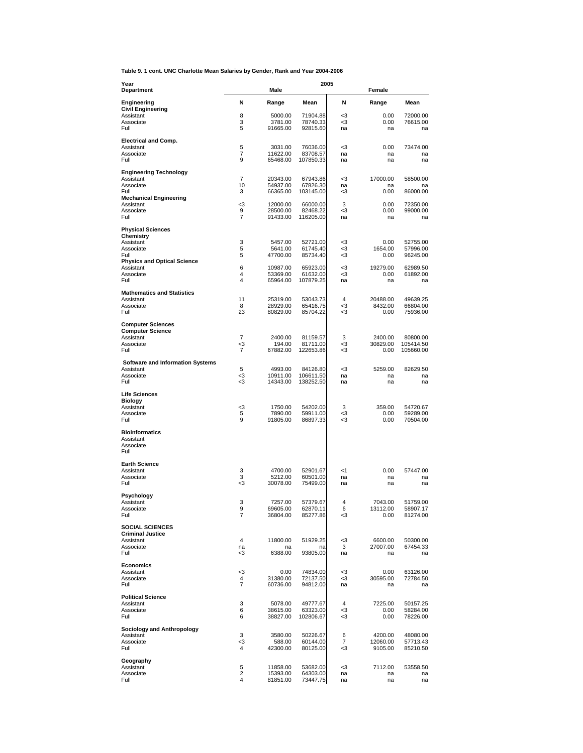**Table 9. 1 cont. UNC Charlotte Mean Salaries by Gender, Rank and Year 2004-2006**

| Year | 2005 | | | | | |
|---|---|---|---|---|---|---|
| Department | Male | | | Female | | |
| **Engineering** | **N** | **Range** | **Mean** | **N** | **Range** | **Mean** |
| **Civil Engineering** | | | | | | |
| Assistant | 8 | 5000.00 | 71904.88 | <3 | 0.00 | 72000.00 |
| Associate | 3 | 3781.00 | 78740.33 | <3 | 0.00 | 76615.00 |
| Full | 5 | 91665.00 | 92815.60 | na | na | na |
| **Electrical and Comp.** | | | | | | |
| Assistant | 5 | 3031.00 | 76036.00 | <3 | 0.00 | 73474.00 |
| Associate | 7 | 11622.00 | 83708.57 | na | na | na |
| Full | 9 | 65468.00 | 107850.33 | na | na | na |
| **Engineering Technology** | | | | | | |
| Assistant | 7 | 20343.00 | 67943.86 | <3 | 17000.00 | 58500.00 |
| Associate | 10 | 54937.00 | 67826.30 | na | na | na |
| Full | 3 | 66365.00 | 103145.00 | <3 | 0.00 | 86000.00 |
| **Mechanical Engineering** | | | | | | |
| Assistant | <3 | 12000.00 | 66000.00 | 3 | 0.00 | 72350.00 |
| Associate | 9 | 28500.00 | 82468.22 | <3 | 0.00 | 99000.00 |
| Full | 7 | 91433.00 | 116205.00 | na | na | na |
| **Physical Sciences** | | | | | | |
| **Chemistry** | | | | | | |
| Assistant | 3 | 5457.00 | 52721.00 | <3 | 0.00 | 52755.00 |
| Associate | 5 | 5641.00 | 61745.40 | <3 | 1654.00 | 57996.00 |
| Full | 5 | 47700.00 | 85734.40 | <3 | 0.00 | 96245.00 |
| **Physics and Optical Science** | | | | | | |
| Assistant | 6 | 10987.00 | 65923.00 | <3 | 19279.00 | 62989.50 |
| Associate | 4 | 53369.00 | 61632.00 | <3 | 0.00 | 61892.00 |
| Full | 4 | 65964.00 | 107879.25 | na | na | na |
| **Mathematics and Statistics** | | | | | | |
| Assistant | 11 | 25319.00 | 53043.73 | 4 | 20488.00 | 49639.25 |
| Associate | 8 | 28929.00 | 65416.75 | <3 | 8432.00 | 66804.00 |
| Full | 23 | 80829.00 | 85704.22 | <3 | 0.00 | 75936.00 |
| **Computer Sciences** | | | | | | |
| **Computer Science** | | | | | | |
| Assistant | 7 | 2400.00 | 81159.57 | 3 | 2400.00 | 80800.00 |
| Associate | <3 | 194.00 | 81711.00 | <3 | 30829.00 | 105414.50 |
| Full | 7 | 67882.00 | 122653.86 | <3 | 0.00 | 105660.00 |
| **Software and Information Systems** | | | | | | |
| Assistant | 5 | 4993.00 | 84126.80 | <3 | 5259.00 | 82629.50 |
| Associate | <3 | 10911.00 | 106611.50 | na | na | na |
| Full | <3 | 14343.00 | 138252.50 | na | na | na |
| **Life Sciences** | | | | | | |
| **Biology** | | | | | | |
| Assistant | <3 | 1750.00 | 54202.00 | 3 | 359.00 | 54720.67 |
| Associate | 5 | 7890.00 | 59911.00 | <3 | 0.00 | 59289.00 |
| Full | 9 | 91805.00 | 86897.33 | <3 | 0.00 | 70504.00 |
| **Bioinformatics** | | | | | | |
| Assistant | | | | | | |
| Associate | | | | | | |
| Full | | | | | | |
| **Earth Science** | | | | | | |
| Assistant | 3 | 4700.00 | 52901.67 | <1 | 0.00 | 57447.00 |
| Associate | 3 | 5212.00 | 60501.00 | na | na | na |
| Full | <3 | 30078.00 | 75499.00 | na | na | na |
| **Psychology** | | | | | | |
| Assistant | 3 | 7257.00 | 57379.67 | 4 | 7043.00 | 51759.00 |
| Associate | 9 | 69605.00 | 62870.11 | 6 | 13112.00 | 58907.17 |
| Full | 7 | 36804.00 | 85277.86 | <3 | 0.00 | 81274.00 |
| **SOCIAL SCIENCES** | | | | | | |
| **Criminal Justice** | | | | | | |
| Assistant | 4 | 11800.00 | 51929.25 | <3 | 6600.00 | 50300.00 |
| Associate | na | na | na | 3 | 27007.00 | 67454.33 |
| Full | <3 | 6388.00 | 93805.00 | na | na | na |
| **Economics** | | | | | | |
| Assistant | <3 | 0.00 | 74834.00 | <3 | 0.00 | 63126.00 |
| Associate | 4 | 31380.00 | 72137.50 | <3 | 30595.00 | 72784.50 |
| Full | 7 | 60736.00 | 94812.00 | na | na | na |
| **Political Science** | | | | | | |
| Assistant | 3 | 5078.00 | 49777.67 | 4 | 7225.00 | 50157.25 |
| Associate | 6 | 38615.00 | 63323.00 | <3 | 0.00 | 58284.00 |
| Full | 6 | 38827.00 | 102806.67 | <3 | 0.00 | 78226.00 |
| **Sociology and Anthropology** | | | | | | |
| Assistant | 3 | 3580.00 | 50226.67 | 6 | 4200.00 | 48080.00 |
| Associate | <3 | 588.00 | 60144.00 | 7 | 12060.00 | 57713.43 |
| Full | 4 | 42300.00 | 80125.00 | <3 | 9105.00 | 85210.50 |
| **Geography** | | | | | | |
| Assistant | 5 | 11858.00 | 53682.00 | <3 | 7112.00 | 53558.50 |
| Associate | 2 | 15393.00 | 64303.00 | na | na | na |
| Full | 4 | 81851.00 | 73447.75 | na | na | na |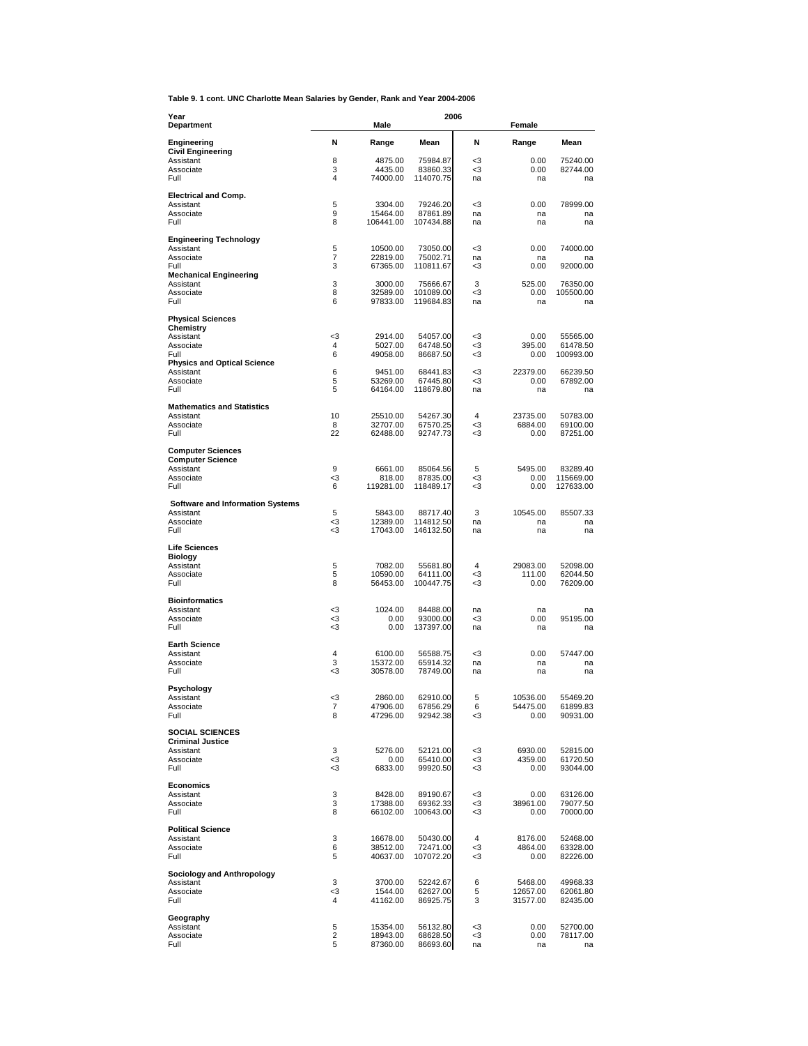**Table 9. 1 cont. UNC Charlotte Mean Salaries by Gender, Rank and Year 2004-2006**

| Year | 2006 | | | | | |
|---|---|---|---|---|---|---|
| Department | Male | | | Female | | |
| **Engineering** | **N** | **Range** | **Mean** | **N** | **Range** | **Mean** |
| **Civil Engineering** | | | | | | |
| Assistant | 8 | 4875.00 | 75984.87 | <3 | 0.00 | 75240.00 |
| Associate | 3 | 4435.00 | 83860.33 | <3 | 0.00 | 82744.00 |
| Full | 4 | 74000.00 | 114070.75 | na | na | na |
| **Electrical and Comp.** | | | | | | |
| Assistant | 5 | 3304.00 | 79246.20 | <3 | 0.00 | 78999.00 |
| Associate | 9 | 15464.00 | 87861.89 | na | na | na |
| Full | 8 | 106441.00 | 107434.88 | na | na | na |
| **Engineering Technology** | | | | | | |
| Assistant | 5 | 10500.00 | 73050.00 | <3 | 0.00 | 74000.00 |
| Associate | 7 | 22819.00 | 75002.71 | na | na | na |
| Full | 3 | 67365.00 | 110811.67 | <3 | 0.00 | 92000.00 |
| **Mechanical Engineering** | | | | | | |
| Assistant | 3 | 3000.00 | 75666.67 | 3 | 525.00 | 76350.00 |
| Associate | 8 | 32589.00 | 101089.00 | <3 | 0.00 | 105500.00 |
| Full | 6 | 97833.00 | 119684.83 | na | na | na |
| **Physical Sciences** | | | | | | |
| **Chemistry** | | | | | | |
| Assistant | <3 | 2914.00 | 54057.00 | <3 | 0.00 | 55565.00 |
| Associate | 4 | 5027.00 | 64748.50 | <3 | 395.00 | 61478.50 |
| Full | 6 | 49058.00 | 86687.50 | <3 | 0.00 | 100993.00 |
| **Physics and Optical Science** | | | | | | |
| Assistant | 6 | 9451.00 | 68441.83 | <3 | 22379.00 | 66239.50 |
| Associate | 5 | 53269.00 | 67445.80 | <3 | 0.00 | 67892.00 |
| Full | 5 | 64164.00 | 118679.80 | na | na | na |
| **Mathematics and Statistics** | | | | | | |
| Assistant | 10 | 25510.00 | 54267.30 | 4 | 23735.00 | 50783.00 |
| Associate | 8 | 32707.00 | 67570.25 | <3 | 6884.00 | 69100.00 |
| Full | 22 | 62488.00 | 92747.73 | <3 | 0.00 | 87251.00 |
| **Computer Sciences** | | | | | | |
| **Computer Science** | | | | | | |
| Assistant | 9 | 6661.00 | 85064.56 | 5 | 5495.00 | 83289.40 |
| Associate | <3 | 818.00 | 87835.00 | <3 | 0.00 | 115669.00 |
| Full | 6 | 119281.00 | 118489.17 | <3 | 0.00 | 127633.00 |
| **Software and Information Systems** | | | | | | |
| Assistant | 5 | 5843.00 | 88717.40 | 3 | 10545.00 | 85507.33 |
| Associate | <3 | 12389.00 | 114812.50 | na | na | na |
| Full | <3 | 17043.00 | 146132.50 | na | na | na |
| **Life Sciences** | | | | | | |
| **Biology** | | | | | | |
| Assistant | 5 | 7082.00 | 55681.80 | 4 | 29083.00 | 52098.00 |
| Associate | 5 | 10590.00 | 64111.00 | <3 | 111.00 | 62044.50 |
| Full | 8 | 56453.00 | 100447.75 | <3 | 0.00 | 76209.00 |
| **Bioinformatics** | | | | | | |
| Assistant | <3 | 1024.00 | 84488.00 | na | na | na |
| Associate | <3 | 0.00 | 93000.00 | <3 | 0.00 | 95195.00 |
| Full | <3 | 0.00 | 137397.00 | na | na | na |
| **Earth Science** | | | | | | |
| Assistant | 4 | 6100.00 | 56588.75 | <3 | 0.00 | 57447.00 |
| Associate | 3 | 15372.00 | 65914.32 | na | na | na |
| Full | <3 | 30578.00 | 78749.00 | na | na | na |
| **Psychology** | | | | | | |
| Assistant | <3 | 2860.00 | 62910.00 | 5 | 10536.00 | 55469.20 |
| Associate | 7 | 47906.00 | 67856.29 | 6 | 54475.00 | 61899.83 |
| Full | 8 | 47296.00 | 92942.38 | <3 | 0.00 | 90931.00 |
| **SOCIAL SCIENCES** | | | | | | |
| **Criminal Justice** | | | | | | |
| Assistant | 3 | 5276.00 | 52121.00 | <3 | 6930.00 | 52815.00 |
| Associate | <3 | 0.00 | 65410.00 | <3 | 4359.00 | 61720.50 |
| Full | <3 | 6833.00 | 99920.50 | <3 | 0.00 | 93044.00 |
| **Economics** | | | | | | |
| Assistant | 3 | 8428.00 | 89190.67 | <3 | 0.00 | 63126.00 |
| Associate | 3 | 17388.00 | 69362.33 | <3 | 38961.00 | 79077.50 |
| Full | 8 | 66102.00 | 100643.00 | <3 | 0.00 | 70000.00 |
| **Political Science** | | | | | | |
| Assistant | 3 | 16678.00 | 50430.00 | 4 | 8176.00 | 52468.00 |
| Associate | 6 | 38512.00 | 72471.00 | <3 | 4864.00 | 63328.00 |
| Full | 5 | 40637.00 | 107072.20 | <3 | 0.00 | 82226.00 |
| **Sociology and Anthropology** | | | | | | |
| Assistant | 3 | 3700.00 | 52242.67 | 6 | 5468.00 | 49968.33 |
| Associate | <3 | 1544.00 | 62627.00 | 5 | 12657.00 | 62061.80 |
| Full | 4 | 41162.00 | 86925.75 | 3 | 31577.00 | 82435.00 |
| **Geography** | | | | | | |
| Assistant | 5 | 15354.00 | 56132.80 | <3 | 0.00 | 52700.00 |
| Associate | 2 | 18943.00 | 68628.50 | <3 | 0.00 | 78117.00 |
| Full | 5 | 87360.00 | 86693.60 | na | na | na |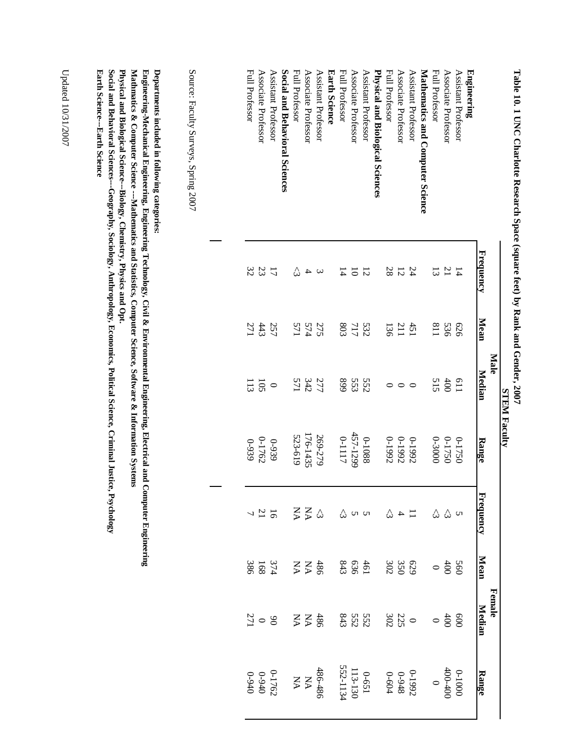**Table 10. 1 UNC Charlotte Research Space (square feet) by Rank and Gender, 2007**

| | STEM Faculty | | | | | | | |
|---|---|---|---|---|---|---|---|---|
| | Male | | | | Female | | | |
| | Frequency | Mean | Median | Range | Frequency | Mean | Median | Range |
| **Engineering** | | | | | | | | |
| Assistant Professor | 14 | 626 | 611 | 0-1750 | 5 | 560 | 600 | 0-1000 |
| Associate Professor | 21 | 536 | 400 | 0-1750 | <3 | 400 | 400 | 400-400 |
| Full Professor | 13 | 811 | 515 | 0-3000 | <3 | 0 | 0 | 0 |
| **Mathematics and Computer Science** | | | | | | | | |
| Assistant Professor | 24 | 451 | 0 | 0-1992 | 11 | 629 | 0 | 0-1992 |
| Associate Professor | 12 | 211 | 0 | 0-1992 | 4 | 350 | 225 | 0-948 |
| Full Professor | 28 | 136 | 0 | 0-1992 | <3 | 302 | 302 | 0-604 |
| **Physical and Biological Sciences** | | | | | | | | |
| Assistant Professor | 12 | 532 | 552 | 0-1088 | 5 | 461 | 552 | 0-651 |
| Associate Professor | 10 | 717 | 553 | 457-1299 | 5 | 636 | 552 | 113-130 |
| Full Professor | 14 | 803 | 899 | 0-1117 | <3 | 843 | 843 | 552-1134 |
| **Earth Science** | | | | | | | | |
| Assistant Professor | 3 | 275 | 277 | 269-279 | <3 | 486 | 486 | 486-486 |
| Associate Professor | 4 | 574 | 342 | 176-1435 | NA | NA | NA | NA |
| Full Professor | <3 | 571 | 571 | 523-619 | NA | NA | NA | NA |
| **Social and Behavioral Sciences** | | | | | | | | |
| Assistant Professor | 17 | 257 | 0 | 0-939 | 16 | 374 | 90 | 0-1762 |
| Associate Professor | 23 | 443 | 105 | 0-1762 | 21 | 168 | 0 | 0-940 |
| Full Professor | 32 | 271 | 113 | 0-939 | 7 | 386 | 271 | 0-940 |

Source: Faculty Surveys, Spring 2007

**Departments included in following categories:**
**Engineering-Mechanical Engineering, Engineering Technology, Civil & Environmental Engineering, Electrical and Computer Engineering**
**Mathmatics & Computer Science ---Mathematics and Statistics, Computer Science, Software & Information Systems**
**Physical and Biological Science--Biology, Chemistry, Physics and Opt.**
**Social and Behavioral Sciences---Geography, Sociology, Anthropology, Economics, Political Science, Criminal Justice, Psychology**
**Earth Science---Earth Science**

Updated 10/31/2007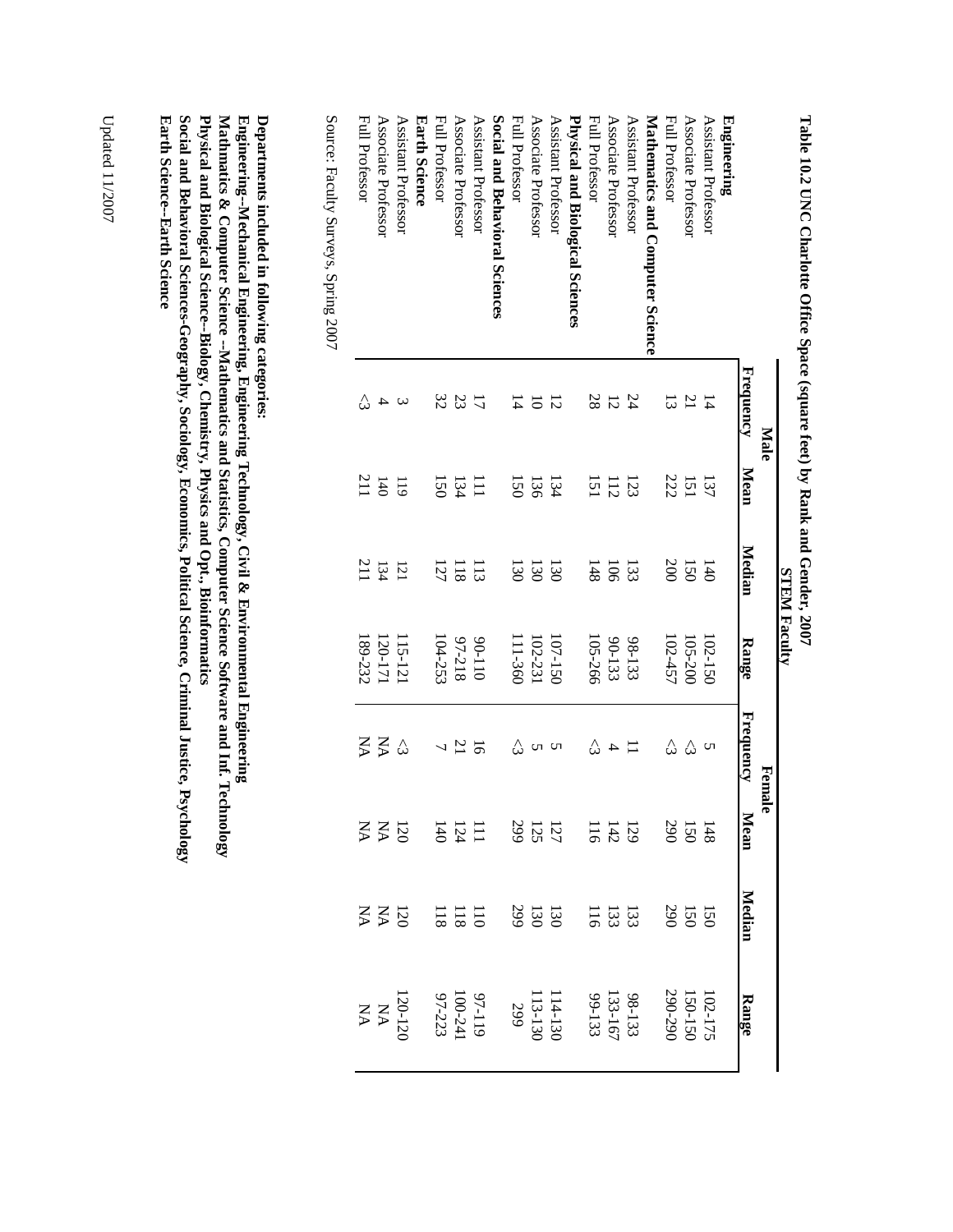# Table 10.2 UNC Charlotte Office Space (square feet) by Rank and Gender, 2007

## STEM Faculty

| | Male | | | | Female | | | |
|---|---|---|---|---|---|---|---|---|
| | Frequency | Mean | Median | Range | Frequency | Mean | Median | Range |
| **Engineering** | | | | | | | | |
| Assistant Professor | 14 | 137 | 140 | 102-150 | 5 | 148 | 150 | 102-175 |
| Associate Professor | 21 | 151 | 150 | 105-200 | <3 | 150 | 150 | 150-150 |
| Full Professor | 13 | 222 | 200 | 102-457 | <3 | 290 | 290 | 290-290 |
| **Mathematics and Computer Science** | | | | | | | | |
| Assistant Professor | 24 | 123 | 133 | 98-133 | 11 | 129 | 133 | 98-133 |
| Associate Professor | 12 | 112 | 106 | 90-133 | 4 | 142 | 133 | 133-167 |
| Full Professor | 28 | 151 | 148 | 105-266 | <3 | 116 | 116 | 99-133 |
| **Physical and Biological Sciences** | | | | | | | | |
| Assistant Professor | 12 | 134 | 130 | 107-150 | 5 | 127 | 130 | 114-130 |
| Associate Professor | 10 | 136 | 130 | 102-231 | 5 | 125 | 130 | 113-130 |
| Full Professor | 14 | 150 | 130 | 111-360 | <3 | 299 | 299 | 299 |
| **Social and Behavioral Sciences** | | | | | | | | |
| Assistant Professor | 17 | 111 | 113 | 90-119 | 16 | 111 | 110 | 97-119 |
| Associate Professor | 23 | 134 | 118 | 97-218 | 21 | 124 | 118 | 100-241 |
| Full Professor | 32 | 150 | 127 | 104-253 | 7 | 140 | 118 | 97-223 |
| **Earth Science** | | | | | | | | |
| Assistant Professor | 3 | 119 | 121 | 115-121 | <3 | 120 | 120 | 120-120 |
| Associate Professor | 4 | 140 | 134 | 120-171 | NA | NA | NA | NA |
| Full Professor | <3 | 211 | 211 | 189-232 | NA | NA | NA | NA |

Source: Faculty Surveys, Spring 2007

**Departments included in following categories:**
**Engineering--Mechanical Engineering, Engineering Technology, Civil & Environmental Engineering**
**Mathmatics & Computer Science --Mathematics and Statistics, Computer Science Software and Inf. Technology**
**Physical and Biological Science--Biology, Chemistry, Physics and Opt., Bioinformatics**
**Social and Behavioral Sciences-Geography, Sociology, Economics, Political Science, Criminal Justice, Psychology**
**Earth Science--Earth Science**

Updated 11/2007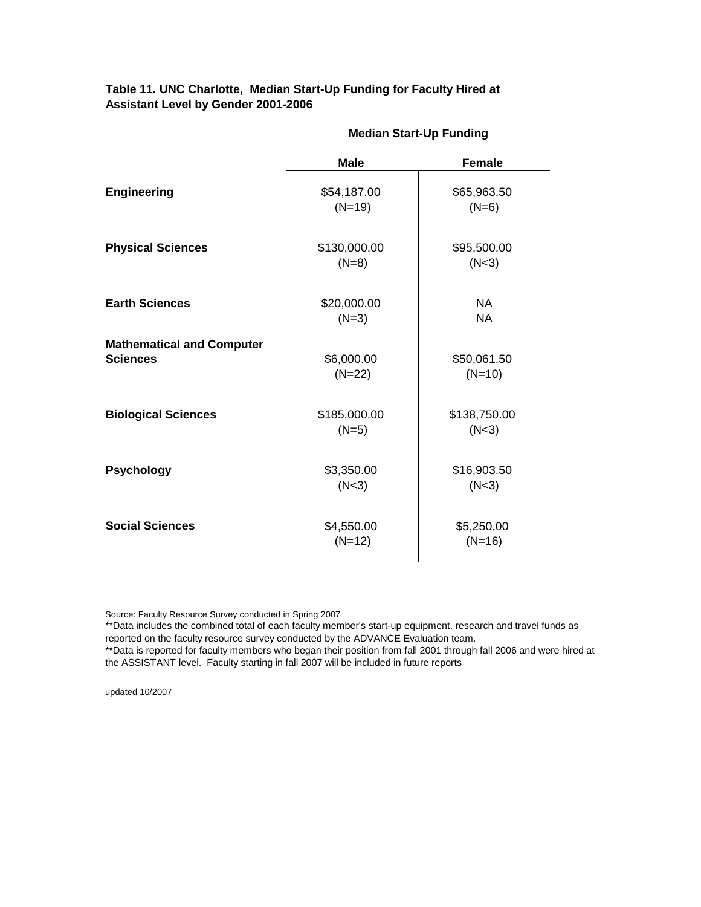**Table 11. UNC Charlotte, Median Start-Up Funding for Faculty Hired at Assistant Level by Gender 2001-2006**

| | Median Start-Up Funding | |
|---|---|---|
| | **Male** | **Female** |
| **Engineering** | $54,187.00 (N=19) | $65,963.50 (N=6) |
| **Physical Sciences** | $130,000.00 (N=8) | $95,500.00 (N<3) |
| **Earth Sciences** | $20,000.00 (N=3) | NA NA |
| **Mathematical and Computer Sciences** | $6,000.00 (N=22) | $50,061.50 (N=10) |
| **Biological Sciences** | $185,000.00 (N=5) | $138,750.00 (N<3) |
| **Psychology** | $3,350.00 (N<3) | $16,903.50 (N<3) |
| **Social Sciences** | $4,550.00 (N=12) | $5,250.00 (N=16) |

Source: Faculty Resource Survey conducted in Spring 2007

**Data includes the combined total of each faculty member's start-up equipment, research and travel funds as reported on the faculty resource survey conducted by the ADVANCE Evaluation team.

**Data is reported for faculty members who began their position from fall 2001 through fall 2006 and were hired at the ASSISTANT level. Faculty starting in fall 2007 will be included in future reports

updated 10/2007